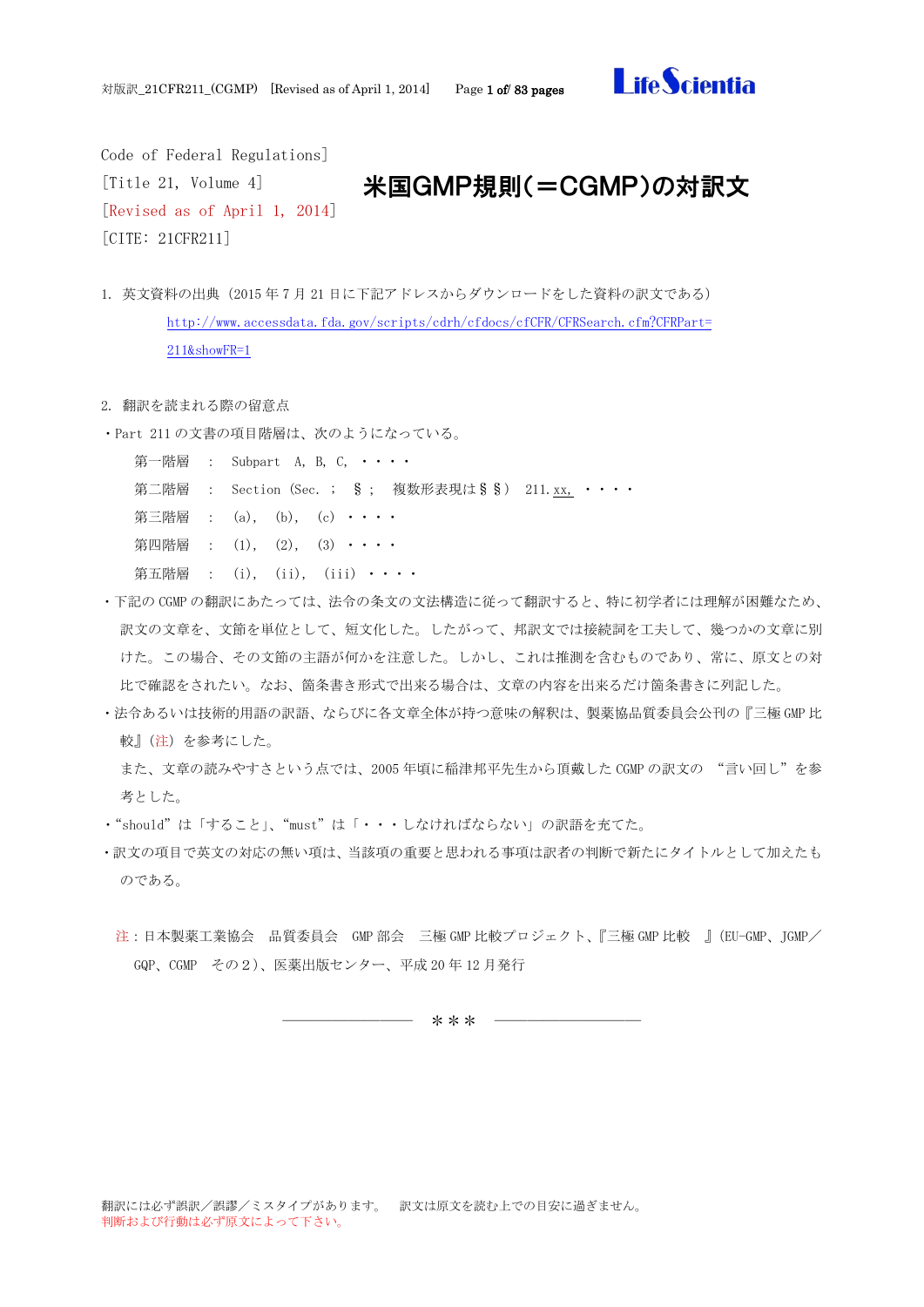Code of Federal Regulations]
[Title 21, Volume 4]
[Revised as of April 1, 2014]
[CITE: 21CFR211]

# 米国GMP規則（＝CGMP）の対訳文

1. 英文資料の出典（2015 年 7 月 21 日に下記アドレスからダウンロードをした資料の訳文である）

   http://www.accessdata.fda.gov/scripts/cdrh/cfdocs/cfCFR/CFRSearch.cfm?CFRPart=211&showFR=1

2. 翻訳を読まれる際の留意点

・Part 211 の文書の項目階層は、次のようになっている。

| | | |
|---|---|---|
| 第一階層 | : | Subpart A, B, C, ・・・・ |
| 第二階層 | : | Section (Sec. ; § ; 複数形表現は§§) 211.xx, ・・・・ |
| 第三階層 | : | (a), (b), (c) ・・・・ |
| 第四階層 | : | (1), (2), (3) ・・・・ |
| 第五階層 | : | (i), (ii), (iii) ・・・・ |

・下記の CGMP の翻訳にあたっては、法令の条文の文法構造に従って翻訳すると、特に初学者には理解が困難なため、訳文の文章を、文節を単位として、短文化した。したがって、邦訳文では接続詞を工夫して、幾つかの文章に別けた。この場合、その文節の主語が何かを注意した。しかし、これは推測を含むものであり、常に、原文との対比で確認をされたい。なお、箇条書き形式で出来る場合は、文章の内容を出来るだけ箇条書きに列記した。

・法令あるいは技術的用語の訳語、ならびに各文章全体が持つ意味の解釈は、製薬協品質委員会公刊の『三極 GMP 比較』(注) を参考にした。

　また、文章の読みやすさという点では、2005 年頃に稲津邦平先生から頂戴した CGMP の訳文の "言い回し" を参考とした。

・"should" は「すること」、"must" は「・・・しなければならない」の訳語を充てた。

・訳文の項目で英文の対応の無い項は、当該項の重要と思われる事項は訳者の判断で新たにタイトルとして加えたものである。

注：日本製薬工業協会　品質委員会　GMP 部会　三極 GMP 比較プロジェクト、『三極 GMP 比較　』(EU-GMP、JGMP／GQP、CGMP　その２)、医薬出版センター、平成 20 年 12 月発行

――――――――　＊＊＊　――――――――

翻訳には必ず誤訳／誤謬／ミスタイプがあります。　訳文は原文を読む上での目安に過ぎません。
判断および行動は必ず原文によって下さい。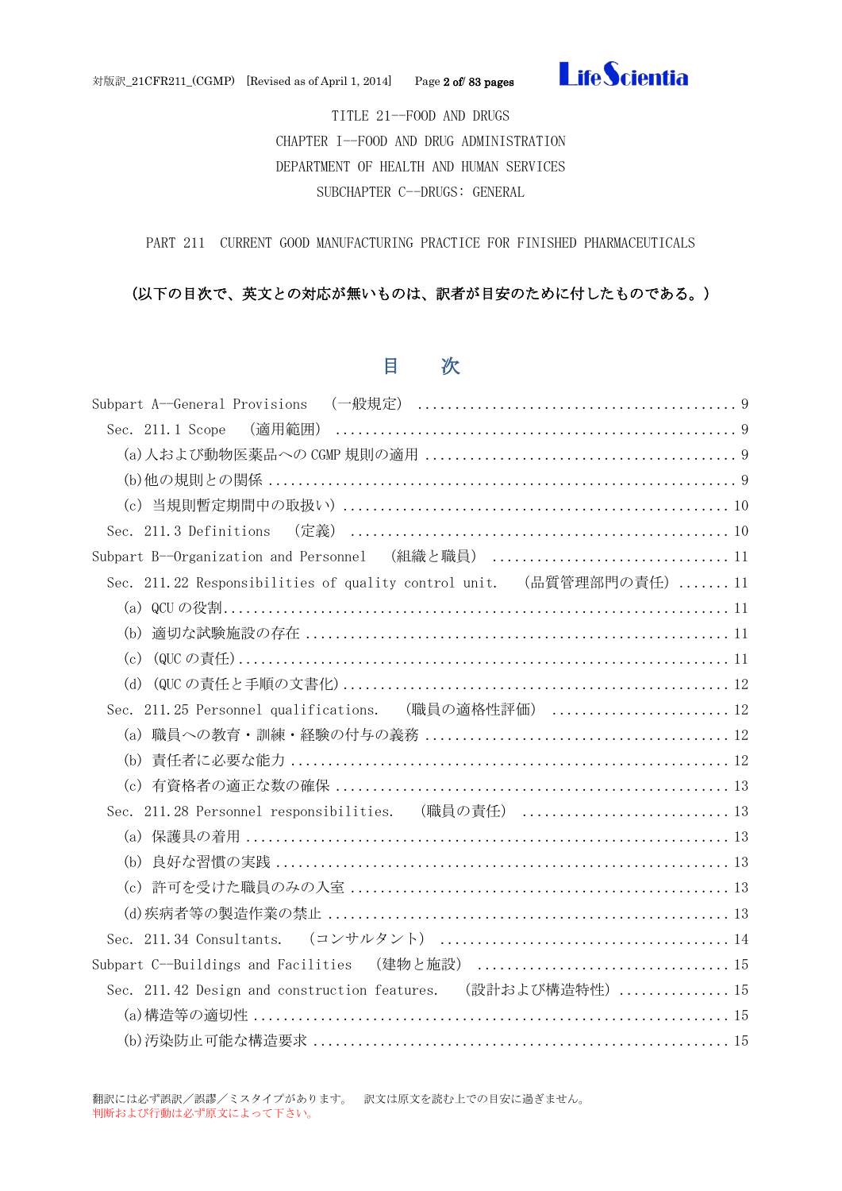TITLE 21--FOOD AND DRUGS

CHAPTER I--FOOD AND DRUG ADMINISTRATION

DEPARTMENT OF HEALTH AND HUMAN SERVICES

SUBCHAPTER C--DRUGS: GENERAL

PART 211 CURRENT GOOD MANUFACTURING PRACTICE FOR FINISHED PHARMACEUTICALS

**(以下の目次で、英文との対応が無いものは、訳者が目安のために付したものである。)**

# 目　次

Subpart A--General Provisions （一般規定） ........................................ 9

Sec. 211.1 Scope （適用範囲） ........................................ 9

(a)人および動物医薬品への CGMP 規則の適用 ........................................ 9

(b)他の規則との関係 ........................................ 9

(c) 当規則暫定期間中の取扱い) ........................................ 10

Sec. 211.3 Definitions （定義） ........................................ 10

Subpart B--Organization and Personnel （組織と職員） ........................................ 11

Sec. 211.22 Responsibilities of quality control unit. （品質管理部門の責任） ....... 11

(a) QCU の役割........................................ 11

(b) 適切な試験施設の存在 ........................................ 11

(c) (QUC の責任)........................................ 11

(d) (QUC の責任と手順の文書化)........................................ 12

Sec. 211.25 Personnel qualifications. （職員の適格性評価） ........................ 12

(a) 職員への教育・訓練・経験の付与の義務 ........................................ 12

(b) 責任者に必要な能力 ........................................ 12

(c) 有資格者の適正な数の確保 ........................................ 13

Sec. 211.28 Personnel responsibilities. （職員の責任） ........................ 13

(a) 保護具の着用 ........................................ 13

(b) 良好な習慣の実践 ........................................ 13

(c) 許可を受けた職員のみの入室 ........................................ 13

(d)疾病者等の製造作業の禁止 ........................................ 13

Sec. 211.34 Consultants. （コンサルタント） ........................................ 14

Subpart C--Buildings and Facilities （建物と施設） ........................................ 15

Sec. 211.42 Design and construction features. （設計および構造特性） ............... 15

(a)構造等の適切性 ........................................ 15

(b)汚染防止可能な構造要求 ........................................ 15

翻訳には必ず誤訳／誤謬／ミスタイプがあります。　訳文は原文を読む上での目安に過ぎません。
判断および行動は必ず原文によって下さい。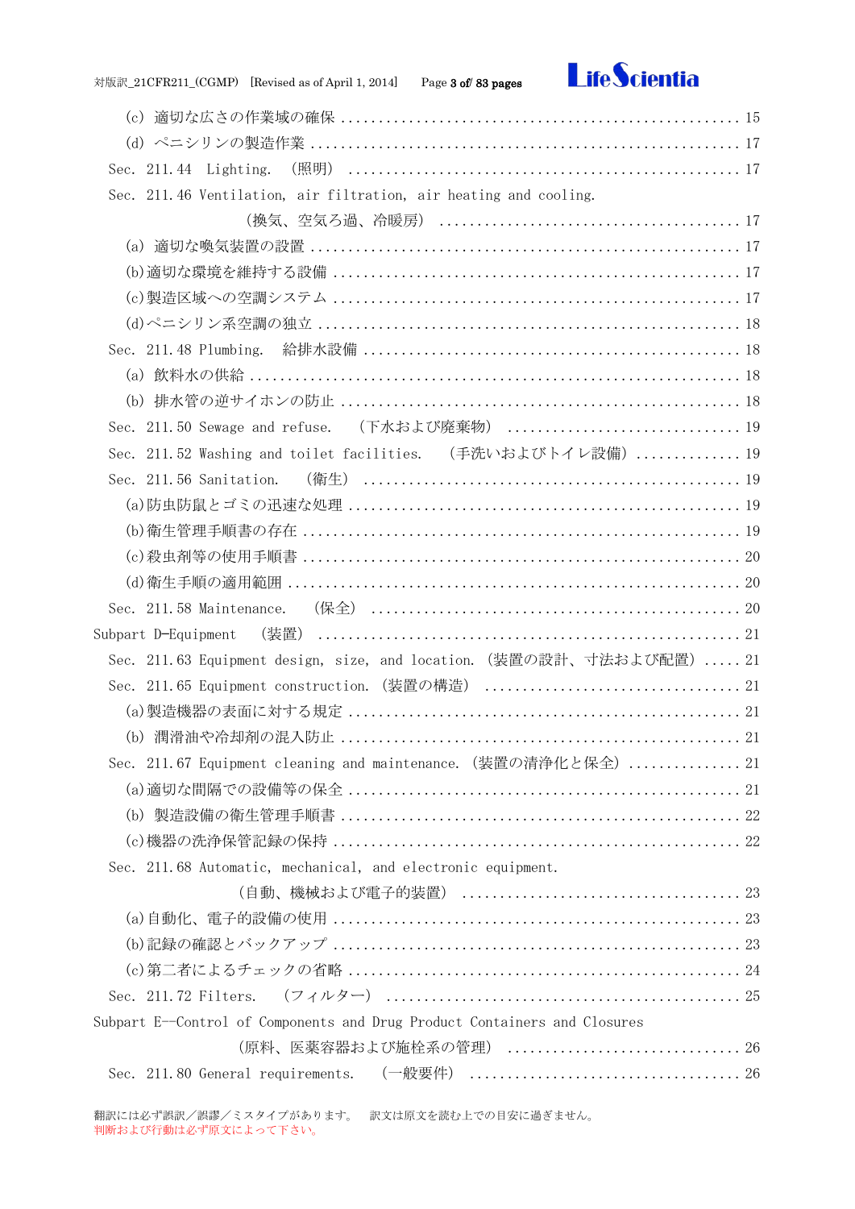(c) 適切な広さの作業域の確保 ........................................................ 15

(d) ペニシリンの製造作業 ............................................................ 17

Sec. 211.44 Lighting. (照明) ....................................................... 17

Sec. 211.46 Ventilation, air filtration, air heating and cooling.

(換気、空気ろ過、冷暖房) ........................................ 17

(a) 適切な喚気装置の設置 ............................................................ 17

(b)適切な環境を維持する設備 ........................................................ 17

(c)製造区域への空調システム ........................................................ 17

(d)ペニシリン系空調の独立 .......................................................... 18

Sec. 211.48 Plumbing. 給排水設備 .................................................. 18

(a) 飲料水の供給 .................................................................... 18

(b) 排水管の逆サイホンの防止 ........................................................ 18

Sec. 211.50 Sewage and refuse. (下水および廃棄物) ................................ 19

Sec. 211.52 Washing and toilet facilities. (手洗いおよびトイレ設備) .............. 19

Sec. 211.56 Sanitation. (衛生) .................................................... 19

(a)防虫防鼠とゴミの迅速な処理 ...................................................... 19

(b)衛生管理手順書の存在 ............................................................ 19

(c)殺虫剤等の使用手順書 ............................................................ 20

(d)衛生手順の適用範囲 .............................................................. 20

Sec. 211.58 Maintenance. (保全) ................................................... 20

Subpart D—Equipment (装置) ......................................................... 21

Sec. 211.63 Equipment design, size, and location. (装置の設計、寸法および配置) ..... 21

Sec. 211.65 Equipment construction. (装置の構造) .................................. 21

(a)製造機器の表面に対する規定 ...................................................... 21

(b) 潤滑油や冷却剤の混入防止 ........................................................ 21

Sec. 211.67 Equipment cleaning and maintenance. (装置の清浄化と保全) ............... 21

(a)適切な間隔での設備等の保全 ...................................................... 21

(b) 製造設備の衛生管理手順書 ........................................................ 22

(c)機器の洗浄保管記録の保持 ........................................................ 22

Sec. 211.68 Automatic, mechanical, and electronic equipment.

(自動、機械および電子的装置) .................................... 23

(a)自動化、電子的設備の使用 ........................................................ 23

(b)記録の確認とバックアップ ........................................................ 23

(c)第二者によるチェックの省略 ...................................................... 24

Sec. 211.72 Filters. (フィルター) ................................................. 25

Subpart E—Control of Components and Drug Product Containers and Closures

(原料、医薬容器および施栓系の管理) .............................. 26

Sec. 211.80 General requirements. (一般要件) ...................................... 26

翻訳には必ず誤訳/誤謬/ミスタイプがあります。 訳文は原文を読む上での目安に過ぎません。
判断および行動は必ず原文によって下さい。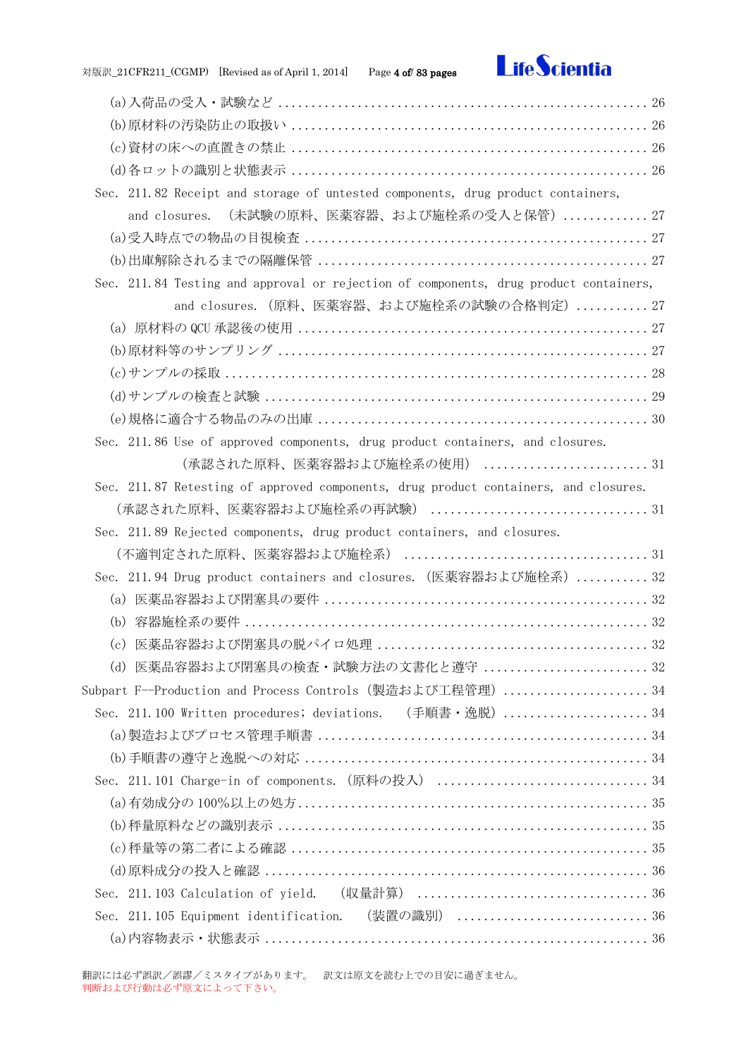(a)入荷品の受入・試験など ........................................................ 26
(b)原材料の汚染防止の取扱い ...................................................... 26
(c)資材の床への直置きの禁止 ...................................................... 26
(d)各ロットの識別と状態表示 ...................................................... 26

Sec. 211.82 Receipt and storage of untested components, drug product containers, and closures. (未試験の原料、医薬容器、および施栓系の受入と保管) ............. 27

(a)受入時点での物品の目視検査 .................................................... 27
(b)出庫解除されるまでの隔離保管 .................................................. 27

Sec. 211.84 Testing and approval or rejection of components, drug product containers, and closures. (原料、医薬容器、および施栓系の試験の合格判定) ........... 27

(a) 原材料の QCU 承認後の使用 ..................................................... 27
(b)原材料等のサンプリング ........................................................ 27
(c)サンプルの採取 ................................................................ 28
(d)サンプルの検査と試験 .......................................................... 29
(e)規格に適合する物品のみの出庫 .................................................. 30

Sec. 211.86 Use of approved components, drug product containers, and closures. (承認された原料、医薬容器および施栓系の使用) ......................... 31

Sec. 211.87 Retesting of approved components, drug product containers, and closures. (承認された原料、医薬容器および施栓系の再試験) ................................ 31

Sec. 211.89 Rejected components, drug product containers, and closures. (不適判定された原料、医薬容器および施栓系) .................................... 31

Sec. 211.94 Drug product containers and closures. (医薬容器および施栓系) ........... 32

(a) 医薬品容器および閉塞具の要件 ................................................. 32
(b) 容器施栓系の要件 ............................................................. 32
(c) 医薬品容器および閉塞具の脱パイロ処理 ......................................... 32
(d) 医薬品容器および閉塞具の検査・試験方法の文書化と遵守 ......................... 32

Subpart F--Production and Process Controls (製造および工程管理) ...................... 34

Sec. 211.100 Written procedures; deviations. (手順書・逸脱) ...................... 34

(a)製造およびプロセス管理手順書 .................................................. 34
(b)手順書の遵守と逸脱への対応 .................................................... 34

Sec. 211.101 Charge-in of components. (原料の投入) ............................... 34

(a)有効成分の 100%以上の処方...................................................... 35
(b)秤量原料などの識別表示 ........................................................ 35
(c)秤量等の第二者による確認 ...................................................... 35
(d)原料成分の投入と確認 .......................................................... 36

Sec. 211.103 Calculation of yield. (収量計算) ................................. 36

Sec. 211.105 Equipment identification. (装置の識別) ............................. 36

(a)内容物表示・状態表示 .......................................................... 36

翻訳には必ず誤訳/誤謬/ミスタイプがあります。 訳文は原文を読む上での目安に過ぎません。
判断および行動は必ず原文によって下さい。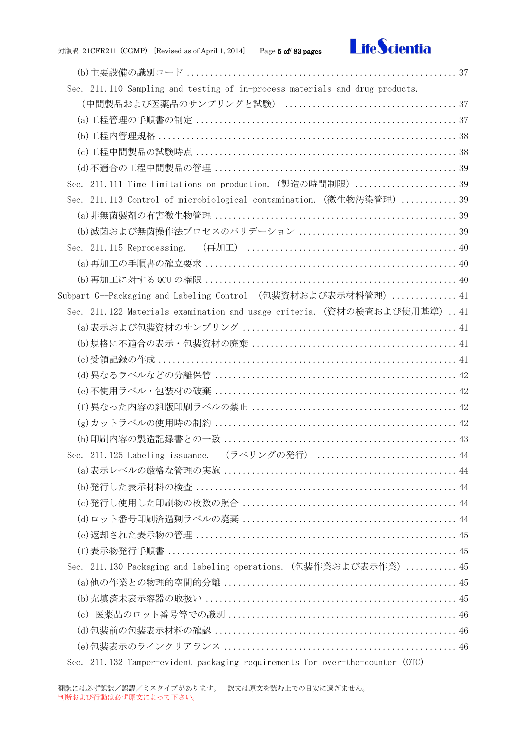(b)主要設備の識別コード ........................................................ 37

Sec. 211.110 Sampling and testing of in-process materials and drug products.

(中間製品および医薬品のサンプリングと試験) ........................................ 37

(a)工程管理の手順書の制定 ........................................................ 37

(b)工程内管理規格 .............................................................. 38

(c)工程中間製品の試験時点 ........................................................ 38

(d)不適合の工程中間製品の管理 .................................................... 39

Sec. 211.111 Time limitations on production. (製造の時間制限) ...................... 39

Sec. 211.113 Control of microbiological contamination. (微生物汚染管理) ............ 39

(a)非無菌製剤の有害微生物管理 .................................................... 39

(b)滅菌および無菌操作法プロセスのバリデーション .................................. 39

Sec. 211.115 Reprocessing. (再加工) ............................................ 40

(a)再加工の手順書の確立要求 ...................................................... 40

(b)再加工に対する QCU の権限 ...................................................... 40

Subpart G--Packaging and Labeling Control (包装資材および表示材料管理) .............. 41

Sec. 211.122 Materials examination and usage criteria. (資材の検査および使用基準) .. 41

(a)表示および包装資材のサンプリング .............................................. 41

(b)規格に不適合の表示・包装資材の廃棄 ............................................ 41

(c)受領記録の作成 .............................................................. 41

(d)異なるラベルなどの分離保管 .................................................... 42

(e)不使用ラベル・包装材の破棄 .................................................... 42

(f)異なった内容の組版印刷ラベルの禁止 ............................................ 42

(g)カットラベルの使用時の制約 .................................................... 42

(h)印刷内容の製造記録書との一致 .................................................. 43

Sec. 211.125 Labeling issuance. (ラベリングの発行) .............................. 44

(a)表示レベルの厳格な管理の実施 .................................................. 44

(b)発行した表示材料の検査 ........................................................ 44

(c)発行し使用した印刷物の枚数の照合 .............................................. 44

(d)ロット番号印刷済過剰ラベルの廃棄 .............................................. 44

(e)返却された表示物の管理 ........................................................ 45

(f)表示物発行手順書 .............................................................. 45

Sec. 211.130 Packaging and labeling operations. (包装作業および表示作業) ........... 45

(a)他の作業との物理的空間的分離 .................................................. 45

(b)充填済未表示容器の取扱い ...................................................... 45

(c) 医薬品のロット番号等での識別 ................................................ 46

(d)包装前の包装表示材料の確認 .................................................... 46

(e)包装表示のラインクリアランス .................................................. 46

Sec. 211.132 Tamper-evident packaging requirements for over-the-counter (OTC)

翻訳には必ず誤訳/誤謬/ミスタイプがあります。 訳文は原文を読む上での目安に過ぎません。
判断および行動は必ず原文によって下さい。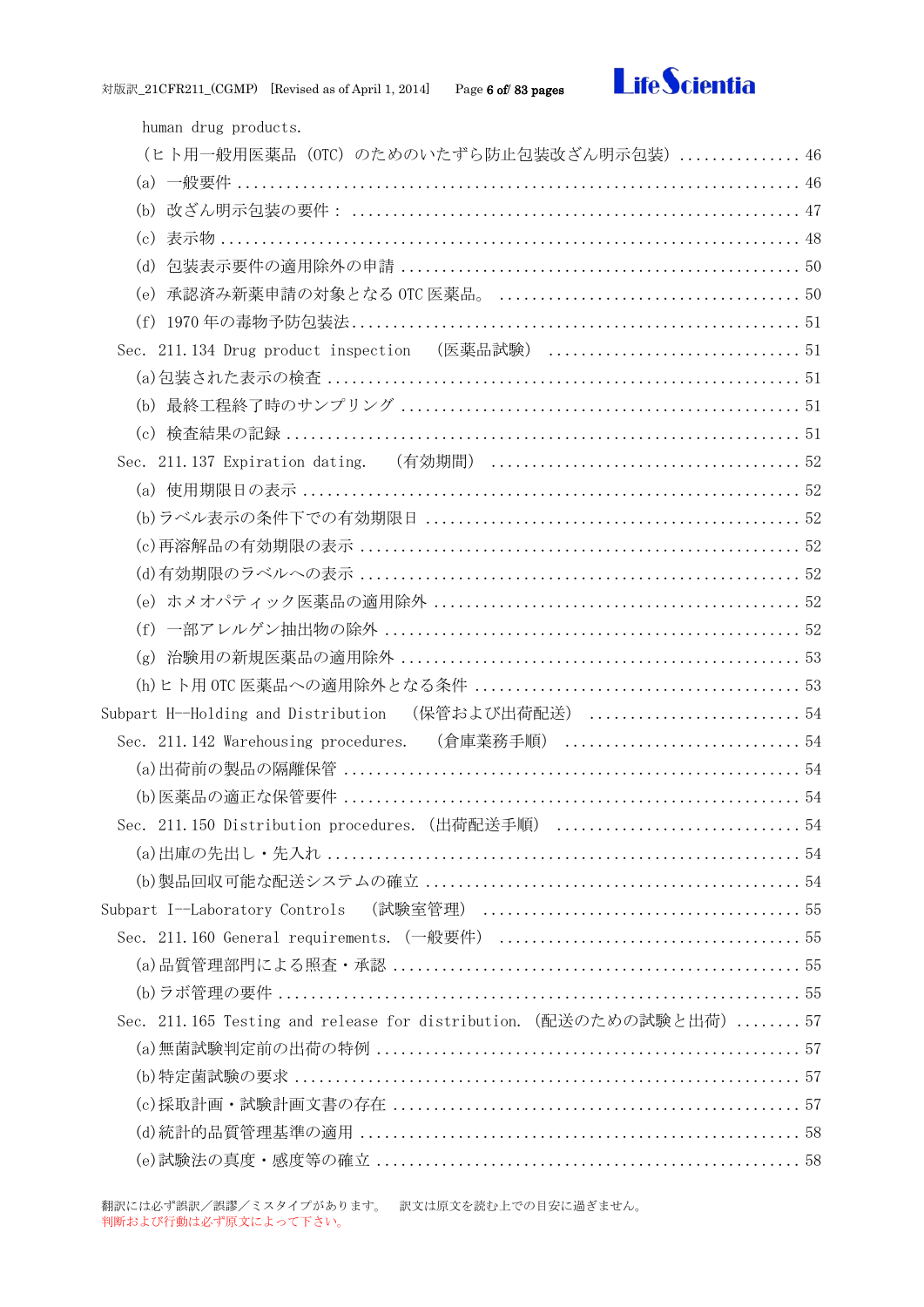human drug products.

（ヒト用一般用医薬品（OTC）のためのいたずら防止包装改ざん明示包装） ............... 46

(a) 一般要件 ............................................................ 46

(b) 改ざん明示包装の要件： ................................................ 47

(c) 表示物 .............................................................. 48

(d) 包装表示要件の適用除外の申請 .......................................... 50

(e) 承認済み新薬申請の対象となる OTC 医薬品。 ................................ 50

(f) 1970 年の毒物予防包装法 ................................................ 51

Sec. 211.134 Drug product inspection （医薬品試験） ........................ 51

(a)包装された表示の検査 .................................................. 51

(b) 最終工程終了時のサンプリング .......................................... 51

(c) 検査結果の記録 ........................................................ 51

Sec. 211.137 Expiration dating. （有効期間） ................................. 52

(a) 使用期限日の表示 ...................................................... 52

(b)ラベル表示の条件下での有効期限日 ...................................... 52

(c)再溶解品の有効期限の表示 .............................................. 52

(d)有効期限のラベルへの表示 .............................................. 52

(e) ホメオパティック医薬品の適用除外 ...................................... 52

(f) 一部アレルゲン抽出物の除外 ............................................ 52

(g) 治験用の新規医薬品の適用除外 .......................................... 53

(h)ヒト用 OTC 医薬品への適用除外となる条件 ................................ 53

Subpart H--Holding and Distribution （保管および出荷配送） ..................... 54

Sec. 211.142 Warehousing procedures. （倉庫業務手順） ........................ 54

(a)出荷前の製品の隔離保管 ................................................ 54

(b)医薬品の適正な保管要件 ................................................ 54

Sec. 211.150 Distribution procedures.（出荷配送手順） ........................ 54

(a)出庫の先出し・先入れ .................................................. 54

(b)製品回収可能な配送システムの確立 ...................................... 54

Subpart I--Laboratory Controls （試験室管理） ................................ 55

Sec. 211.160 General requirements.（一般要件） ............................... 55

(a)品質管理部門による照査・承認 .......................................... 55

(b)ラボ管理の要件 ........................................................ 55

Sec. 211.165 Testing and release for distribution.（配送のための試験と出荷） ........ 57

(a)無菌試験判定前の出荷の特例 ............................................ 57

(b)特定菌試験の要求 ...................................................... 57

(c)採取計画・試験計画文書の存在 .......................................... 57

(d)統計的品質管理基準の適用 .............................................. 58

(e)試験法の真度・感度等の確立 ............................................ 58

翻訳には必ず誤訳／誤謬／ミスタイプがあります。 訳文は原文を読む上での目安に過ぎません。
判断および行動は必ず原文によって下さい。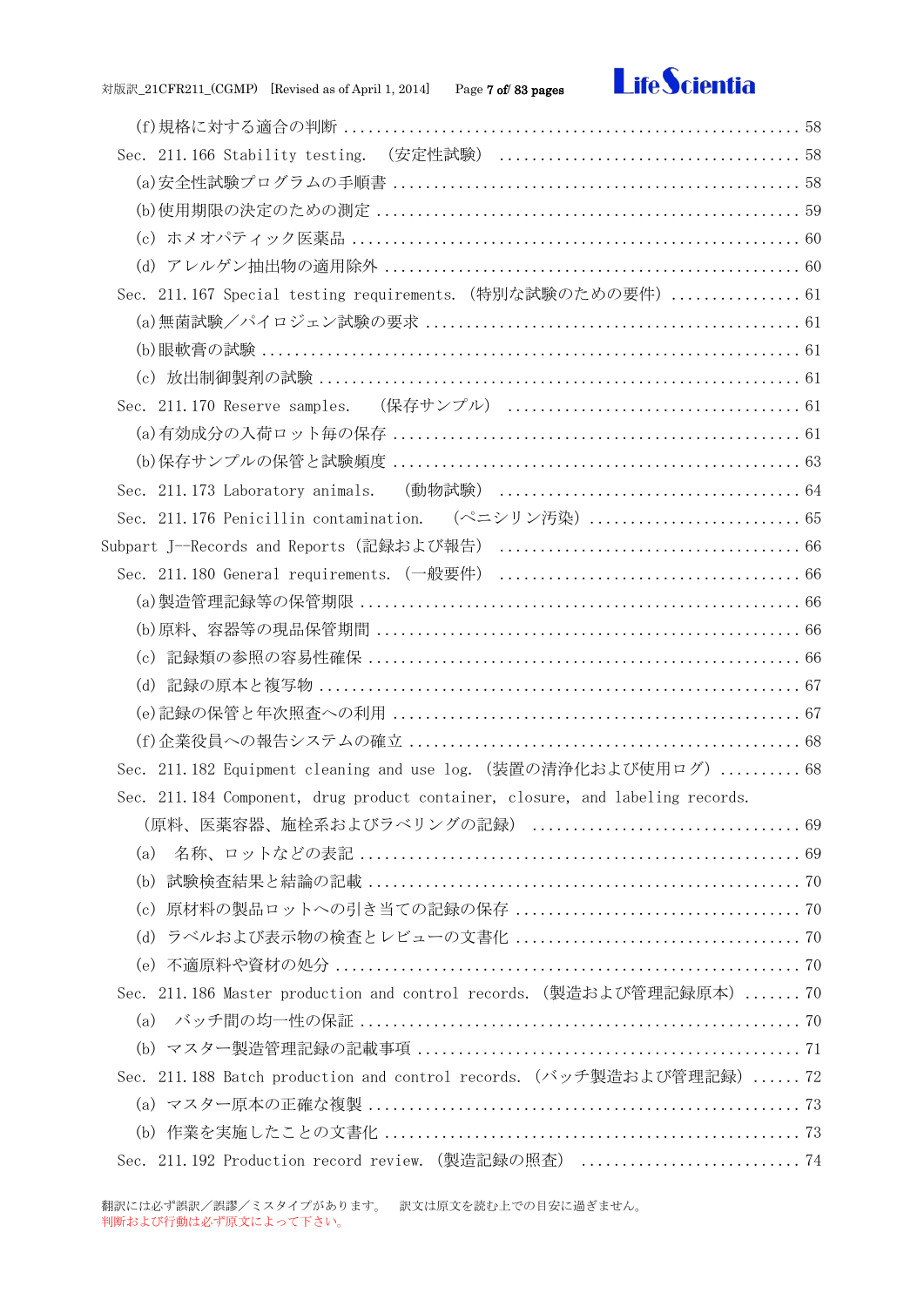(f)規格に対する適合の判断 ........................................................ 58

Sec. 211.166 Stability testing. (安定性試験) .................................... 58

(a)安全性試験プログラムの手順書 ................................................ 58

(b)使用期限の決定のための測定 .................................................. 59

(c) ホメオパティック医薬品 ...................................................... 60

(d) アレルゲン抽出物の適用除外 .................................................. 60

Sec. 211.167 Special testing requirements. (特別な試験のための要件) ................ 61

(a)無菌試験／パイロジェン試験の要求 .............................................. 61

(b)眼軟膏の試験 .................................................................. 61

(c) 放出制御製剤の試験 ............................................................ 61

Sec. 211.170 Reserve samples. (保存サンプル) .................................... 61

(a)有効成分の入荷ロット毎の保存 .................................................. 61

(b)保存サンプルの保管と試験頻度 .................................................. 63

Sec. 211.173 Laboratory animals. (動物試験) .................................... 64

Sec. 211.176 Penicillin contamination. (ペニシリン汚染) .......................... 65

Subpart J--Records and Reports (記録および報告) .................................... 66

Sec. 211.180 General requirements. (一般要件) .................................... 66

(a)製造管理記録等の保管期限 ...................................................... 66

(b)原料、容器等の現品保管期間 .................................................... 66

(c) 記録類の参照の容易性確保 ...................................................... 66

(d) 記録の原本と複写物 ............................................................ 67

(e)記録の保管と年次照査への利用 .................................................. 67

(f)企業役員への報告システムの確立 ................................................ 68

Sec. 211.182 Equipment cleaning and use log. (装置の清浄化および使用ログ) .......... 68

Sec. 211.184 Component, drug product container, closure, and labeling records.
(原料、医薬容器、施栓系およびラベリングの記録) .................................. 69

(a) 名称、ロットなどの表記 ........................................................ 69

(b) 試験検査結果と結論の記載 ...................................................... 70

(c) 原材料の製品ロットへの引き当ての記録の保存 .................................... 70

(d) ラベルおよび表示物の検査とレビューの文書化 .................................... 70

(e) 不適原料や資材の処分 .......................................................... 70

Sec. 211.186 Master production and control records. (製造および管理記録原本) ....... 70

(a) バッチ間の均一性の保証 ........................................................ 70

(b) マスター製造管理記録の記載事項 ................................................ 71

Sec. 211.188 Batch production and control records. (バッチ製造および管理記録) ...... 72

(a) マスター原本の正確な複製 ...................................................... 73

(b) 作業を実施したことの文書化 .................................................... 73

Sec. 211.192 Production record review. (製造記録の照査) .......................... 74

翻訳には必ず誤訳／誤謬／ミスタイプがあります。 訳文は原文を読む上での目安に過ぎません。
判断および行動は必ず原文によって下さい。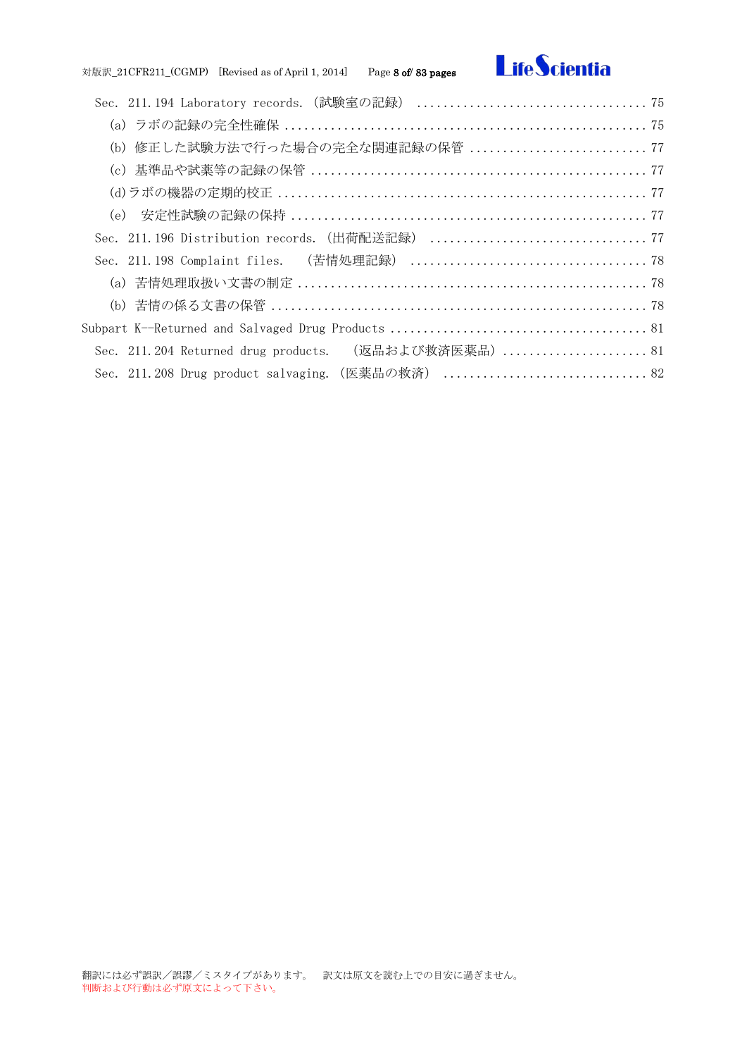- Sec. 211.194 Laboratory records.（試験室の記録） .................................. 75
  - (a) ラボの記録の完全性確保 ...................................................... 75
  - (b) 修正した試験方法で行った場合の完全な関連記録の保管 ........................... 77
  - (c) 基準品や試薬等の記録の保管 .................................................. 77
  - (d)ラボの機器の定期的校正 ...................................................... 77
  - (e) 安定性試験の記録の保持 ..................................................... 77
- Sec. 211.196 Distribution records.（出荷配送記録） ................................ 77
- Sec. 211.198 Complaint files.　（苦情処理記録） ................................... 78
  - (a) 苦情処理取扱い文書の制定 .................................................... 78
  - (b) 苦情の係る文書の保管 ....................................................... 78

Subpart K--Returned and Salvaged Drug Products ...................................... 81

- Sec. 211.204 Returned drug products.　（返品および救済医薬品） ...................... 81
- Sec. 211.208 Drug product salvaging.（医薬品の救済） .............................. 82

翻訳には必ず誤訳／誤謬／ミスタイプがあります。　訳文は原文を読む上での目安に過ぎません。
判断および行動は必ず原文によって下さい。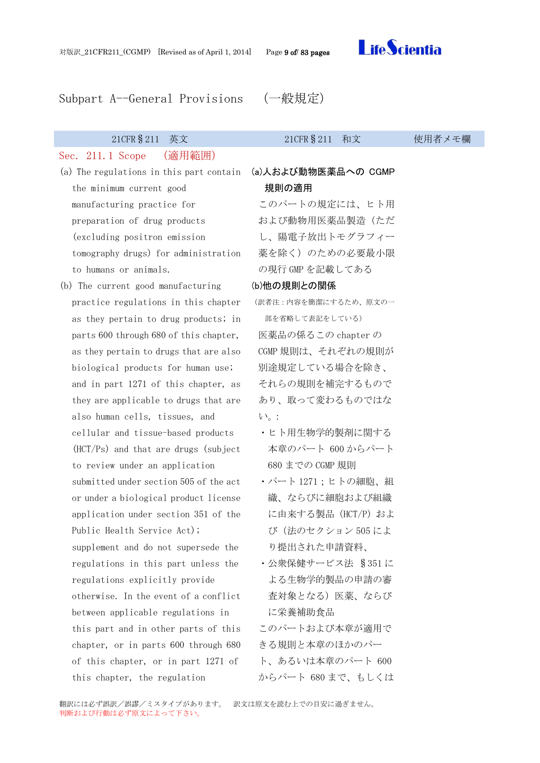# Subpart A--General Provisions　（一般規定）

| 21CFR§211　英文 | 21CFR§211　和文 | 使用者メモ欄 |
|---|---|---|
| **Sec. 211.1 Scope　（適用範囲）** | | |
| (a) The regulations in this part contain the minimum current good manufacturing practice for preparation of drug products (excluding positron emission tomography drugs) for administration to humans or animals. | **(a)人および動物医薬品への CGMP 規則の適用**<br>このパートの規定には、ヒト用および動物用医薬品製造（ただし、陽電子放出トモグラフィー薬を除く）のための必要最小限の現行 GMP を記載してある | |
| (b) The current good manufacturing practice regulations in this chapter as they pertain to drug products; in parts 600 through 680 of this chapter, as they pertain to drugs that are also biological products for human use; and in part 1271 of this chapter, as they are applicable to drugs that are also human cells, tissues, and cellular and tissue-based products (HCT/Ps) and that are drugs (subject to review under an application submitted under section 505 of the act or under a biological product license application under section 351 of the Public Health Service Act); supplement and do not supersede the regulations in this part unless the regulations explicitly provide otherwise. In the event of a conflict between applicable regulations in this part and in other parts of this chapter, or in parts 600 through 680 of this chapter, or in part 1271 of this chapter, the regulation | **(b)他の規則との関係**<br>（訳者注：内容を簡潔にするため、原文の一部を省略して表記をしている）<br>医薬品の係るこの chapter の CGMP 規則は、それぞれの規則が別途規定している場合を除き、それらの規則を補完するものであり、取って変わるものではない。：<br>・ヒト用生物学的製剤に関する本章のパート 600 からパート 680 までの CGMP 規則<br>・パート 1271；ヒトの細胞、組織、ならびに細胞および組織に由来する製品（HCT/P）および（法のセクション 505 により提出された申請資料、<br>・公衆保健サービス法 §351 による生物学的製品の申請の審査対象となる）医薬、ならびに栄養補助食品<br>このパートおよび本章が適用できる規則と本章のほかのパート、あるいは本章のパート 600 からパート 680 まで、もしくは | |

翻訳には必ず誤訳／誤謬／ミスタイプがあります。　訳文は原文を読む上での目安に過ぎません。
判断および行動は必ず原文によって下さい。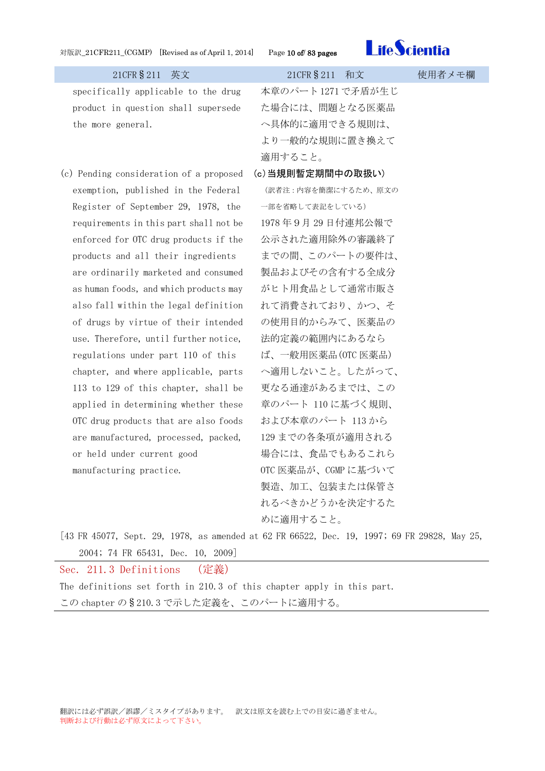| 21CFR§211 英文 | 21CFR§211 和文 | 使用者メモ欄 |
|---|---|---|
| specifically applicable to the drug product in question shall supersede the more general. | 本章のパート1271で矛盾が生じた場合には、問題となる医薬品へ具体的に適用できる規則は、より一般的な規則に置き換えて適用すること。 | |
| (c) Pending consideration of a proposed exemption, published in the Federal Register of September 29, 1978, the requirements in this part shall not be enforced for OTC drug products if the products and all their ingredients are ordinarily marketed and consumed as human foods, and which products may also fall within the legal definition of drugs by virtue of their intended use. Therefore, until further notice, regulations under part 110 of this chapter, and where applicable, parts 113 to 129 of this chapter, shall be applied in determining whether these OTC drug products that are also foods are manufactured, processed, packed, or held under current good manufacturing practice. | **(c)当規則暫定期間中の取扱い)**<br>（訳者注：内容を簡潔にするため、原文の一部を省略して表記をしている）<br>1978年9月29日付連邦公報で公示された適用除外の審議終了までの間、このパートの要件は、製品およびその含有する全成分がヒト用食品として通常市販されて消費されており、かつ、その使用目的からみて、医薬品の法的定義の範囲内にあるならば、一般用医薬品(OTC医薬品)へ適用しないこと。したがって、更なる通達があるまでは、この章のパート 110に基づく規則、および本章のパート 113から129までの各条項が適用される場合には、食品でもあるこれらOTC医薬品が、CGMPに基づいて製造、加工、包装または保管されるべきかどうかを決定するために適用すること。 | |

[43 FR 45077, Sept. 29, 1978, as amended at 62 FR 66522, Dec. 19, 1997; 69 FR 29828, May 25, 2004; 74 FR 65431, Dec. 10, 2009]

## Sec. 211.3 Definitions (定義)

The definitions set forth in 210.3 of this chapter apply in this part.

このchapterの§210.3で示した定義を、このパートに適用する。

翻訳には必ず誤訳／誤謬／ミスタイプがあります。 訳文は原文を読む上での目安に過ぎません。
判断および行動は必ず原文によって下さい。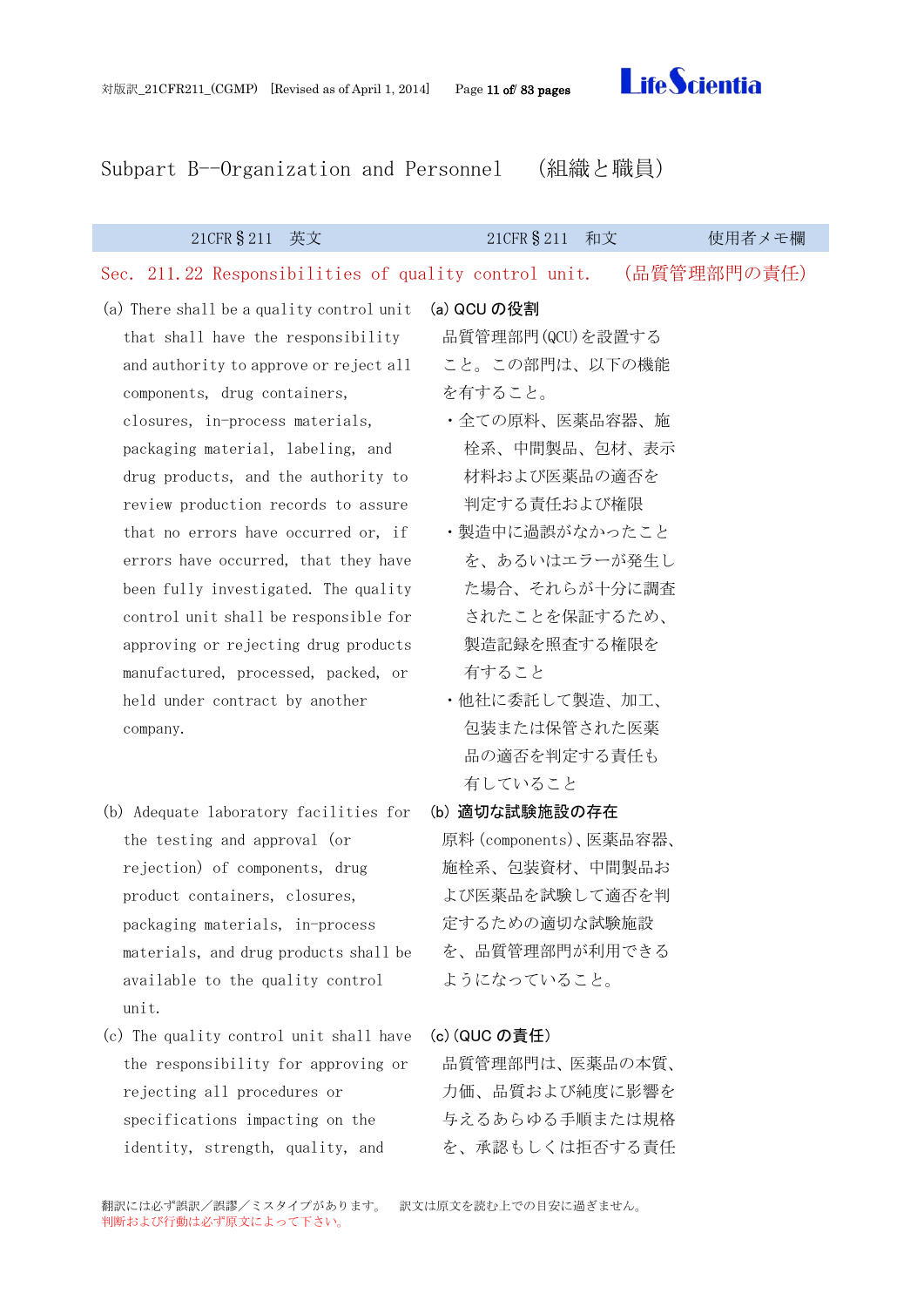## Subpart B--Organization and Personnel　(組織と職員)

| 21CFR§211　英文 | 21CFR§211　和文 | 使用者メモ欄 |
|---|---|---|
| **Sec. 211.22 Responsibilities of quality control unit.** | **(品質管理部門の責任)** | |
| (a) There shall be a quality control unit that shall have the responsibility and authority to approve or reject all components, drug containers, closures, in-process materials, packaging material, labeling, and drug products, and the authority to review production records to assure that no errors have occurred or, if errors have occurred, that they have been fully investigated. The quality control unit shall be responsible for approving or rejecting drug products manufactured, processed, packed, or held under contract by another company. | **(a) QCU の役割**<br>品質管理部門(QCU)を設置すること。この部門は、以下の機能を有すること。<br>・全ての原料、医薬品容器、施栓系、中間製品、包材、表示材料および医薬品の適否を判定する責任および権限<br>・製造中に過誤がなかったことを、あるいはエラーが発生した場合、それらが十分に調査されたことを保証するため、製造記録を照査する権限を有すること<br>・他社に委託して製造、加工、包装または保管された医薬品の適否を判定する責任も有していること | |
| (b) Adequate laboratory facilities for the testing and approval (or rejection) of components, drug product containers, closures, packaging materials, in-process materials, and drug products shall be available to the quality control unit. | **(b) 適切な試験施設の存在**<br>原料(components)、医薬品容器、施栓系、包装資材、中間製品および医薬品を試験して適否を判定するための適切な試験施設を、品質管理部門が利用できるようになっていること。 | |
| (c) The quality control unit shall have the responsibility for approving or rejecting all procedures or specifications impacting on the identity, strength, quality, and | **(c)(QUC の責任)**<br>品質管理部門は、医薬品の本質、力価、品質および純度に影響を与えるあらゆる手順または規格を、承認もしくは拒否する責任 | |

翻訳には必ず誤訳／誤謬／ミスタイプがあります。　訳文は原文を読む上での目安に過ぎません。
判断および行動は必ず原文によって下さい。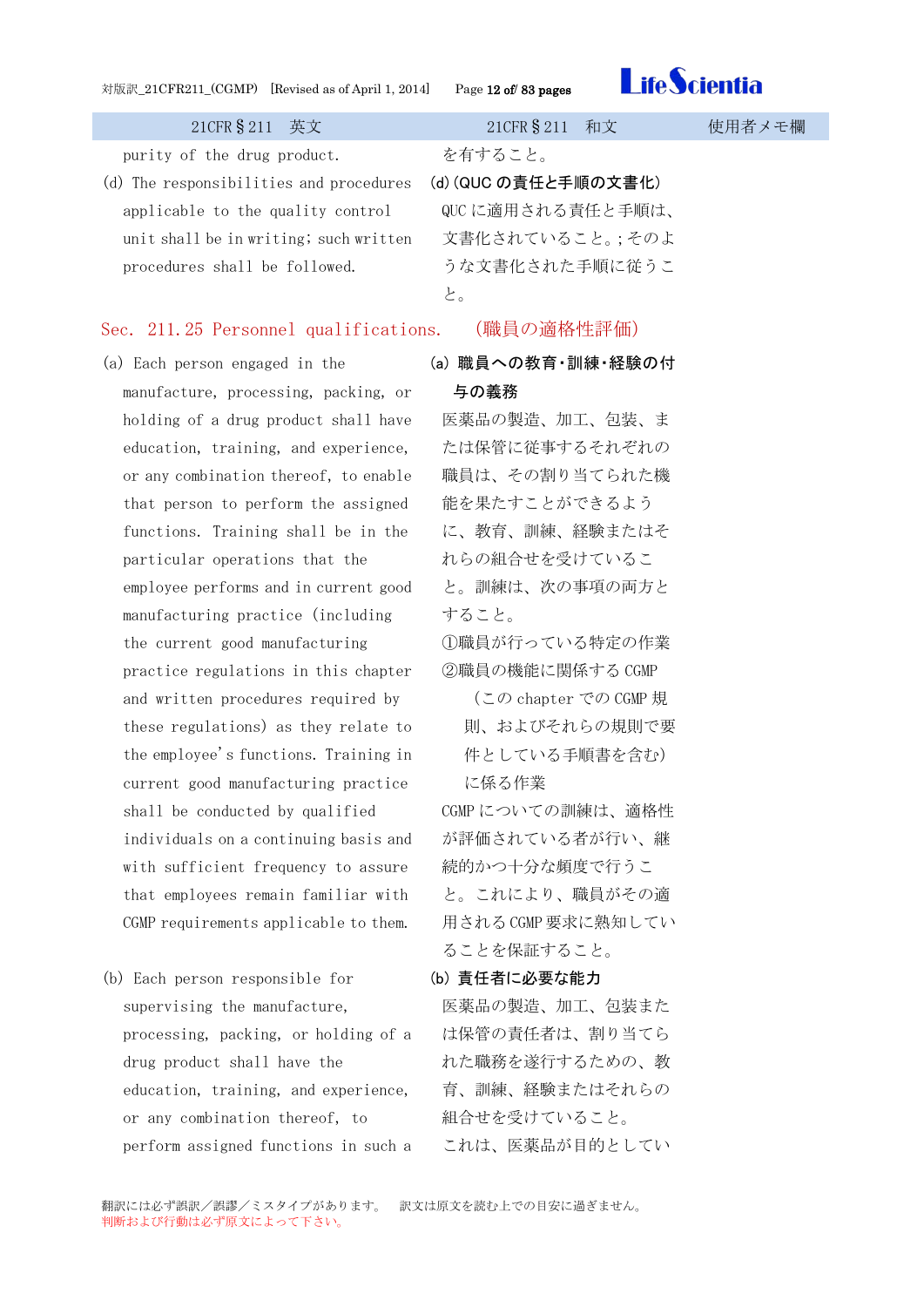| 21CFR§211　英文 | 21CFR§211　和文 | 使用者メモ欄 |
|---|---|---|
| purity of the drug product. | を有すること。 | |
| (d) The responsibilities and procedures applicable to the quality control unit shall be in writing; such written procedures shall be followed. | **(d)(QUC の責任と手順の文書化)**<br>QUC に適用される責任と手順は、文書化されていること。; そのような文書化された手順に従うこと。 | |

## Sec. 211.25 Personnel qualifications.　(職員の適格性評価)

| 21CFR§211　英文 | 21CFR§211　和文 | 使用者メモ欄 |
|---|---|---|
| (a) Each person engaged in the manufacture, processing, packing, or holding of a drug product shall have education, training, and experience, or any combination thereof, to enable that person to perform the assigned functions. Training shall be in the particular operations that the employee performs and in current good manufacturing practice (including the current good manufacturing practice regulations in this chapter and written procedures required by these regulations) as they relate to the employee's functions. Training in current good manufacturing practice shall be conducted by qualified individuals on a continuing basis and with sufficient frequency to assure that employees remain familiar with CGMP requirements applicable to them. | **(a) 職員への教育・訓練・経験の付与の義務**<br>医薬品の製造、加工、包装、または保管に従事するそれぞれの職員は、その割り当てられた機能を果たすことができるように、教育、訓練、経験またはそれらの組合せを受けていること。訓練は、次の事項の両方とすること。<br>①職員が行っている特定の作業<br>②職員の機能に関係する CGMP（この chapter での CGMP 規則、およびそれらの規則で要件としている手順書を含む）に係る作業<br>CGMP についての訓練は、適格性が評価されている者が行い、継続的かつ十分な頻度で行うこと。これにより、職員がその適用される CGMP 要求に熟知していることを保証すること。 | |
| (b) Each person responsible for supervising the manufacture, processing, packing, or holding of a drug product shall have the education, training, and experience, or any combination thereof, to perform assigned functions in such a | **(b) 責任者に必要な能力**<br>医薬品の製造、加工、包装または保管の責任者は、割り当てられた職務を遂行するための、教育、訓練、経験またはそれらの組合せを受けていること。<br>これは、医薬品が目的としてい | |

翻訳には必ず誤訳／誤謬／ミスタイプがあります。　訳文は原文を読む上での目安に過ぎません。
判断および行動は必ず原文によって下さい。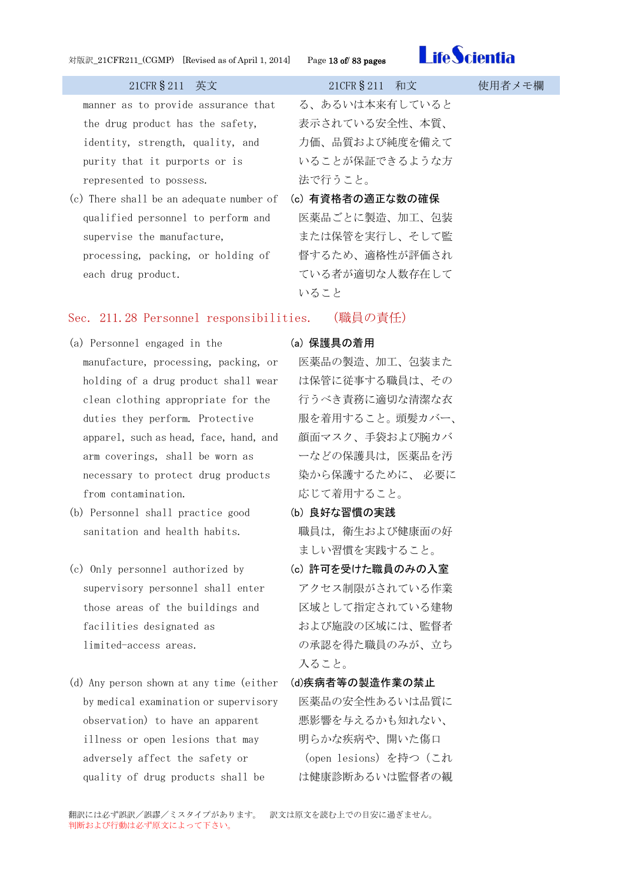| 21CFR§211 英文 | 21CFR§211 和文 | 使用者メモ欄 |
|---|---|---|
| manner as to provide assurance that the drug product has the safety, identity, strength, quality, and purity that it purports or is represented to possess. | る、あるいは本来有していると表示されている安全性、本質、力価、品質および純度を備えていることが保証できるような方法で行うこと。 | |
| (c) There shall be an adequate number of qualified personnel to perform and supervise the manufacture, processing, packing, or holding of each drug product. | **(c) 有資格者の適正な数の確保**<br>医薬品ごとに製造、加工、包装または保管を実行し、そして監督するため、適格性が評価されている者が適切な人数存在していること | |

## Sec. 211.28 Personnel responsibilities. (職員の責任)

| 21CFR§211 英文 | 21CFR§211 和文 | 使用者メモ欄 |
|---|---|---|
| (a) Personnel engaged in the manufacture, processing, packing, or holding of a drug product shall wear clean clothing appropriate for the duties they perform. Protective apparel, such as head, face, hand, and arm coverings, shall be worn as necessary to protect drug products from contamination. | **(a) 保護具の着用**<br>医薬品の製造、加工、包装または保管に従事する職員は、その行うべき責務に適切な清潔な衣服を着用すること。頭髪カバー、顔面マスク、手袋および腕カバーなどの保護具は，医薬品を汚染から保護するために、 必要に応じて着用すること。 | |
| (b) Personnel shall practice good sanitation and health habits. | **(b) 良好な習慣の実践**<br>職員は，衛生および健康面の好ましい習慣を実践すること。 | |
| (c) Only personnel authorized by supervisory personnel shall enter those areas of the buildings and facilities designated as limited-access areas. | **(c) 許可を受けた職員のみの入室**<br>アクセス制限がされている作業区域として指定されている建物および施設の区域には、監督者の承認を得た職員のみが、立ち入ること。 | |
| (d) Any person shown at any time (either by medical examination or supervisory observation) to have an apparent illness or open lesions that may adversely affect the safety or quality of drug products shall be | **(d)疾病者等の製造作業の禁止**<br>医薬品の安全性あるいは品質に悪影響を与えるかも知れない、明らかな疾病や、開いた傷口（open lesions）を持つ（これは健康診断あるいは監督者の観 | |

翻訳には必ず誤訳／誤謬／ミスタイプがあります。　訳文は原文を読む上での目安に過ぎません。
判断および行動は必ず原文によって下さい。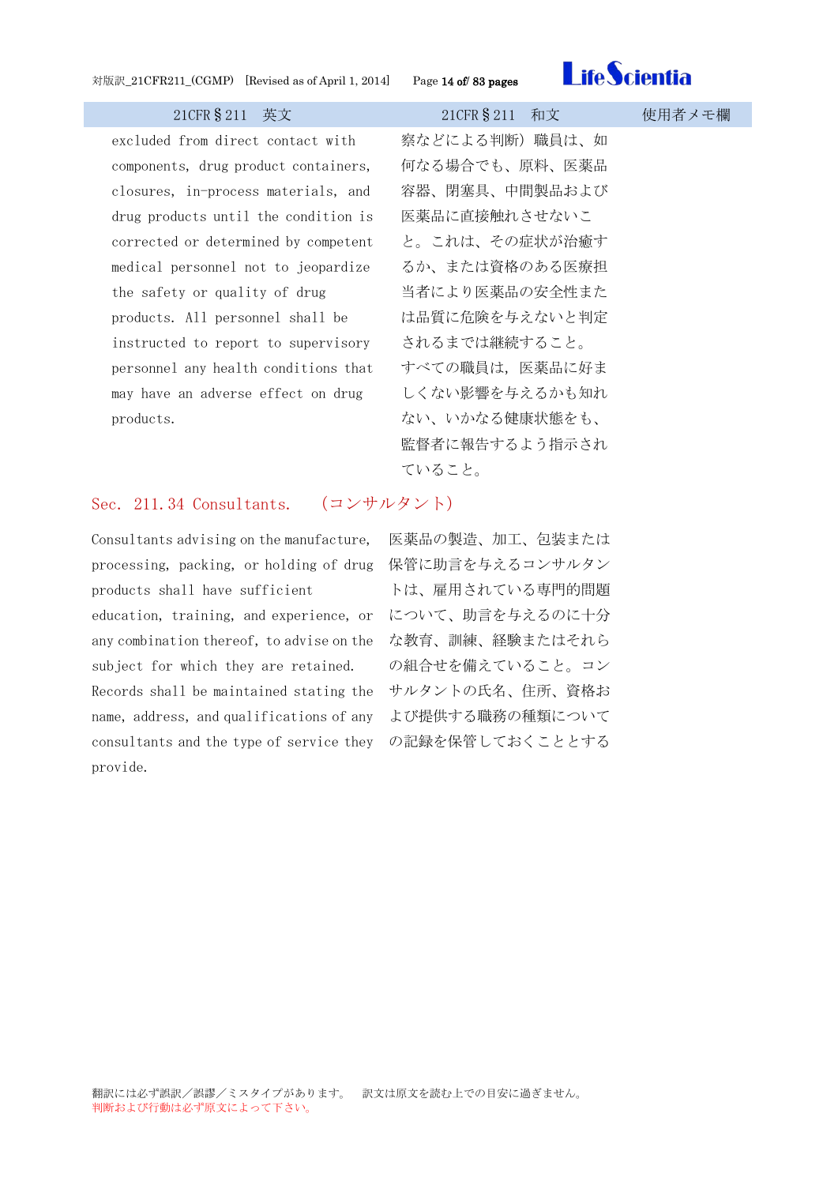| 21CFR§211　英文 | 21CFR§211　和文 | 使用者メモ欄 |
|---|---|---|
| excluded from direct contact with components, drug product containers, closures, in-process materials, and drug products until the condition is corrected or determined by competent medical personnel not to jeopardize the safety or quality of drug products. All personnel shall be instructed to report to supervisory personnel any health conditions that may have an adverse effect on drug products. | 察などによる判断）職員は、如何なる場合でも、原料、医薬品容器、閉塞具、中間製品および医薬品に直接触れさせないこと。これは、その症状が治癒するか、または資格のある医療担当者により医薬品の安全性または品質に危険を与えないと判定されるまでは継続すること。すべての職員は，医薬品に好ましくない影響を与えるかも知れない、いかなる健康状態をも、監督者に報告するよう指示されていること。 | |

## Sec. 211.34 Consultants.　（コンサルタント）

| 21CFR§211　英文 | 21CFR§211　和文 | 使用者メモ欄 |
|---|---|---|
| Consultants advising on the manufacture, processing, packing, or holding of drug products shall have sufficient education, training, and experience, or any combination thereof, to advise on the subject for which they are retained. Records shall be maintained stating the name, address, and qualifications of any consultants and the type of service they provide. | 医薬品の製造、加工、包装または保管に助言を与えるコンサルタントは、雇用されている専門的問題について、助言を与えるのに十分な教育、訓練、経験またはそれらの組合せを備えていること。コンサルタントの氏名、住所、資格および提供する職務の種類についての記録を保管しておくこととする | |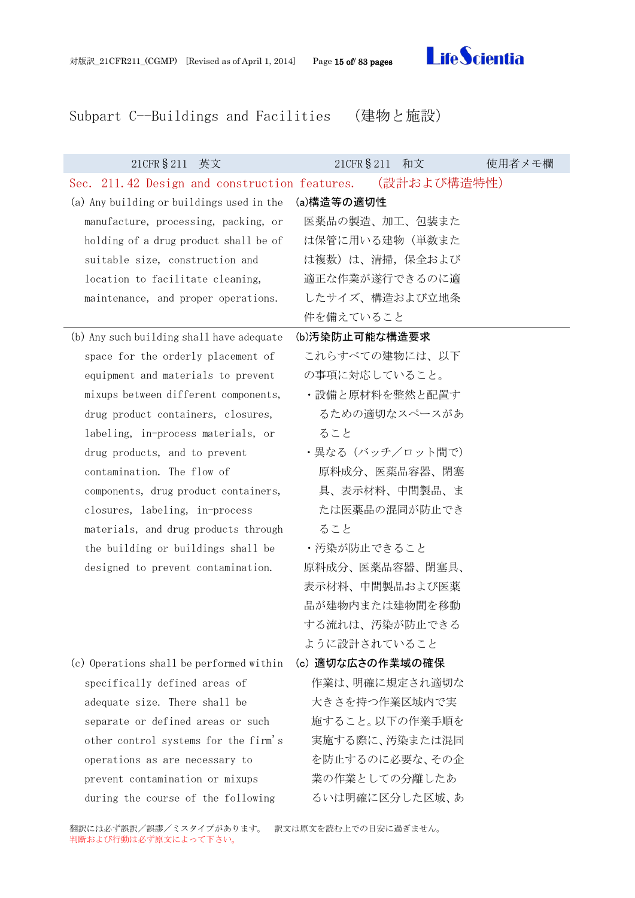# Subpart C--Buildings and Facilities　(建物と施設)

| 21CFR§211　英文 | 21CFR§211　和文 | 使用者メモ欄 |
|---|---|---|
| **Sec. 211.42 Design and construction features.** | **(設計および構造特性)** | |
| (a) Any building or buildings used in the manufacture, processing, packing, or holding of a drug product shall be of suitable size, construction and location to facilitate cleaning, maintenance, and proper operations. | **(a)構造等の適切性**<br>医薬品の製造、加工、包装または保管に用いる建物（単数または複数）は、清掃，保全および適正な作業が遂行できるのに適したサイズ、構造および立地条件を備えていること | |
| (b) Any such building shall have adequate space for the orderly placement of equipment and materials to prevent mixups between different components, drug product containers, closures, labeling, in-process materials, or drug products, and to prevent contamination. The flow of components, drug product containers, closures, labeling, in-process materials, and drug products through the building or buildings shall be designed to prevent contamination. | **(b)汚染防止可能な構造要求**<br>これらすべての建物には、以下の事項に対応していること。<br>・設備と原材料を整然と配置するための適切なスペースがあること<br>・異なる（バッチ／ロット間で）原料成分、医薬品容器、閉塞具、表示材料、中間製品、または医薬品の混同が防止できること<br>・汚染が防止できること<br>原料成分、医薬品容器、閉塞具、表示材料、中間製品および医薬品が建物内または建物間を移動する流れは、汚染が防止できるように設計されていること | |
| (c) Operations shall be performed within specifically defined areas of adequate size. There shall be separate or defined areas or such other control systems for the firm's operations as are necessary to prevent contamination or mixups during the course of the following | **(c) 適切な広さの作業域の確保**<br>作業は、明確に規定され適切な大きさを持つ作業区域内で実施すること。以下の作業手順を実施する際に、汚染または混同を防止するのに必要な、その企業の作業としての分離したあるいは明確に区分した区域、あ | |

翻訳には必ず誤訳／誤謬／ミスタイプがあります。　訳文は原文を読む上での目安に過ぎません。
判断および行動は必ず原文によって下さい。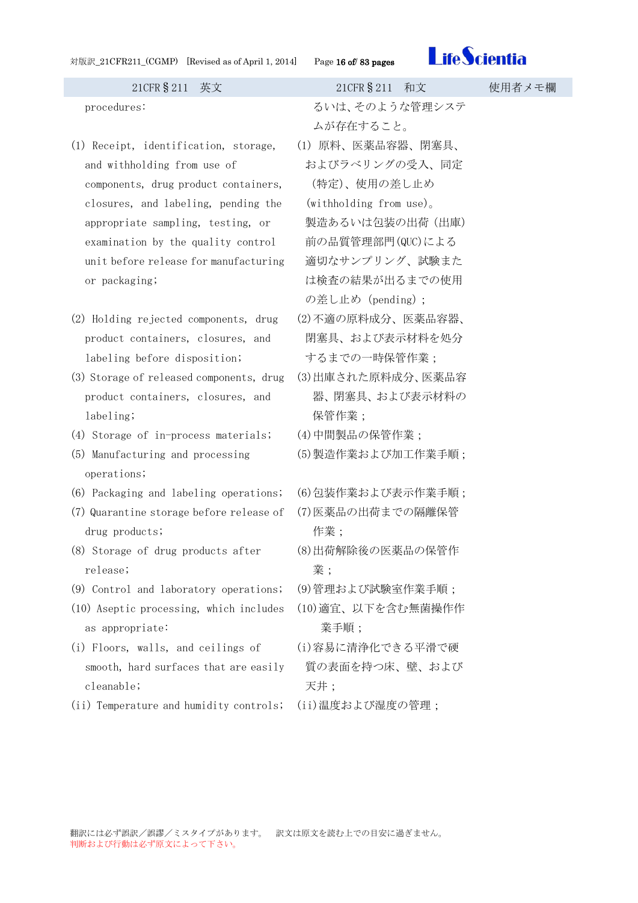| 21CFR§211　英文 | 21CFR§211　和文 | 使用者メモ欄 |
|---|---|---|
| procedures: | るいは、そのような管理システムが存在すること。 | |
| (1) Receipt, identification, storage, and withholding from use of components, drug product containers, closures, and labeling, pending the appropriate sampling, testing, or examination by the quality control unit before release for manufacturing or packaging; | (1) 原料、医薬品容器、閉塞具、およびラベリングの受入、同定（特定）、使用の差し止め (withholding from use)。製造あるいは包装の出荷（出庫）前の品質管理部門(QUC)による適切なサンプリング、試験または検査の結果が出るまでの使用の差し止め (pending)； | |
| (2) Holding rejected components, drug product containers, closures, and labeling before disposition; | (2)不適の原料成分、医薬品容器、閉塞具、および表示材料を処分するまでの一時保管作業； | |
| (3) Storage of released components, drug product containers, closures, and labeling; | (3)出庫された原料成分、医薬品容器、閉塞具、および表示材料の保管作業； | |
| (4) Storage of in-process materials; | (4)中間製品の保管作業； | |
| (5) Manufacturing and processing operations; | (5)製造作業および加工作業手順； | |
| (6) Packaging and labeling operations; | (6)包装作業および表示作業手順； | |
| (7) Quarantine storage before release of drug products; | (7)医薬品の出荷までの隔離保管作業； | |
| (8) Storage of drug products after release; | (8)出荷解除後の医薬品の保管作業； | |
| (9) Control and laboratory operations; | (9)管理および試験室作業手順； | |
| (10) Aseptic processing, which includes as appropriate: | (10)適宜、以下を含む無菌操作作業手順； | |
| (i) Floors, walls, and ceilings of smooth, hard surfaces that are easily cleanable; | (i)容易に清浄化できる平滑で硬質の表面を持つ床、壁、および天井； | |
| (ii) Temperature and humidity controls; | (ii)温度および湿度の管理； | |

翻訳には必ず誤訳／誤謬／ミスタイプがあります。　訳文は原文を読む上での目安に過ぎません。
判断および行動は必ず原文によって下さい。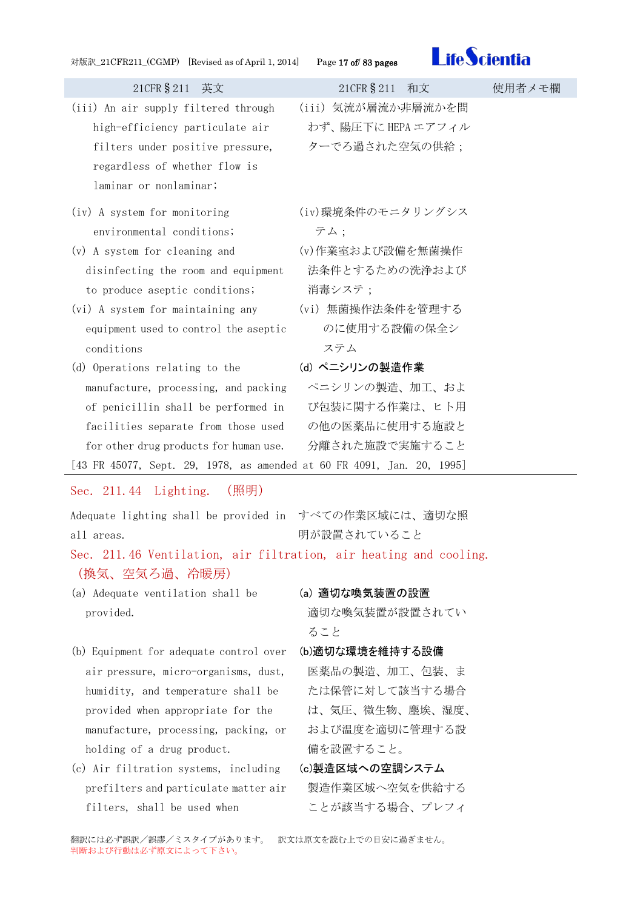| 21CFR§211 英文 | 21CFR§211 和文 | 使用者メモ欄 |
|---|---|---|
| (iii) An air supply filtered through high-efficiency particulate air filters under positive pressure, regardless of whether flow is laminar or nonlaminar; | (iii) 気流が層流か非層流かを問わず、陽圧下に HEPA エアフィルターでろ過された空気の供給； | |
| (iv) A system for monitoring environmental conditions; | (iv)環境条件のモニタリングシステム； | |
| (v) A system for cleaning and disinfecting the room and equipment to produce aseptic conditions; | (v)作業室および設備を無菌操作法条件とするための洗浄および消毒システ； | |
| (vi) A system for maintaining any equipment used to control the aseptic conditions | (vi) 無菌操作法条件を管理するのに使用する設備の保全システム | |
| (d) Operations relating to the manufacture, processing, and packing of penicillin shall be performed in facilities separate from those used for other drug products for human use. | **(d) ペニシリンの製造作業**<br>ペニシリンの製造、加工、および包装に関する作業は、ヒト用の他の医薬品に使用する施設と分離された施設で実施すること | |

[43 FR 45077, Sept. 29, 1978, as amended at 60 FR 4091, Jan. 20, 1995]

## Sec. 211.44 Lighting. （照明）

| | | |
|---|---|---|
| Adequate lighting shall be provided in all areas. | すべての作業区域には、適切な照明が設置されていること | |

## Sec. 211.46 Ventilation, air filtration, air heating and cooling. （換気、空気ろ過、冷暖房）

| | | |
|---|---|---|
| (a) Adequate ventilation shall be provided. | **(a) 適切な喚気装置の設置**<br>適切な喚気装置が設置されていること | |
| (b) Equipment for adequate control over air pressure, micro-organisms, dust, humidity, and temperature shall be provided when appropriate for the manufacture, processing, packing, or holding of a drug product. | **(b)適切な環境を維持する設備**<br>医薬品の製造、加工、包装、または保管に対して該当する場合は、気圧、微生物、塵埃、湿度、および温度を適切に管理する設備を設置すること。 | |
| (c) Air filtration systems, including prefilters and particulate matter air filters, shall be used when | **(c)製造区域への空調システム**<br>製造作業区域へ空気を供給することが該当する場合、プレフィ | |

翻訳には必ず誤訳／誤謬／ミスタイプがあります。 訳文は原文を読む上での目安に過ぎません。
判断および行動は必ず原文によって下さい。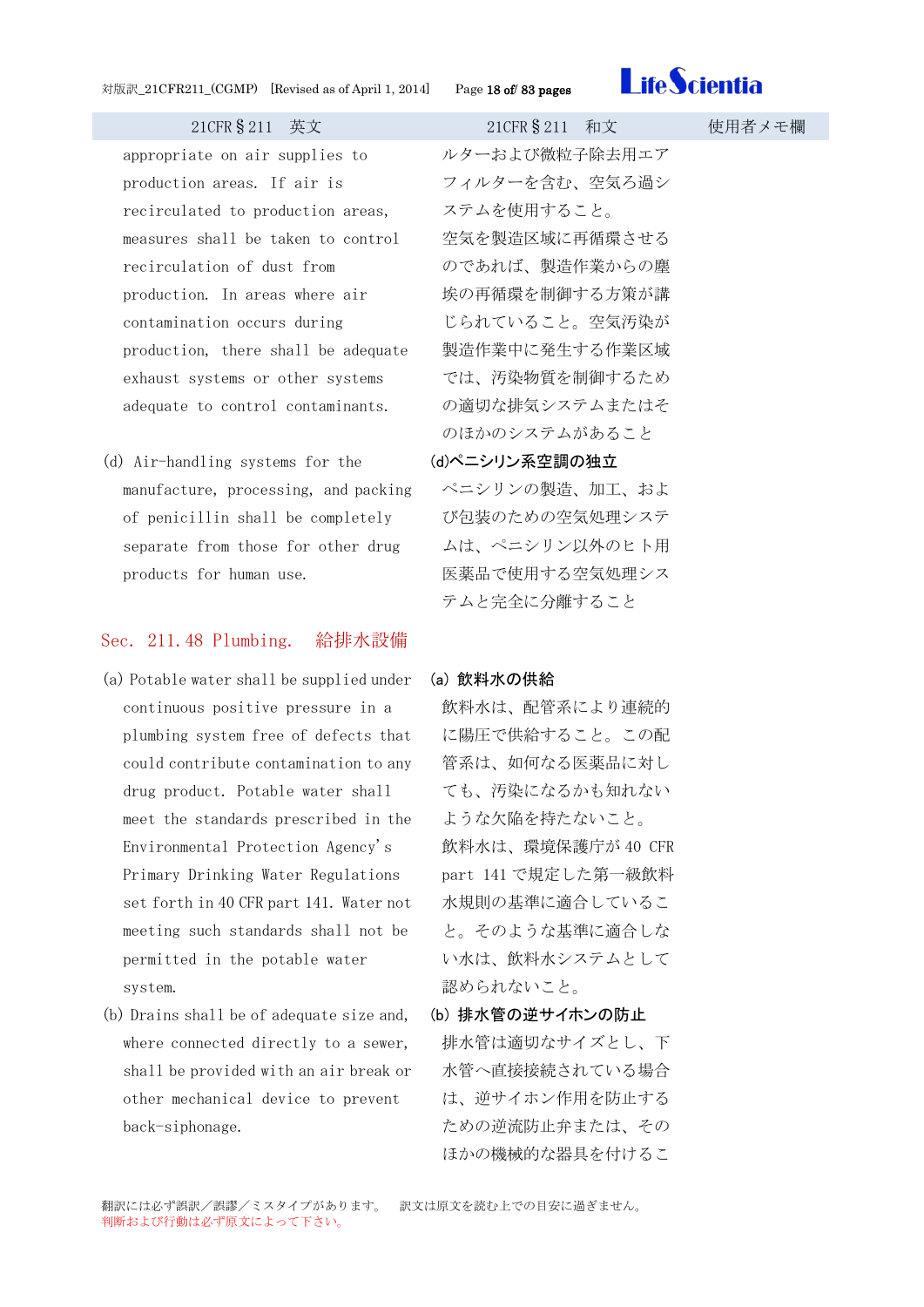| 21CFR§211　英文 | 21CFR§211　和文 | 使用者メモ欄 |
|---|---|---|
| appropriate on air supplies to production areas. If air is recirculated to production areas, measures shall be taken to control recirculation of dust from production. In areas where air contamination occurs during production, there shall be adequate exhaust systems or other systems adequate to control contaminants. | ルターおよび微粒子除去用エアフィルターを含む、空気ろ過システムを使用すること。空気を製造区域に再循環させるのであれば、製造作業からの塵埃の再循環を制御する方策が講じられていること。空気汚染が製造作業中に発生する作業区域では、汚染物質を制御するための適切な排気システムまたはそのほかのシステムがあること | |
| (d) Air-handling systems for the manufacture, processing, and packing of penicillin shall be completely separate from those for other drug products for human use. | **(d)ペニシリン系空調の独立**<br>ペニシリンの製造、加工、および包装のための空気処理システムは、ペニシリン以外のヒト用医薬品で使用する空気処理システムと完全に分離すること | |

## Sec. 211.48 Plumbing.　給排水設備

| 21CFR§211　英文 | 21CFR§211　和文 | 使用者メモ欄 |
|---|---|---|
| (a) Potable water shall be supplied under continuous positive pressure in a plumbing system free of defects that could contribute contamination to any drug product. Potable water shall meet the standards prescribed in the Environmental Protection Agency's Primary Drinking Water Regulations set forth in 40 CFR part 141. Water not meeting such standards shall not be permitted in the potable water system. | **(a) 飲料水の供給**<br>飲料水は、配管系により連続的に陽圧で供給すること。この配管系は、如何なる医薬品に対しても、汚染になるかも知れないような欠陥を持たないこと。飲料水は、環境保護庁が 40 CFR part 141 で規定した第一級飲料水規則の基準に適合していること。そのような基準に適合しない水は、飲料水システムとして認められないこと。 | |
| (b) Drains shall be of adequate size and, where connected directly to a sewer, shall be provided with an air break or other mechanical device to prevent back-siphonage. | **(b) 排水管の逆サイホンの防止**<br>排水管は適切なサイズとし、下水管へ直接接続されている場合は、逆サイホン作用を防止するための逆流防止弁または、そのほかの機械的な器具を付けるこ | |

翻訳には必ず誤訳／誤謬／ミスタイプがあります。　訳文は原文を読む上での目安に過ぎません。
判断および行動は必ず原文によって下さい。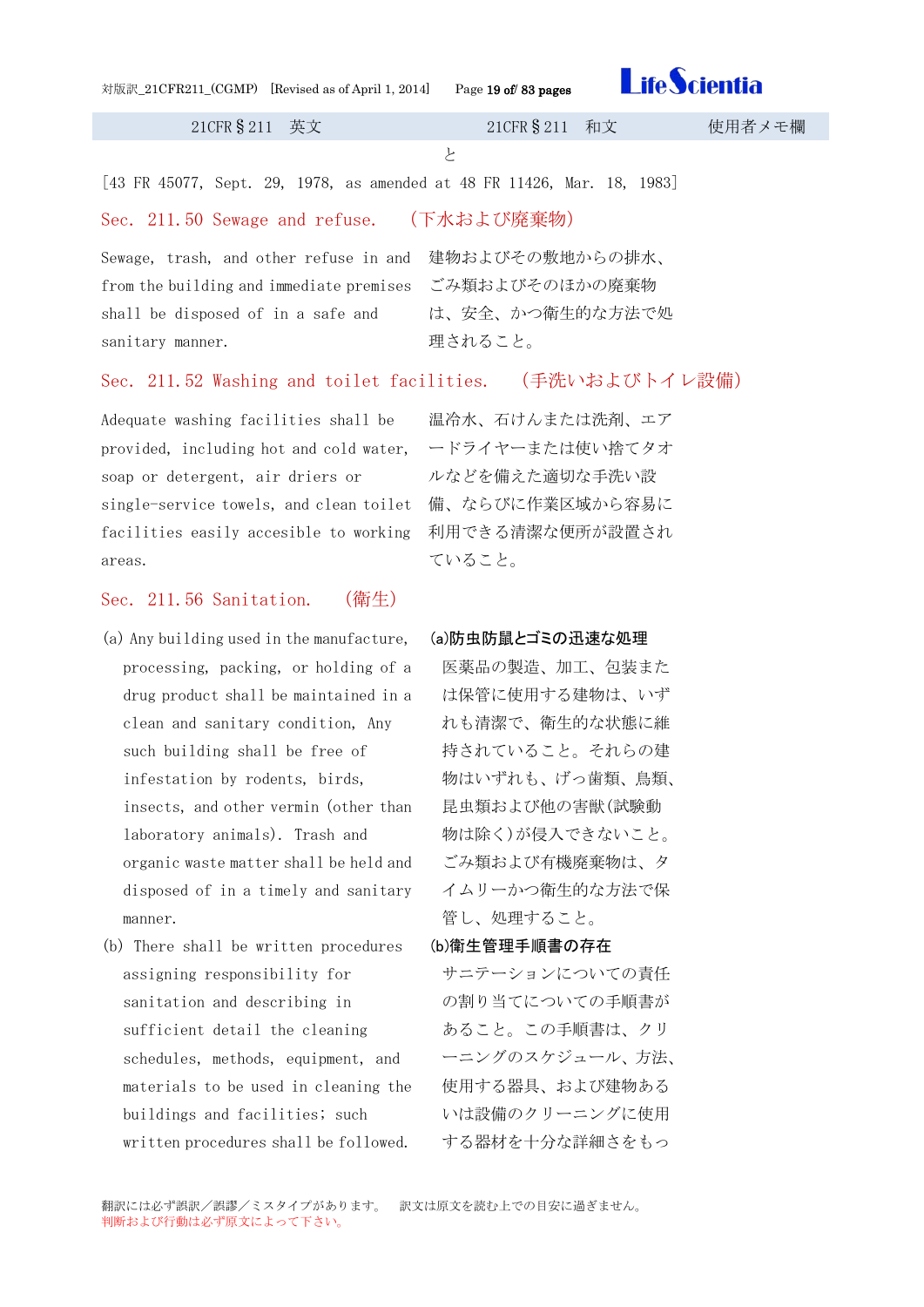と

[43 FR 45077, Sept. 29, 1978, as amended at 48 FR 11426, Mar. 18, 1983]

## Sec. 211.50 Sewage and refuse. （下水および廃棄物）

Sewage, trash, and other refuse in and from the building and immediate premises shall be disposed of in a safe and sanitary manner.

建物およびその敷地からの排水、ごみ類およびそのほかの廃棄物は、安全、かつ衛生的な方法で処理されること。

## Sec. 211.52 Washing and toilet facilities. （手洗いおよびトイレ設備）

Adequate washing facilities shall be provided, including hot and cold water, soap or detergent, air driers or single-service towels, and clean toilet facilities easily accesible to working areas.

温冷水、石けんまたは洗剤、エアードライヤーまたは使い捨てタオルなどを備えた適切な手洗い設備、ならびに作業区域から容易に利用できる清潔な便所が設置されていること。

## Sec. 211.56 Sanitation. （衛生）

(a) Any building used in the manufacture, processing, packing, or holding of a drug product shall be maintained in a clean and sanitary condition, Any such building shall be free of infestation by rodents, birds, insects, and other vermin (other than laboratory animals). Trash and organic waste matter shall be held and disposed of in a timely and sanitary manner.

**(a)防虫防鼠とゴミの迅速な処理**

医薬品の製造、加工、包装または保管に使用する建物は、いずれも清潔で、衛生的な状態に維持されていること。それらの建物はいずれも、げっ歯類、鳥類、昆虫類および他の害獣（試験動物は除く）が侵入できないこと。ごみ類および有機廃棄物は、タイムリーかつ衛生的な方法で保管し、処理すること。

(b) There shall be written procedures assigning responsibility for sanitation and describing in sufficient detail the cleaning schedules, methods, equipment, and materials to be used in cleaning the buildings and facilities; such written procedures shall be followed.

**(b)衛生管理手順書の存在**

サニテーションについての責任の割り当てについての手順書があること。この手順書は、クリーニングのスケジュール、方法、使用する器具、および建物あるいは設備のクリーニングに使用する器材を十分な詳細さをもっ

翻訳には必ず誤訳／誤謬／ミスタイプがあります。　訳文は原文を読む上での目安に過ぎません。
判断および行動は必ず原文によって下さい。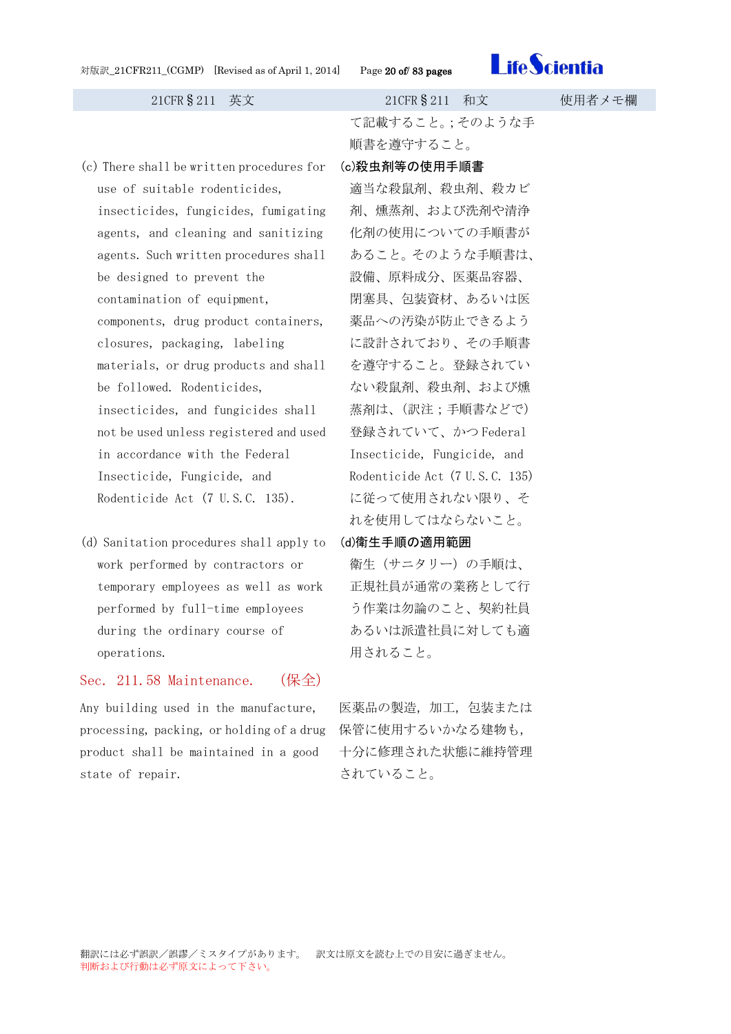| 21CFR§211　英文 | 21CFR§211　和文 | 使用者メモ欄 |
|---|---|---|
| | て記載すること。;そのような手順書を遵守すること。 | |
| (c) There shall be written procedures for use of suitable rodenticides, insecticides, fungicides, fumigating agents, and cleaning and sanitizing agents. Such written procedures shall be designed to prevent the contamination of equipment, components, drug product containers, closures, packaging, labeling materials, or drug products and shall be followed. Rodenticides, insecticides, and fungicides shall not be used unless registered and used in accordance with the Federal Insecticide, Fungicide, and Rodenticide Act (7 U.S.C. 135). | **(c)殺虫剤等の使用手順書**<br>適当な殺鼠剤、殺虫剤、殺カビ剤、燻蒸剤、および洗剤や清浄化剤の使用についての手順書があること。そのような手順書は、設備、原料成分、医薬品容器、閉塞具、包装資材、あるいは医薬品への汚染が防止できるように設計されており、その手順書を遵守すること。登録されていない殺鼠剤、殺虫剤、および燻蒸剤は、(訳注；手順書などで)登録されていて、かつ Federal Insecticide, Fungicide, and Rodenticide Act (7 U.S.C. 135)に従って使用されない限り、それを使用してはならないこと。 | |
| (d) Sanitation procedures shall apply to work performed by contractors or temporary employees as well as work performed by full-time employees during the ordinary course of operations. | **(d)衛生手順の適用範囲**<br>衛生（サニタリー）の手順は、正規社員が通常の業務として行う作業は勿論のこと、契約社員あるいは派遣社員に対しても適用されること。 | |
| **Sec. 211.58 Maintenance.　(保全)** | | |
| Any building used in the manufacture, processing, packing, or holding of a drug product shall be maintained in a good state of repair. | 医薬品の製造，加工，包装または保管に使用するいかなる建物も，十分に修理された状態に維持管理されていること。 | |

翻訳には必ず誤訳／誤謬／ミスタイプがあります。　訳文は原文を読む上での目安に過ぎません。
判断および行動は必ず原文によって下さい。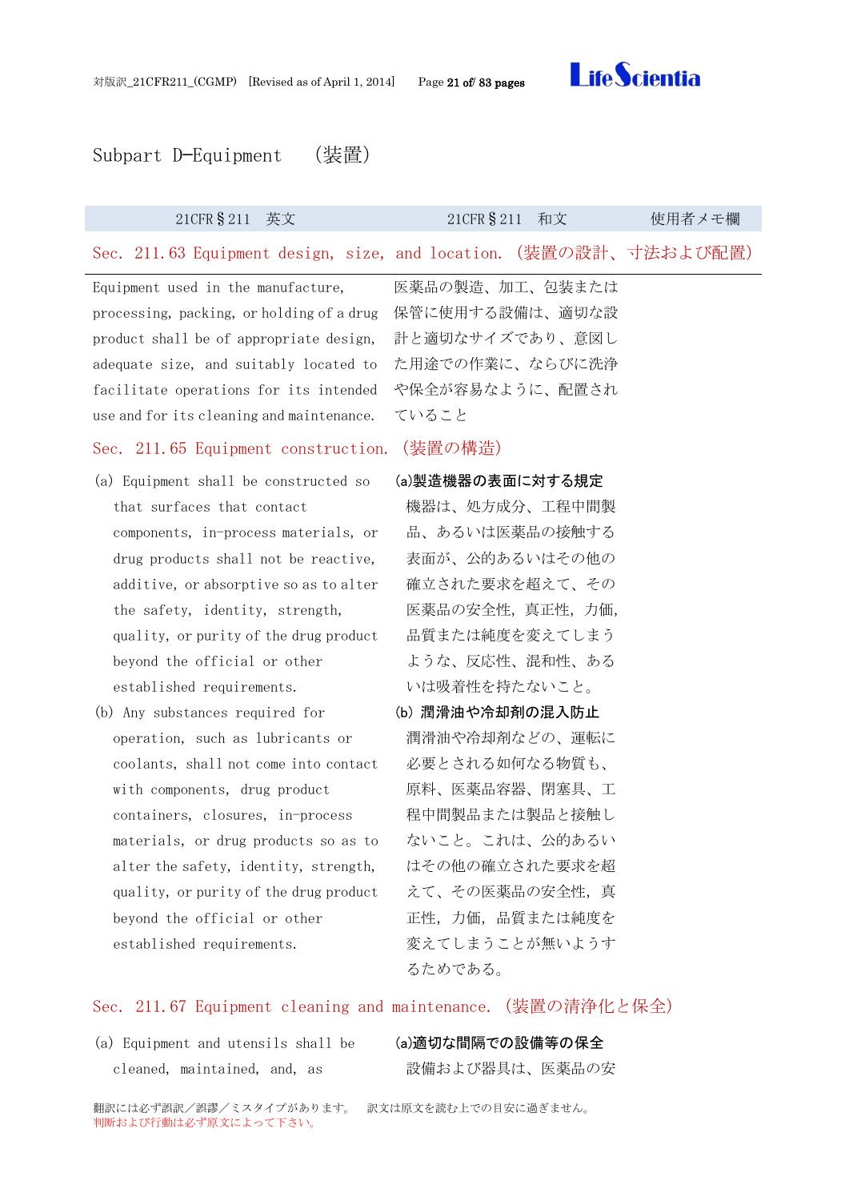# Subpart D—Equipment　（装置）

| 21CFR§211　英文 | 21CFR§211　和文 | 使用者メモ欄 |
| --- | --- | --- |
| **Sec. 211.63 Equipment design, size, and location.（装置の設計、寸法および配置）** | | |
| Equipment used in the manufacture, processing, packing, or holding of a drug product shall be of appropriate design, adequate size, and suitably located to facilitate operations for its intended use and for its cleaning and maintenance. | 医薬品の製造、加工、包装または保管に使用する設備は、適切な設計と適切なサイズであり、意図した用途での作業に、ならびに洗浄や保全が容易なように、配置されていること | |
| **Sec. 211.65 Equipment construction.（装置の構造）** | | |
| (a) Equipment shall be constructed so that surfaces that contact components, in-process materials, or drug products shall not be reactive, additive, or absorptive so as to alter the safety, identity, strength, quality, or purity of the drug product beyond the official or other established requirements. | **(a)製造機器の表面に対する規定**<br>機器は、処方成分、工程中間製品、あるいは医薬品の接触する表面が、公的あるいはその他の確立された要求を超えて、その医薬品の安全性，真正性，力価，品質または純度を変えてしまうような、反応性、混和性、あるいは吸着性を持たないこと。 | |
| (b) Any substances required for operation, such as lubricants or coolants, shall not come into contact with components, drug product containers, closures, in-process materials, or drug products so as to alter the safety, identity, strength, quality, or purity of the drug product beyond the official or other established requirements. | **(b) 潤滑油や冷却剤の混入防止**<br>潤滑油や冷却剤などの、運転に必要とされる如何なる物質も、原料、医薬品容器、閉塞具、工程中間製品または製品と接触しないこと。これは、公的あるいはその他の確立された要求を超えて、その医薬品の安全性，真正性，力価，品質または純度を変えてしまうことが無いようするためである。 | |
| **Sec. 211.67 Equipment cleaning and maintenance.（装置の清浄化と保全）** | | |
| (a) Equipment and utensils shall be cleaned, maintained, and, as | **(a)適切な間隔での設備等の保全**<br>設備および器具は、医薬品の安 | |

翻訳には必ず誤訳／誤謬／ミスタイプがあります。　訳文は原文を読む上での目安に過ぎません。
判断および行動は必ず原文によって下さい。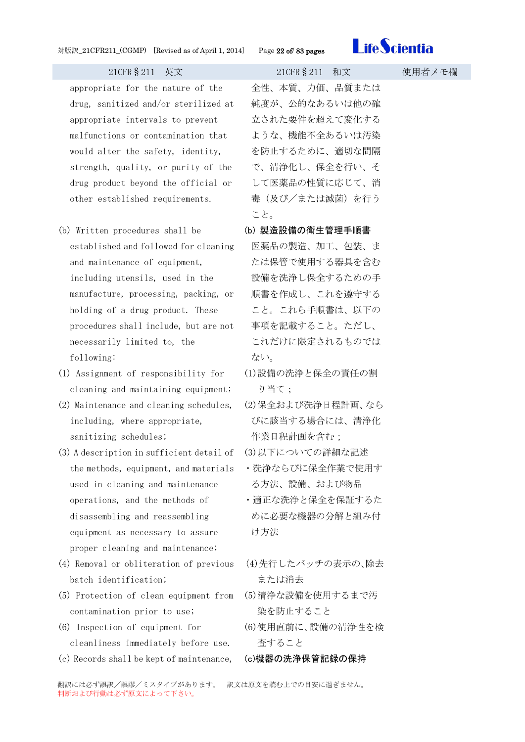| 21CFR § 211　英文 | 21CFR § 211　和文 | 使用者メモ欄 |
|---|---|---|
| appropriate for the nature of the drug, sanitized and/or sterilized at appropriate intervals to prevent malfunctions or contamination that would alter the safety, identity, strength, quality, or purity of the drug product beyond the official or other established requirements. | 全性、本質、力価、品質または純度が、公的なあるいは他の確立された要件を超えて変化するような、機能不全あるいは汚染を防止するために、適切な間隔で、清浄化し、保全を行い、そして医薬品の性質に応じて、消毒（及び／または滅菌）を行うこと。 | |
| (b) Written procedures shall be established and followed for cleaning and maintenance of equipment, including utensils, used in the manufacture, processing, packing, or holding of a drug product. These procedures shall include, but are not necessarily limited to, the following: | **(b) 製造設備の衛生管理手順書**<br>医薬品の製造、加工、包装、または保管で使用する器具を含む設備を洗浄し保全するための手順書を作成し、これを遵守すること。これら手順書は、以下の事項を記載すること。ただし、これだけに限定されるものではない。 | |
| (1) Assignment of responsibility for cleaning and maintaining equipment; | (1)設備の洗浄と保全の責任の割り当て； | |
| (2) Maintenance and cleaning schedules, including, where appropriate, sanitizing schedules; | (2)保全および洗浄日程計画、ならびに該当する場合には、清浄化作業日程計画を含む； | |
| (3) A description in sufficient detail of the methods, equipment, and materials used in cleaning and maintenance operations, and the methods of disassembling and reassembling equipment as necessary to assure proper cleaning and maintenance; | (3)以下についての詳細な記述<br>・洗浄ならびに保全作業で使用する方法、設備、および物品<br>・適正な洗浄と保全を保証するために必要な機器の分解と組み付け方法 | |
| (4) Removal or obliteration of previous batch identification; | (4)先行したバッチの表示の、除去または消去 | |
| (5) Protection of clean equipment from contamination prior to use; | (5)清浄な設備を使用するまで汚染を防止すること | |
| (6) Inspection of equipment for cleanliness immediately before use. | (6)使用直前に、設備の清浄性を検査すること | |
| (c) Records shall be kept of maintenance, | **(c)機器の洗浄保管記録の保持** | |

翻訳には必ず誤訳／誤謬／ミスタイプがあります。　訳文は原文を読む上での目安に過ぎません。
判断および行動は必ず原文によって下さい。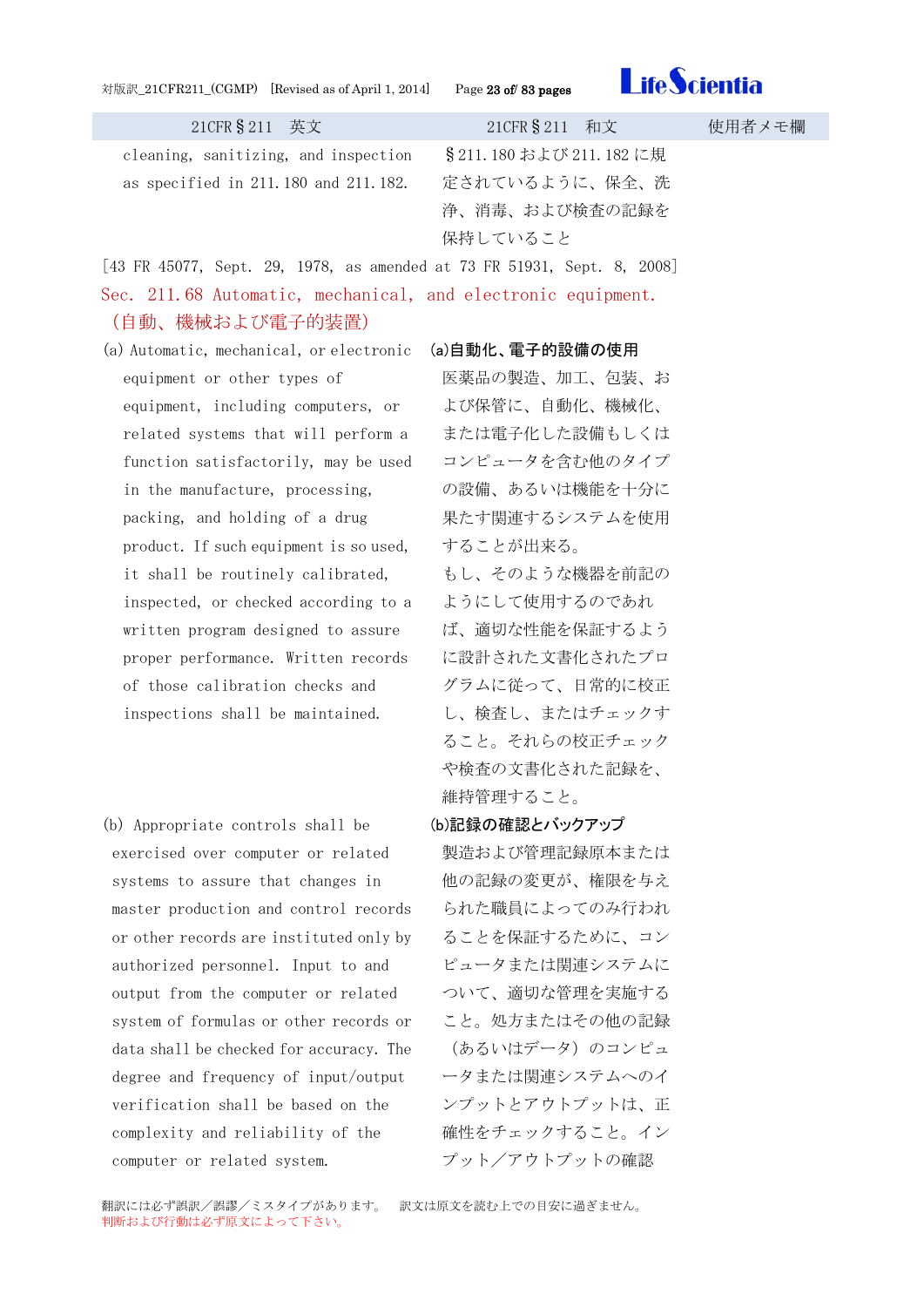| 21CFR§211　英文 | 21CFR§211　和文 | 使用者メモ欄 |
| --- | --- | --- |
| cleaning, sanitizing, and inspection as specified in 211.180 and 211.182. | §211.180 および 211.182 に規定されているように、保全、洗浄、消毒、および検査の記録を保持していること | |

[43 FR 45077, Sept. 29, 1978, as amended at 73 FR 51931, Sept. 8, 2008]

## Sec. 211.68 Automatic, mechanical, and electronic equipment.（自動、機械および電子的装置）

| 21CFR§211　英文 | 21CFR§211　和文 | 使用者メモ欄 |
| --- | --- | --- |
| (a) Automatic, mechanical, or electronic equipment or other types of equipment, including computers, or related systems that will perform a function satisfactorily, may be used in the manufacture, processing, packing, and holding of a drug product. If such equipment is so used, it shall be routinely calibrated, inspected, or checked according to a written program designed to assure proper performance. Written records of those calibration checks and inspections shall be maintained. | **(a)自動化、電子的設備の使用**<br>医薬品の製造、加工、包装、および保管に、自動化、機械化、または電子化した設備もしくはコンピュータを含む他のタイプの設備、あるいは機能を十分に果たす関連するシステムを使用することが出来る。<br>もし、そのような機器を前記のようにして使用するのであれば、適切な性能を保証するように設計された文書化されたプログラムに従って、日常的に校正し、検査し、またはチェックすること。それらの校正チェックや検査の文書化された記録を、維持管理すること。 | |
| (b) Appropriate controls shall be exercised over computer or related systems to assure that changes in master production and control records or other records are instituted only by authorized personnel. Input to and output from the computer or related system of formulas or other records or data shall be checked for accuracy. The degree and frequency of input/output verification shall be based on the complexity and reliability of the computer or related system. | **(b)記録の確認とバックアップ**<br>製造および管理記録原本または他の記録の変更が、権限を与えられた職員によってのみ行われることを保証するために、コンピュータまたは関連システムについて、適切な管理を実施すること。処方またはその他の記録（あるいはデータ）のコンピュータまたは関連システムへのインプットとアウトプットは、正確性をチェックすること。インプット／アウトプットの確認 | |

翻訳には必ず誤訳／誤謬／ミスタイプがあります。　訳文は原文を読む上での目安に過ぎません。
判断および行動は必ず原文によって下さい。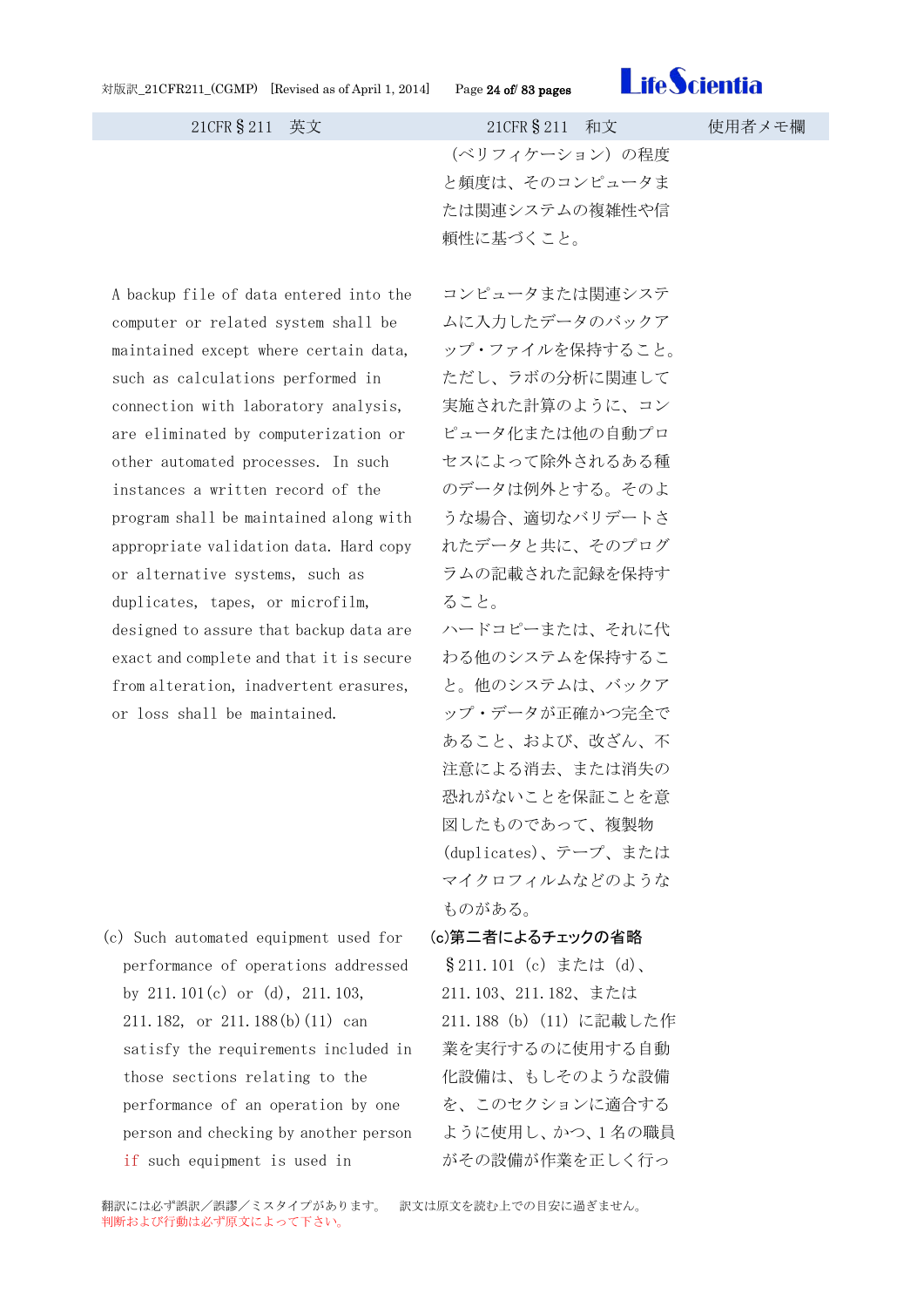| 21CFR§211　英文 | 21CFR§211　和文 | 使用者メモ欄 |
|---|---|---|
| | （ベリフィケーション）の程度と頻度は、そのコンピュータまたは関連システムの複雑性や信頼性に基づくこと。 | |
| A backup file of data entered into the computer or related system shall be maintained except where certain data, such as calculations performed in connection with laboratory analysis, are eliminated by computerization or other automated processes. In such instances a written record of the program shall be maintained along with appropriate validation data. Hard copy or alternative systems, such as duplicates, tapes, or microfilm, designed to assure that backup data are exact and complete and that it is secure from alteration, inadvertent erasures, or loss shall be maintained. | コンピュータまたは関連システムに入力したデータのバックアップ・ファイルを保持すること。ただし、ラボの分析に関連して実施された計算のように、コンピュータ化または他の自動プロセスによって除外されるある種のデータは例外とする。そのような場合、適切なバリデートされたデータと共に、そのプログラムの記載された記録を保持すること。<br>ハードコピーまたは、それに代わる他のシステムを保持すること。他のシステムは、バックアップ・データが正確かつ完全であること、および、改ざん、不注意による消去、または消失の恐れがないことを保証ことを意図したものであって、複製物(duplicates)、テープ、またはマイクロフィルムなどのようなものがある。 | |
| (c) Such automated equipment used for performance of operations addressed by 211.101(c) or (d), 211.103, 211.182, or 211.188(b)(11) can satisfy the requirements included in those sections relating to the performance of an operation by one person and checking by another person if such equipment is used in | **(c)第二者によるチェックの省略**<br>§211.101（c）または（d）、211.103、211.182、または211.188（b）（11）に記載した作業を実行するのに使用する自動化設備は、もしそのような設備を、このセクションに適合するように使用し、かつ、1名の職員がその設備が作業を正しく行っ | |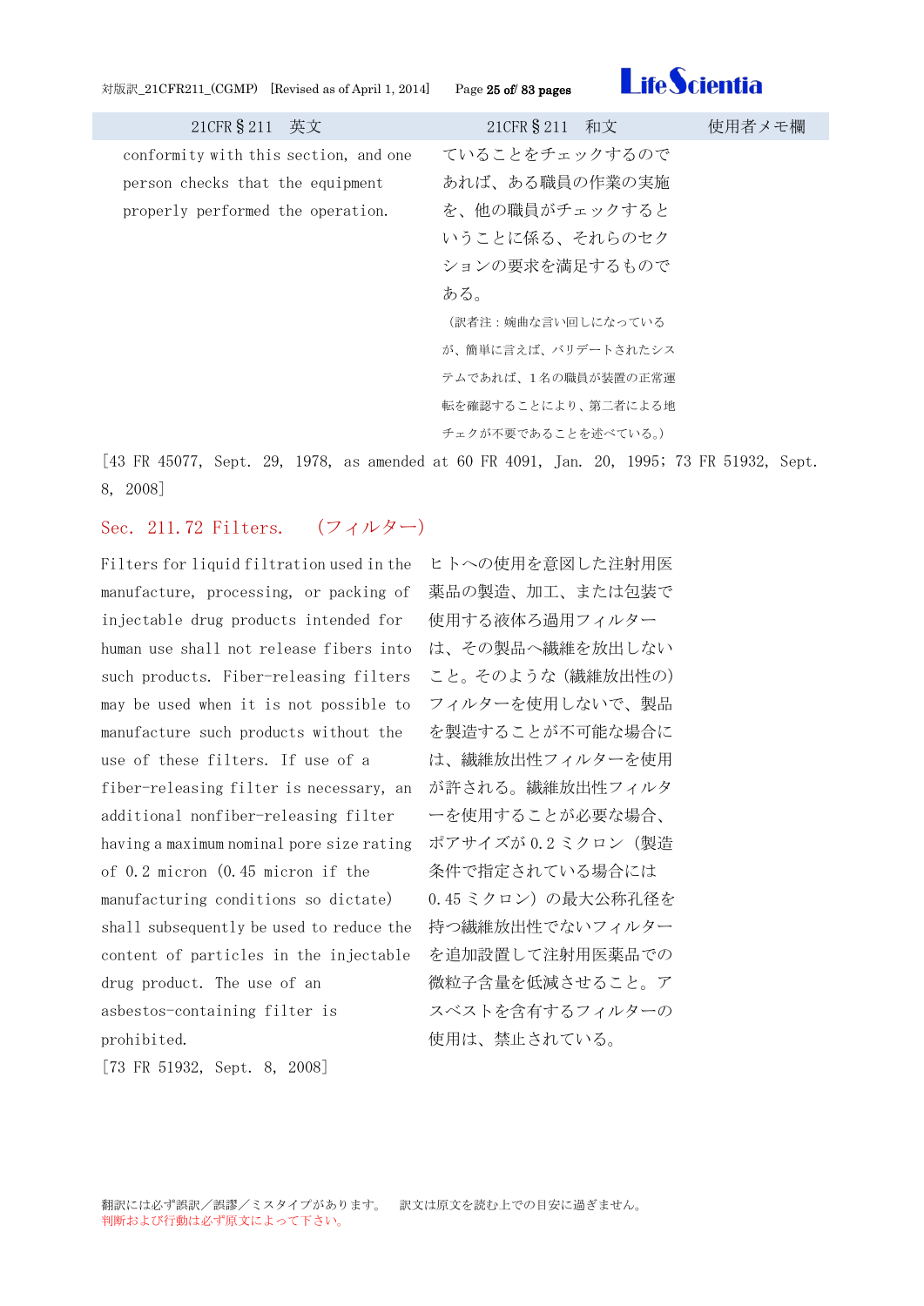| 21CFR§211 英文 | 21CFR§211 和文 | 使用者メモ欄 |
|---|---|---|
| conformity with this section, and one person checks that the equipment properly performed the operation. | ていることをチェックするのであれば、ある職員の作業の実施を、他の職員がチェックするということに係る、それらのセクションの要求を満足するものである。<br>（訳者注：婉曲な言い回しになっているが、簡単に言えば、バリデートされたシステムであれば、1名の職員が装置の正常運転を確認することにより、第二者による地チェクが不要であることを述べている。） | |

[43 FR 45077, Sept. 29, 1978, as amended at 60 FR 4091, Jan. 20, 1995; 73 FR 51932, Sept. 8, 2008]

## Sec. 211.72 Filters. （フィルター）

| 21CFR§211 英文 | 21CFR§211 和文 | 使用者メモ欄 |
|---|---|---|
| Filters for liquid filtration used in the manufacture, processing, or packing of injectable drug products intended for human use shall not release fibers into such products. Fiber-releasing filters may be used when it is not possible to manufacture such products without the use of these filters. If use of a fiber-releasing filter is necessary, an additional nonfiber-releasing filter having a maximum nominal pore size rating of 0.2 micron (0.45 micron if the manufacturing conditions so dictate) shall subsequently be used to reduce the content of particles in the injectable drug product. The use of an asbestos-containing filter is prohibited. | ヒトへの使用を意図した注射用医薬品の製造、加工、または包装で使用する液体ろ過用フィルターは、その製品へ繊維を放出しないこと。そのような（繊維放出性の）フィルターを使用しないで、製品を製造することが不可能な場合には、繊維放出性フィルターを使用が許される。繊維放出性フィルターを使用することが必要な場合、ポアサイズが 0.2 ミクロン（製造条件で指定されている場合には 0.45 ミクロン）の最大公称孔径を持つ繊維放出性でないフィルターを追加設置して注射用医薬品での微粒子含量を低減させること。アスベストを含有するフィルターの使用は、禁止されている。 | |

[73 FR 51932, Sept. 8, 2008]

翻訳には必ず誤訳／誤謬／ミスタイプがあります。　訳文は原文を読む上での目安に過ぎません。
判断および行動は必ず原文によって下さい。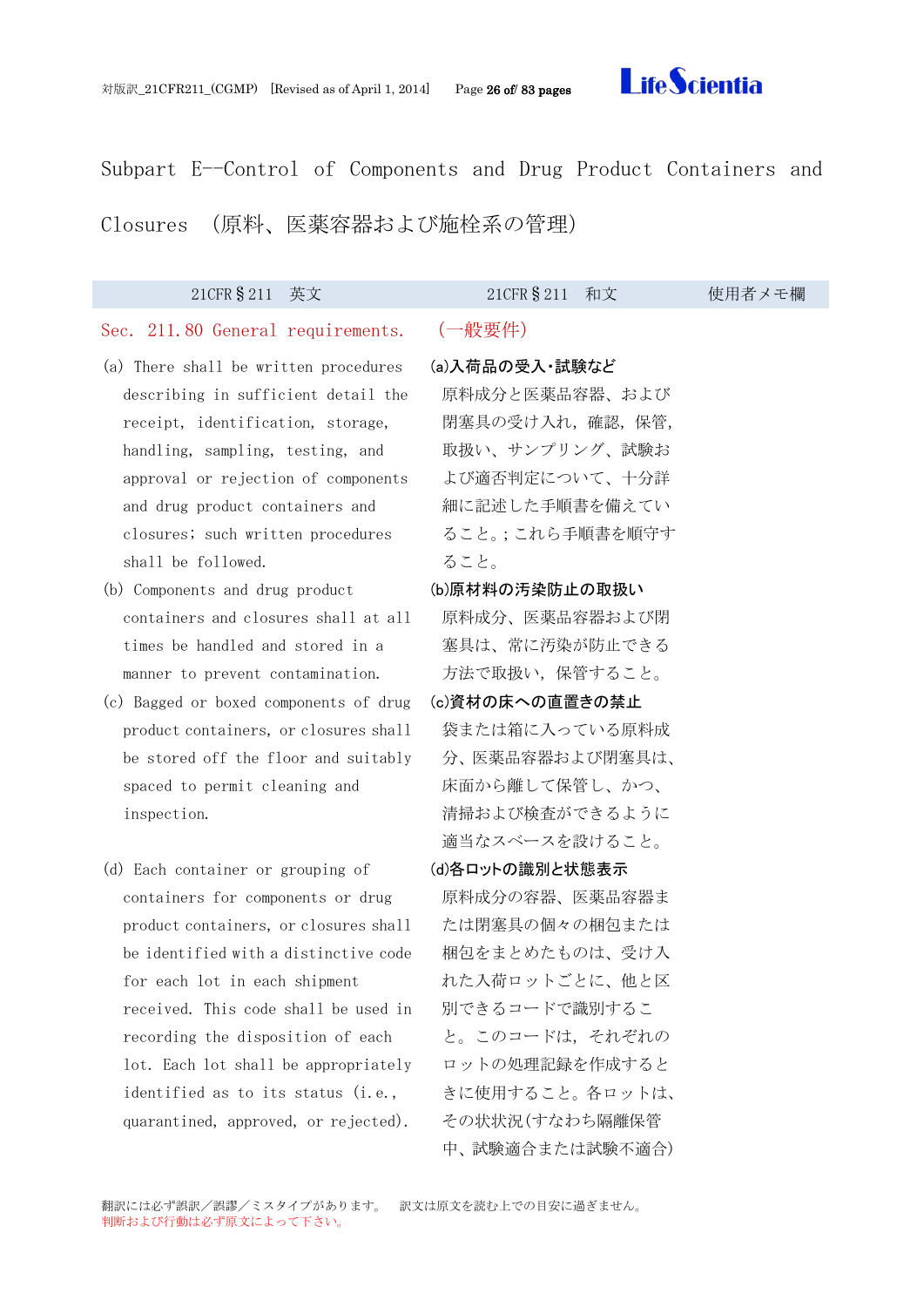# Subpart E--Control of Components and Drug Product Containers and Closures (原料、医薬容器および施栓系の管理)

| 21CFR§211 英文 | 21CFR§211 和文 | 使用者メモ欄 |
|---|---|---|
| Sec. 211.80 General requirements. | (一般要件) | |
| (a) There shall be written procedures describing in sufficient detail the receipt, identification, storage, handling, sampling, testing, and approval or rejection of components and drug product containers and closures; such written procedures shall be followed. | **(a)入荷品の受入・試験など**<br>原料成分と医薬品容器、および閉塞具の受け入れ，確認，保管，取扱い、サンプリング、試験および適否判定について、十分詳細に記述した手順書を備えていること。; これら手順書を順守すること。 | |
| (b) Components and drug product containers and closures shall at all times be handled and stored in a manner to prevent contamination. | **(b)原材料の汚染防止の取扱い**<br>原料成分、医薬品容器および閉塞具は、常に汚染が防止できる方法で取扱い，保管すること。 | |
| (c) Bagged or boxed components of drug product containers, or closures shall be stored off the floor and suitably spaced to permit cleaning and inspection. | **(c)資材の床への直置きの禁止**<br>袋または箱に入っている原料成分、医薬品容器および閉塞具は、床面から離して保管し、かつ、清掃および検査ができるように適当なスペースを設けること。 | |
| (d) Each container or grouping of containers for components or drug product containers, or closures shall be identified with a distinctive code for each lot in each shipment received. This code shall be used in recording the disposition of each lot. Each lot shall be appropriately identified as to its status (i.e., quarantined, approved, or rejected). | **(d)各ロットの識別と状態表示**<br>原料成分の容器、医薬品容器または閉塞具の個々の梱包または梱包をまとめたものは、受け入れた入荷ロットごとに、他と区別できるコードで識別すること。このコードは，それぞれのロットの処理記録を作成するときに使用すること。各ロットは、その状状況(すなわち隔離保管中、試験適合または試験不適合) | |

翻訳には必ず誤訳／誤謬／ミスタイプがあります。　訳文は原文を読む上での目安に過ぎません。
判断および行動は必ず原文によって下さい。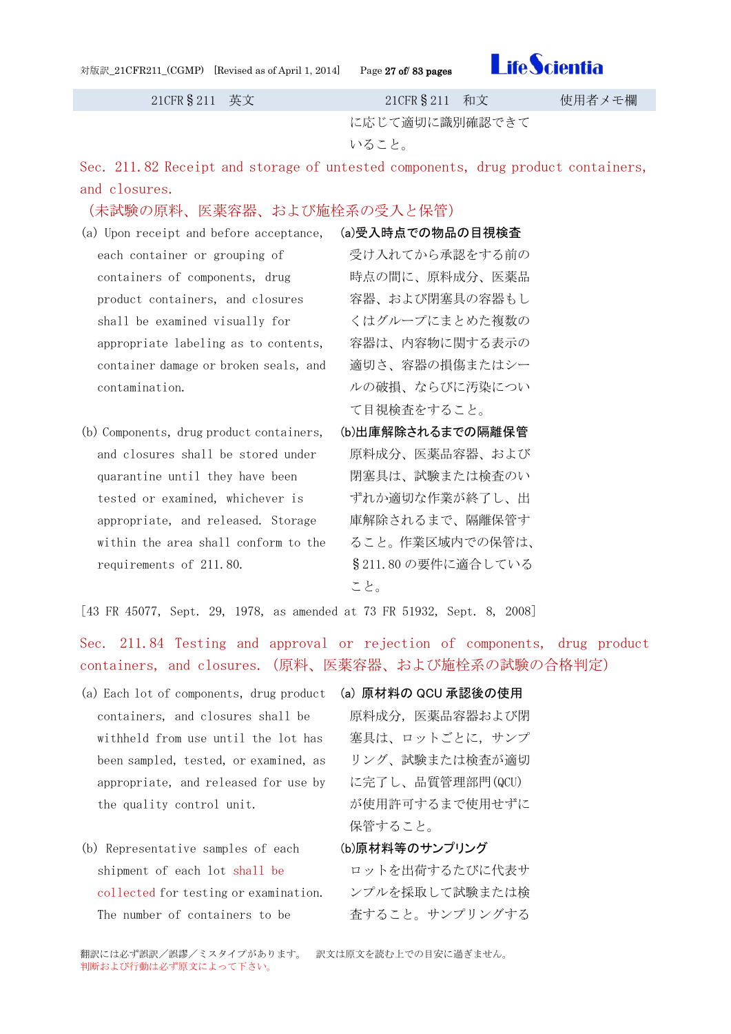| 21CFR§211 英文 | 21CFR§211 和文 | 使用者メモ欄 |
| --- | --- | --- |
| | に応じて適切に識別確認できていること。 | |

## Sec. 211.82 Receipt and storage of untested components, drug product containers, and closures.

(未試験の原料、医薬容器、および施栓系の受入と保管)

| 21CFR§211 英文 | 21CFR§211 和文 | 使用者メモ欄 |
| --- | --- | --- |
| (a) Upon receipt and before acceptance, each container or grouping of containers of components, drug product containers, and closures shall be examined visually for appropriate labeling as to contents, container damage or broken seals, and contamination. | **(a)受入時点での物品の目視検査**<br>受け入れてから承認をする前の時点の間に、原料成分、医薬品容器、および閉塞具の容器もしくはグループにまとめた複数の容器は、内容物に関する表示の適切さ、容器の損傷またはシールの破損、ならびに汚染について目視検査をすること。 | |
| (b) Components, drug product containers, and closures shall be stored under quarantine until they have been tested or examined, whichever is appropriate, and released. Storage within the area shall conform to the requirements of 211.80. | **(b)出庫解除されるまでの隔離保管**<br>原料成分、医薬品容器、および閉塞具は、試験または検査のいずれか適切な作業が終了し、出庫解除されるまで、隔離保管すること。作業区域内での保管は、§211.80 の要件に適合していること。 | |

[43 FR 45077, Sept. 29, 1978, as amended at 73 FR 51932, Sept. 8, 2008]

## Sec. 211.84 Testing and approval or rejection of components, drug product containers, and closures. (原料、医薬容器、および施栓系の試験の合格判定)

| 21CFR§211 英文 | 21CFR§211 和文 | 使用者メモ欄 |
| --- | --- | --- |
| (a) Each lot of components, drug product containers, and closures shall be withheld from use until the lot has been sampled, tested, or examined, as appropriate, and released for use by the quality control unit. | **(a) 原材料の QCU 承認後の使用**<br>原料成分，医薬品容器および閉塞具は、ロットごとに，サンプリング、試験または検査が適切に完了し、品質管理部門(QCU)が使用許可するまで使用せずに保管すること。 | |
| (b) Representative samples of each shipment of each lot shall be collected for testing or examination. The number of containers to be | **(b)原材料等のサンプリング**<br>ロットを出荷するたびに代表サンプルを採取して試験または検査すること。サンプリングする | |

翻訳には必ず誤訳／誤謬／ミスタイプがあります。　訳文は原文を読む上での目安に過ぎません。
判断および行動は必ず原文によって下さい。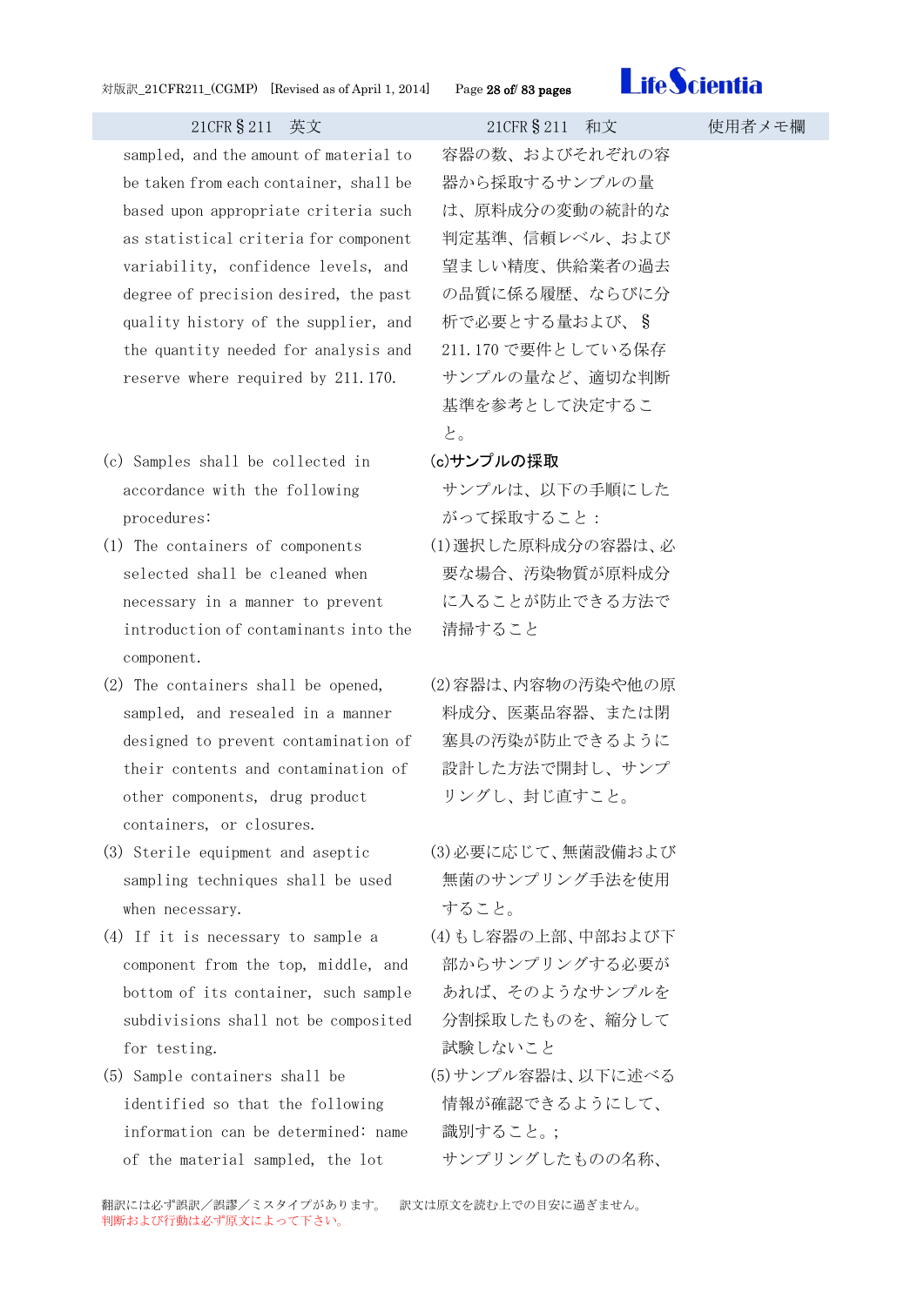| 21CFR§211　英文 | 21CFR§211　和文 | 使用者メモ欄 |
|---|---|---|
| sampled, and the amount of material to be taken from each container, shall be based upon appropriate criteria such as statistical criteria for component variability, confidence levels, and degree of precision desired, the past quality history of the supplier, and the quantity needed for analysis and reserve where required by 211.170. | 容器の数、およびそれぞれの容器から採取するサンプルの量は、原料成分の変動の統計的な判定基準、信頼レベル、および望ましい精度、供給業者の過去の品質に係る履歴、ならびに分析で必要とする量および、§211.170 で要件としている保存サンプルの量など、適切な判断基準を参考として決定すること。 | |
| (c) Samples shall be collected in accordance with the following procedures: | **(c)サンプルの採取**<br>サンプルは、以下の手順にしたがって採取すること： | |
| (1) The containers of components selected shall be cleaned when necessary in a manner to prevent introduction of contaminants into the component. | (1)選択した原料成分の容器は、必要な場合、汚染物質が原料成分に入ることが防止できる方法で清掃すること | |
| (2) The containers shall be opened, sampled, and resealed in a manner designed to prevent contamination of their contents and contamination of other components, drug product containers, or closures. | (2)容器は、内容物の汚染や他の原料成分、医薬品容器、または閉塞具の汚染が防止できるように設計した方法で開封し、サンプリングし、封じ直すこと。 | |
| (3) Sterile equipment and aseptic sampling techniques shall be used when necessary. | (3)必要に応じて、無菌設備および無菌のサンプリング手法を使用すること。 | |
| (4) If it is necessary to sample a component from the top, middle, and bottom of its container, such sample subdivisions shall not be composited for testing. | (4)もし容器の上部、中部および下部からサンプリングする必要があれば、そのようなサンプルを分割採取したものを、縮分して試験しないこと | |
| (5) Sample containers shall be identified so that the following information can be determined: name of the material sampled, the lot | (5)サンプル容器は、以下に述べる情報が確認できるようにして、識別すること。;<br>サンプリングしたものの名称、 | |

翻訳には必ず誤訳／誤謬／ミスタイプがあります。　訳文は原文を読む上での目安に過ぎません。
判断および行動は必ず原文によって下さい。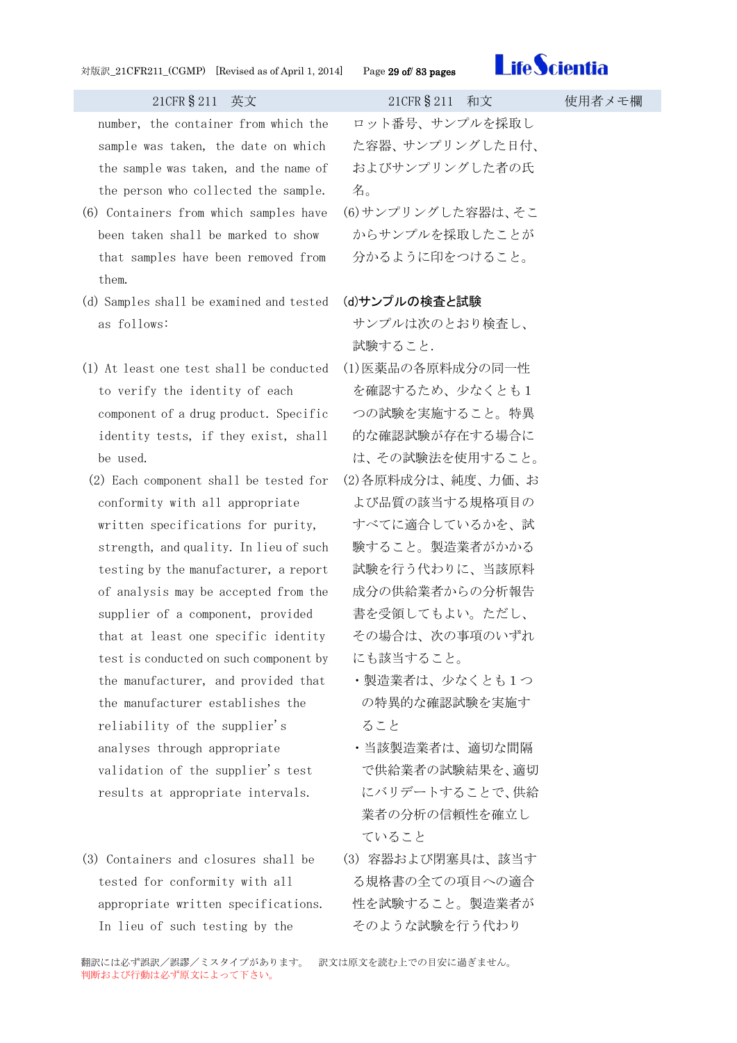| 21CFR§211 英文 | 21CFR§211 和文 | 使用者メモ欄 |
|---|---|---|
| number, the container from which the sample was taken, the date on which the sample was taken, and the name of the person who collected the sample. | ロット番号、サンプルを採取した容器、サンプリングした日付、およびサンプリングした者の氏名。 | |
| (6) Containers from which samples have been taken shall be marked to show that samples have been removed from them. | (6)サンプリングした容器は、そこからサンプルを採取したことが分かるように印をつけること。 | |
| (d) Samples shall be examined and tested as follows: | **(d)サンプルの検査と試験**<br>サンプルは次のとおり検査し、試験すること. | |
| (1) At least one test shall be conducted to verify the identity of each component of a drug product. Specific identity tests, if they exist, shall be used. | (1)医薬品の各原料成分の同一性を確認するため、少なくとも１つの試験を実施すること。特異的な確認試験が存在する場合には、その試験法を使用すること。 | |
| (2) Each component shall be tested for conformity with all appropriate written specifications for purity, strength, and quality. In lieu of such testing by the manufacturer, a report of analysis may be accepted from the supplier of a component, provided that at least one specific identity test is conducted on such component by the manufacturer, and provided that the manufacturer establishes the reliability of the supplier's analyses through appropriate validation of the supplier's test results at appropriate intervals. | (2)各原料成分は、純度、力価、および品質の該当する規格項目のすべてに適合しているかを、試験すること。製造業者がかかる試験を行う代わりに、当該原料成分の供給業者からの分析報告書を受領してもよい。ただし、その場合は、次の事項のいずれにも該当すること。<br>・製造業者は、少なくとも１つの特異的な確認試験を実施すること<br>・当該製造業者は、適切な間隔で供給業者の試験結果を、適切にバリデートすることで、供給業者の分析の信頼性を確立していること | |
| (3) Containers and closures shall be tested for conformity with all appropriate written specifications. In lieu of such testing by the | (3) 容器および閉塞具は、該当する規格書の全ての項目への適合性を試験すること。製造業者がそのような試験を行う代わり | |

翻訳には必ず誤訳／誤謬／ミスタイプがあります。 訳文は原文を読む上での目安に過ぎません。
判断および行動は必ず原文によって下さい。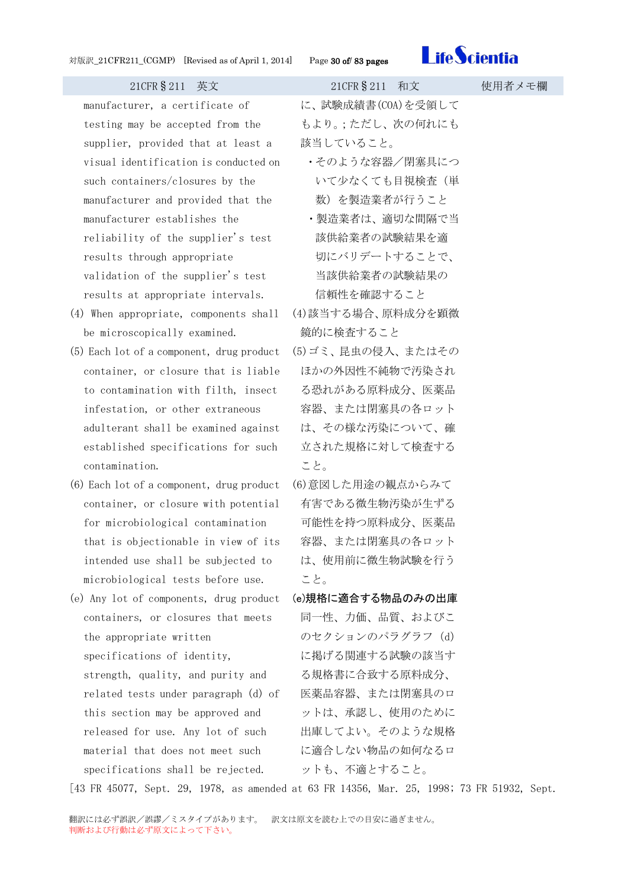| 21CFR§211　英文 | 21CFR§211　和文 | 使用者メモ欄 |
|---|---|---|
| manufacturer, a certificate of testing may be accepted from the supplier, provided that at least a visual identification is conducted on such containers/closures by the manufacturer and provided that the manufacturer establishes the reliability of the supplier's test results through appropriate validation of the supplier's test results at appropriate intervals. | に、試験成績書(COA)を受領してもより。;ただし、次の何れにも該当していること。<br>・そのような容器／閉塞具について少なくても目視検査（単数）を製造業者が行うこと<br>・製造業者は、適切な間隔で当該供給業者の試験結果を適切にバリデートすることで、当該供給業者の試験結果の信頼性を確認すること | |
| (4) When appropriate, components shall be microscopically examined. | (4)該当する場合、原料成分を顕微鏡的に検査すること | |
| (5) Each lot of a component, drug product container, or closure that is liable to contamination with filth, insect infestation, or other extraneous adulterant shall be examined against established specifications for such contamination. | (5)ゴミ、昆虫の侵入、またはそのほかの外因性不純物で汚染される恐れがある原料成分、医薬品容器、または閉塞具の各ロットは、その様な汚染について、確立された規格に対して検査すること。 | |
| (6) Each lot of a component, drug product container, or closure with potential for microbiological contamination that is objectionable in view of its intended use shall be subjected to microbiological tests before use. | (6)意図した用途の観点からみて有害である微生物汚染が生ずる可能性を持つ原料成分、医薬品容器、または閉塞具の各ロットは、使用前に微生物試験を行うこと。 | |
| (e) Any lot of components, drug product containers, or closures that meets the appropriate written specifications of identity, strength, quality, and purity and related tests under paragraph (d) of this section may be approved and released for use. Any lot of such material that does not meet such specifications shall be rejected. | **(e)規格に適合する物品のみの出庫**<br>同一性、力価、品質、およびこのセクションのパラグラフ (d) に掲げる関連する試験の該当する規格書に合致する原料成分、医薬品容器、または閉塞具のロットは、承認し、使用のために出庫してよい。そのような規格に適合しない物品の如何なるロットも、不適とすること。 | |

[43 FR 45077, Sept. 29, 1978, as amended at 63 FR 14356, Mar. 25, 1998; 73 FR 51932, Sept.

翻訳には必ず誤訳／誤謬／ミスタイプがあります。　訳文は原文を読む上での目安に過ぎません。
判断および行動は必ず原文によって下さい。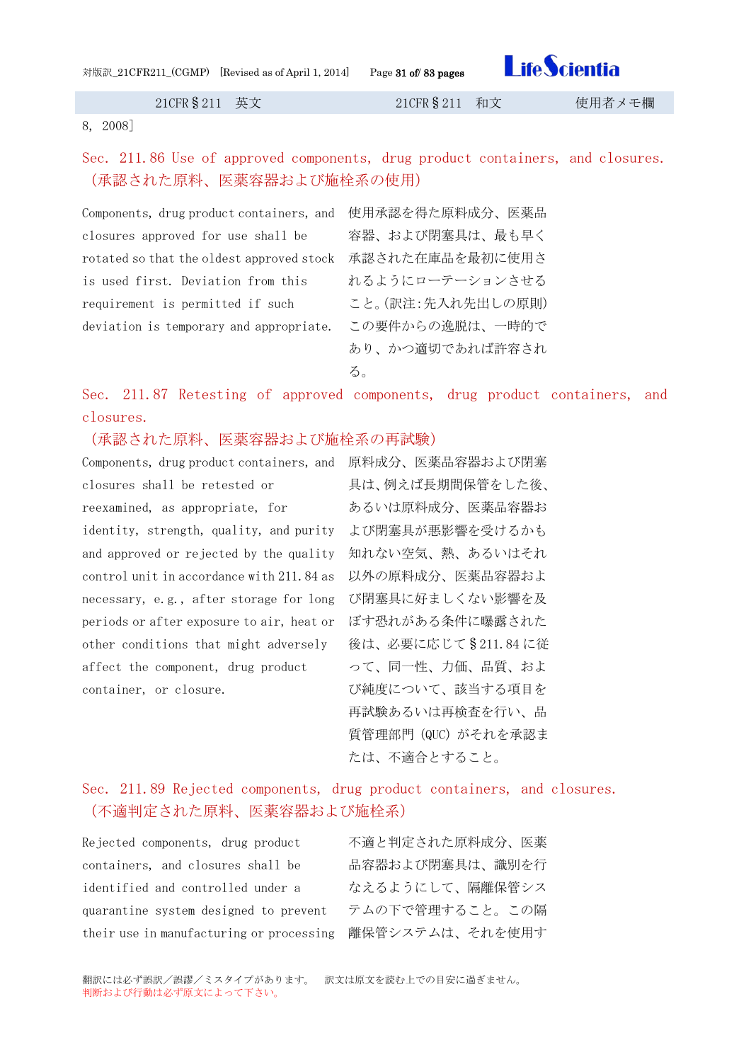8, 2008]

## Sec. 211.86 Use of approved components, drug product containers, and closures.（承認された原料、医薬容器および施栓系の使用）

Components, drug product containers, and closures approved for use shall be rotated so that the oldest approved stock is used first. Deviation from this requirement is permitted if such deviation is temporary and appropriate.

使用承認を得た原料成分、医薬品容器、および閉塞具は、最も早く承認された在庫品を最初に使用されるようにローテーションさせること。(訳注:先入れ先出しの原則)この要件からの逸脱は、一時的であり、かつ適切であれば許容される。

## Sec. 211.87 Retesting of approved components, drug product containers, and closures.（承認された原料、医薬容器および施栓系の再試験）

Components, drug product containers, and closures shall be retested or reexamined, as appropriate, for identity, strength, quality, and purity and approved or rejected by the quality control unit in accordance with 211.84 as necessary, e.g., after storage for long periods or after exposure to air, heat or other conditions that might adversely affect the component, drug product container, or closure.

原料成分、医薬品容器および閉塞具は、例えば長期間保管をした後、あるいは原料成分、医薬品容器および閉塞具が悪影響を受けるかも知れない空気、熱、あるいはそれ以外の原料成分、医薬品容器および閉塞具に好ましくない影響を及ぼす恐れがある条件に曝露された後は、必要に応じて§211.84 に従って、同一性、力価、品質、および純度について、該当する項目を再試験あるいは再検査を行い、品質管理部門 (QUC) がそれを承認または、不適合とすること。

## Sec. 211.89 Rejected components, drug product containers, and closures.（不適判定された原料、医薬容器および施栓系）

Rejected components, drug product containers, and closures shall be identified and controlled under a quarantine system designed to prevent their use in manufacturing or processing

不適と判定された原料成分、医薬品容器および閉塞具は、識別を行なえるようにして、隔離保管システムの下で管理すること。この隔離保管システムは、それを使用す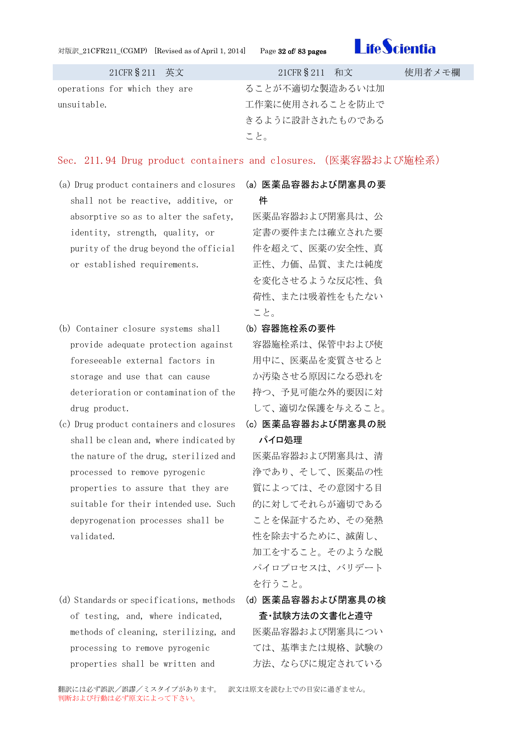| 21CFR§211　英文 | 21CFR§211　和文 | 使用者メモ欄 |
|---|---|---|
| operations for which they are unsuitable. | ることが不適切な製造あるいは加工作業に使用されることを防止できるように設計されたものであること。 | |

## Sec. 211.94 Drug product containers and closures.（医薬容器および施栓系）

| 21CFR§211　英文 | 21CFR§211　和文 | 使用者メモ欄 |
|---|---|---|
| (a) Drug product containers and closures shall not be reactive, additive, or absorptive so as to alter the safety, identity, strength, quality, or purity of the drug beyond the official or established requirements. | **(a) 医薬品容器および閉塞具の要件**<br>医薬品容器および閉塞具は、公定書の要件または確立された要件を超えて、医薬の安全性、真正性、力価、品質、または純度を変化させるような反応性、負荷性、または吸着性をもたないこと。 | |
| (b) Container closure systems shall provide adequate protection against foreseeable external factors in storage and use that can cause deterioration or contamination of the drug product. | **(b) 容器施栓系の要件**<br>容器施栓系は、保管中および使用中に、医薬品を変質させるとか汚染させる原因になる恐れを持つ、予見可能な外的要因に対して、適切な保護を与えること。 | |
| (c) Drug product containers and closures shall be clean and, where indicated by the nature of the drug, sterilized and processed to remove pyrogenic properties to assure that they are suitable for their intended use. Such depyrogenation processes shall be validated. | **(c) 医薬品容器および閉塞具の脱パイロ処理**<br>医薬品容器および閉塞具は、清浄であり、そして、医薬品の性質によっては、その意図する目的に対してそれらが適切であることを保証するため、その発熱性を除去するために、滅菌し、加工をすること。そのような脱パイロプロセスは、バリデートを行うこと。 | |
| (d) Standards or specifications, methods of testing, and, where indicated, methods of cleaning, sterilizing, and processing to remove pyrogenic properties shall be written and | **(d) 医薬品容器および閉塞具の検査･試験方法の文書化と遵守**<br>医薬品容器および閉塞具については、基準または規格、試験の方法、ならびに規定されている | |

翻訳には必ず誤訳／誤謬／ミスタイプがあります。　訳文は原文を読む上での目安に過ぎません。
判断および行動は必ず原文によって下さい。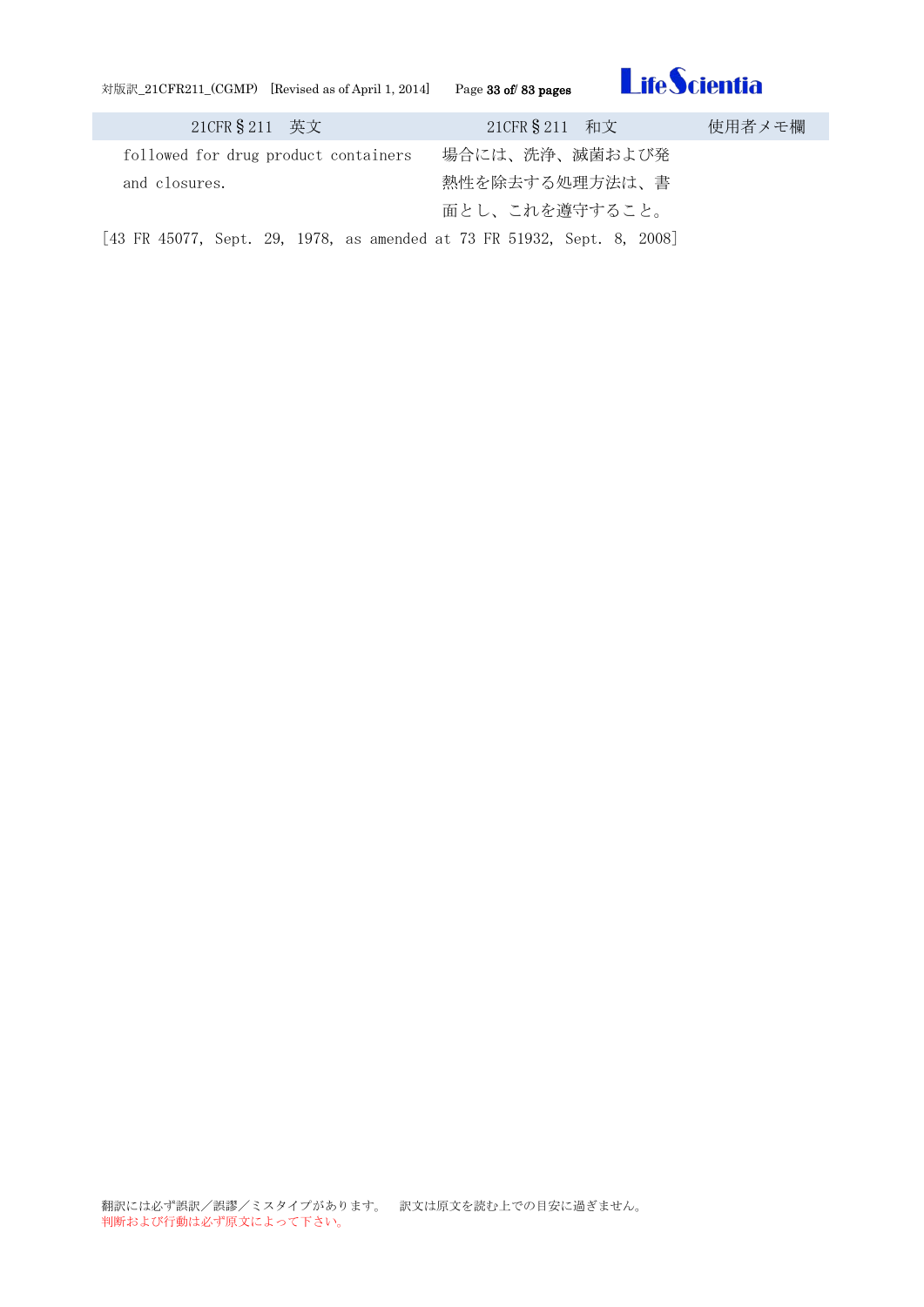| 21CFR§211　英文 | 21CFR§211　和文 | 使用者メモ欄 |
|---|---|---|
| followed for drug product containers and closures. | 場合には、洗浄、滅菌および発熱性を除去する処理方法は、書面とし、これを遵守すること。 | |

[43 FR 45077, Sept. 29, 1978, as amended at 73 FR 51932, Sept. 8, 2008]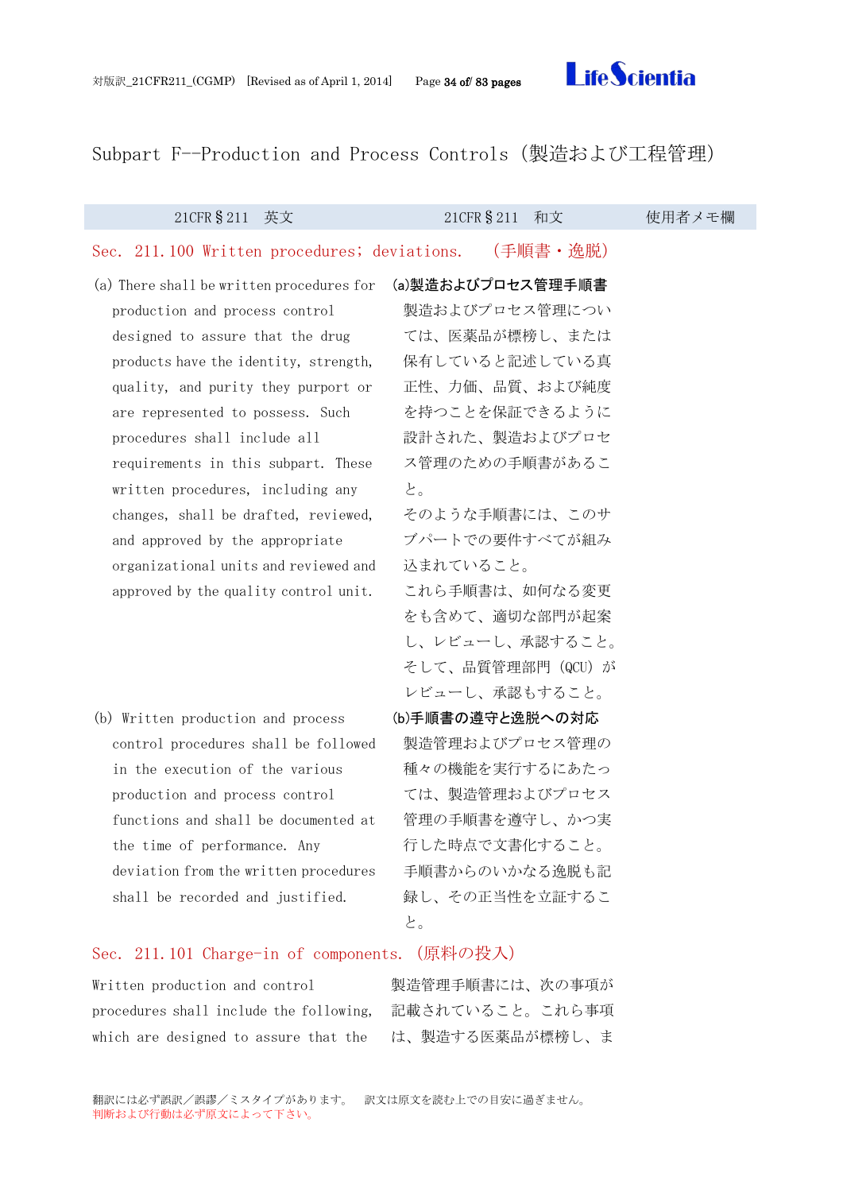## Subpart F--Production and Process Controls（製造および工程管理）

| 21CFR§211　英文 | 21CFR§211　和文 | 使用者メモ欄 |
| --- | --- | --- |
| **Sec. 211.100 Written procedures; deviations.** | **（手順書・逸脱）** | |
| (a) There shall be written procedures for production and process control designed to assure that the drug products have the identity, strength, quality, and purity they purport or are represented to possess. Such procedures shall include all requirements in this subpart. These written procedures, including any changes, shall be drafted, reviewed, and approved by the appropriate organizational units and reviewed and approved by the quality control unit. | **(a)製造およびプロセス管理手順書**<br>製造およびプロセス管理については、医薬品が標榜し、または保有していると記述している真正性、力価、品質、および純度を持つことを保証できるように設計された、製造およびプロセス管理のための手順書があること。<br>そのような手順書には、このサブパートでの要件すべてが組み込まれていること。<br>これら手順書は、如何なる変更をも含めて、適切な部門が起案し、レビューし、承認すること。そして、品質管理部門（QCU）がレビューし、承認もすること。 | |
| (b) Written production and process control procedures shall be followed in the execution of the various production and process control functions and shall be documented at the time of performance. Any deviation from the written procedures shall be recorded and justified. | **(b)手順書の遵守と逸脱への対応**<br>製造管理およびプロセス管理の種々の機能を実行するにあたっては、製造管理およびプロセス管理の手順書を遵守し、かつ実行した時点で文書化すること。<br>手順書からのいかなる逸脱も記録し、その正当性を立証すること。 | |
| **Sec. 211.101 Charge-in of components.** | **（原料の投入）** | |
| Written production and control procedures shall include the following, which are designed to assure that the | 製造管理手順書には、次の事項が記載されていること。これら事項は、製造する医薬品が標榜し、ま | |

翻訳には必ず誤訳／誤謬／ミスタイプがあります。　訳文は原文を読む上での目安に過ぎません。
判断および行動は必ず原文によって下さい。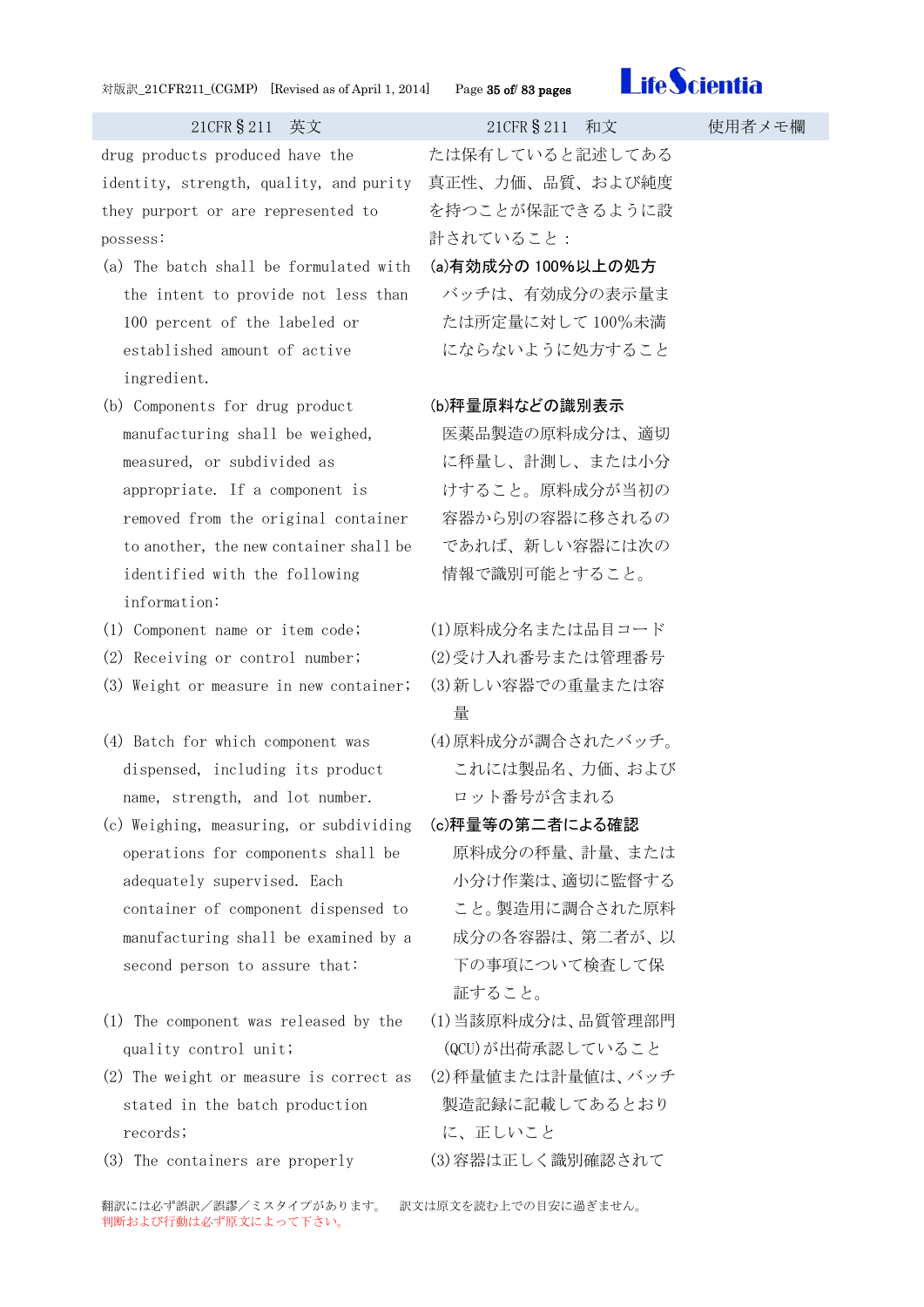| 21CFR§211 英文 | 21CFR§211 和文 | 使用者メモ欄 |
|---|---|---|
| drug products produced have the identity, strength, quality, and purity they purport or are represented to possess: | たは保有していると記述してある真正性、力価、品質、および純度を持つことが保証できるように設計されていること： | |
| (a) The batch shall be formulated with the intent to provide not less than 100 percent of the labeled or established amount of active ingredient. | **(a)有効成分の 100%以上の処方**<br>バッチは、有効成分の表示量または所定量に対して 100%未満にならないように処方すること | |
| (b) Components for drug product manufacturing shall be weighed, measured, or subdivided as appropriate. If a component is removed from the original container to another, the new container shall be identified with the following information: | **(b)秤量原料などの識別表示**<br>医薬品製造の原料成分は、適切に秤量し、計測し、または小分けすること。原料成分が当初の容器から別の容器に移されるのであれば、新しい容器には次の情報で識別可能とすること。 | |
| (1) Component name or item code; | (1)原料成分名または品目コード | |
| (2) Receiving or control number; | (2)受け入れ番号または管理番号 | |
| (3) Weight or measure in new container; | (3)新しい容器での重量または容量 | |
| (4) Batch for which component was dispensed, including its product name, strength, and lot number. | (4)原料成分が調合されたバッチ。これには製品名、力価、およびロット番号が含まれる | |
| (c) Weighing, measuring, or subdividing operations for components shall be adequately supervised. Each container of component dispensed to manufacturing shall be examined by a second person to assure that: | **(c)秤量等の第二者による確認**<br>原料成分の秤量、計量、または小分け作業は、適切に監督すること。製造用に調合された原料成分の各容器は、第二者が、以下の事項について検査して保証すること。 | |
| (1) The component was released by the quality control unit; | (1)当該原料成分は、品質管理部門(QCU)が出荷承認していること | |
| (2) The weight or measure is correct as stated in the batch production records; | (2)秤量値または計量値は、バッチ製造記録に記載してあるとおりに、正しいこと | |
| (3) The containers are properly | (3)容器は正しく識別確認されて | |

翻訳には必ず誤訳／誤謬／ミスタイプがあります。 訳文は原文を読む上での目安に過ぎません。
判断および行動は必ず原文によって下さい。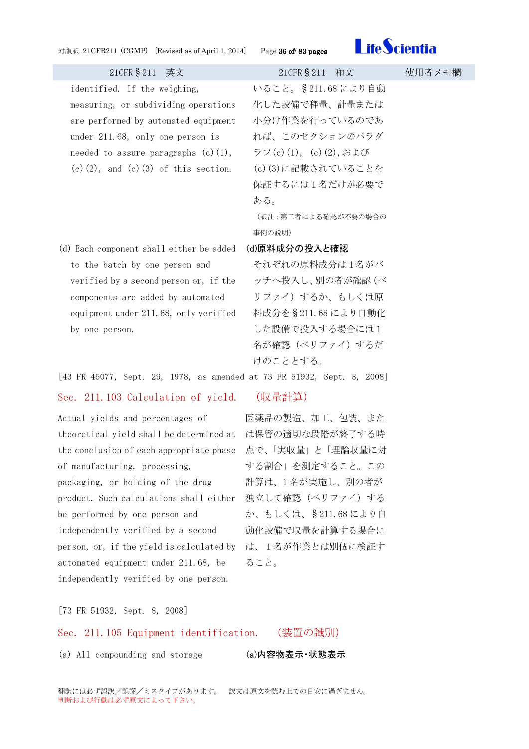| 21CFR§211　英文 | 21CFR§211　和文 | 使用者メモ欄 |
| --- | --- | --- |
| identified. If the weighing, measuring, or subdividing operations are performed by automated equipment under 211.68, only one person is needed to assure paragraphs (c)(1), (c)(2), and (c)(3) of this section. | いること。§211.68 により自動化した設備で秤量、計量または小分け作業を行っているのであれば、このセクションのパラグラフ(c)(1), (c)(2),および(c)(3)に記載されていることを保証するには1名だけが必要である。<br>（訳注：第二者による確認が不要の場合の事例の説明） | |
| (d) Each component shall either be added to the batch by one person and verified by a second person or, if the components are added by automated equipment under 211.68, only verified by one person. | **(d)原料成分の投入と確認**<br>それぞれの原料成分は1名がバッチへ投入し、別の者が確認（ベリファイ）するか、もしくは原料成分を§211.68 により自動化した設備で投入する場合には1名が確認（ベリファイ）するだけのこととする。 | |

[43 FR 45077, Sept. 29, 1978, as amended at 73 FR 51932, Sept. 8, 2008]

## Sec. 211.103 Calculation of yield.　（収量計算）

| | | |
| --- | --- | --- |
| Actual yields and percentages of theoretical yield shall be determined at the conclusion of each appropriate phase of manufacturing, processing, packaging, or holding of the drug product. Such calculations shall either be performed by one person and independently verified by a second person, or, if the yield is calculated by automated equipment under 211.68, be independently verified by one person. | 医薬品の製造、加工、包装、または保管の適切な段階が終了する時点で、「実収量」と「理論収量に対する割合」を測定すること。この計算は、1名が実施し、別の者が独立して確認（ベリファイ）するか、もしくは、§211.68 により自動化設備で収量を計算する場合には、1名が作業とは別個に検証すること。 | |

[73 FR 51932, Sept. 8, 2008]

## Sec. 211.105 Equipment identification.　（装置の識別）

| | | |
| --- | --- | --- |
| (a) All compounding and storage | **(a)内容物表示・状態表示** | |

翻訳には必ず誤訳／誤謬／ミスタイプがあります。　訳文は原文を読む上での目安に過ぎません。
判断および行動は必ず原文によって下さい。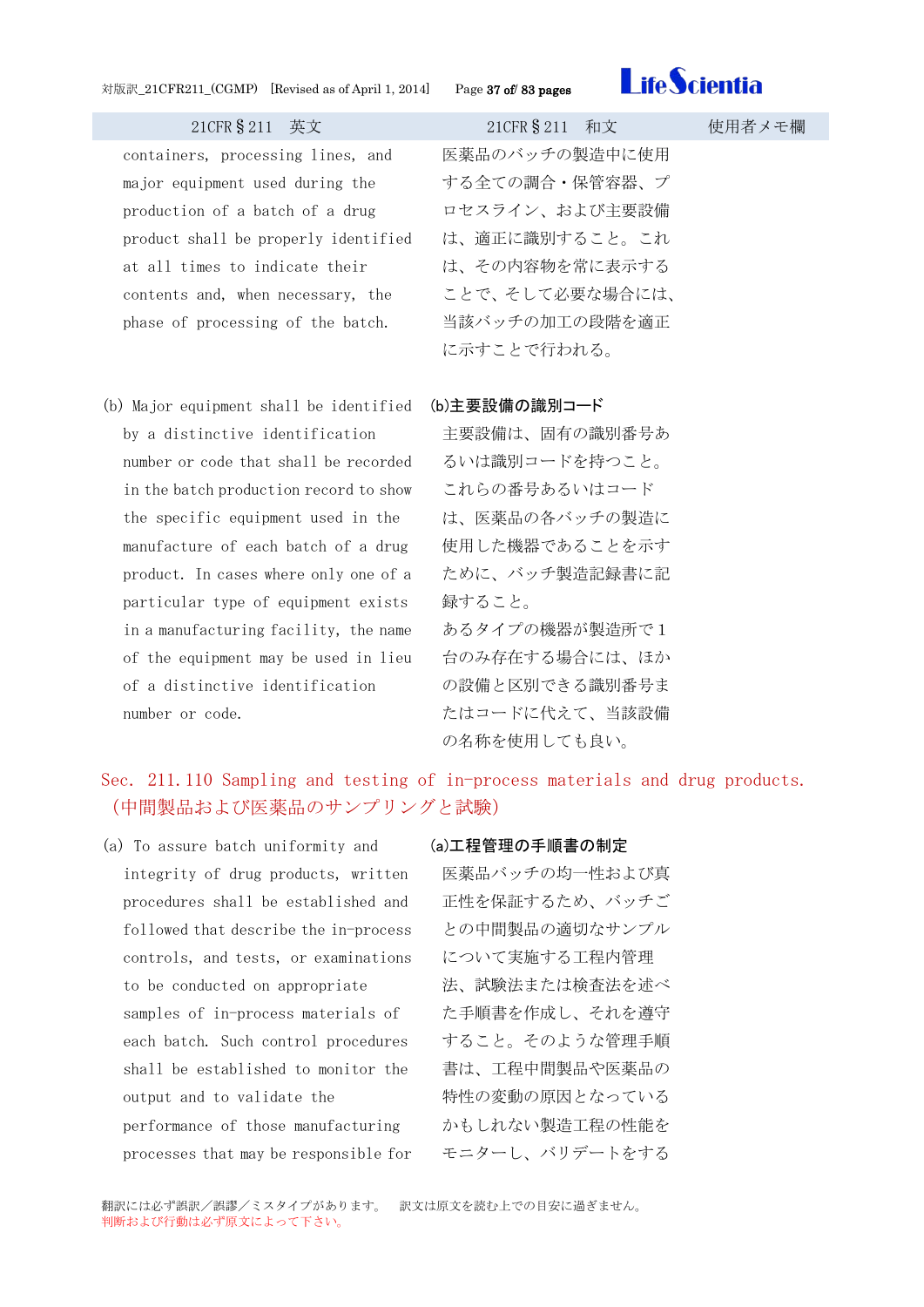| 21CFR§211　英文 | 21CFR§211　和文 | 使用者メモ欄 |
| --- | --- | --- |
| containers, processing lines, and major equipment used during the production of a batch of a drug product shall be properly identified at all times to indicate their contents and, when necessary, the phase of processing of the batch. | 医薬品のバッチの製造中に使用する全ての調合・保管容器、プロセスライン、および主要設備は、適正に識別すること。これは、その内容物を常に表示することで、そして必要な場合には、当該バッチの加工の段階を適正に示すことで行われる。 | |
| (b) Major equipment shall be identified by a distinctive identification number or code that shall be recorded in the batch production record to show the specific equipment used in the manufacture of each batch of a drug product. In cases where only one of a particular type of equipment exists in a manufacturing facility, the name of the equipment may be used in lieu of a distinctive identification number or code. | **(b)主要設備の識別コード**<br>主要設備は、固有の識別番号あるいは識別コードを持つこと。これらの番号あるいはコードは、医薬品の各バッチの製造に使用した機器であることを示すために、バッチ製造記録書に記録すること。<br>あるタイプの機器が製造所で1台のみ存在する場合には、ほかの設備と区別できる識別番号またはコードに代えて、当該設備の名称を使用しても良い。 | |

## Sec. 211.110 Sampling and testing of in-process materials and drug products.（中間製品および医薬品のサンプリングと試験）

| 21CFR§211　英文 | 21CFR§211　和文 | 使用者メモ欄 |
| --- | --- | --- |
| (a) To assure batch uniformity and integrity of drug products, written procedures shall be established and followed that describe the in-process controls, and tests, or examinations to be conducted on appropriate samples of in-process materials of each batch. Such control procedures shall be established to monitor the output and to validate the performance of those manufacturing processes that may be responsible for | **(a)工程管理の手順書の制定**<br>医薬品バッチの均一性および真正性を保証するため、バッチごとの中間製品の適切なサンプルについて実施する工程内管理法、試験法または検査法を述べた手順書を作成し、それを遵守すること。そのような管理手順書は、工程中間製品や医薬品の特性の変動の原因となっているかもしれない製造工程の性能をモニターし、バリデートをする | |

翻訳には必ず誤訳／誤謬／ミスタイプがあります。　訳文は原文を読む上での目安に過ぎません。
判断および行動は必ず原文によって下さい。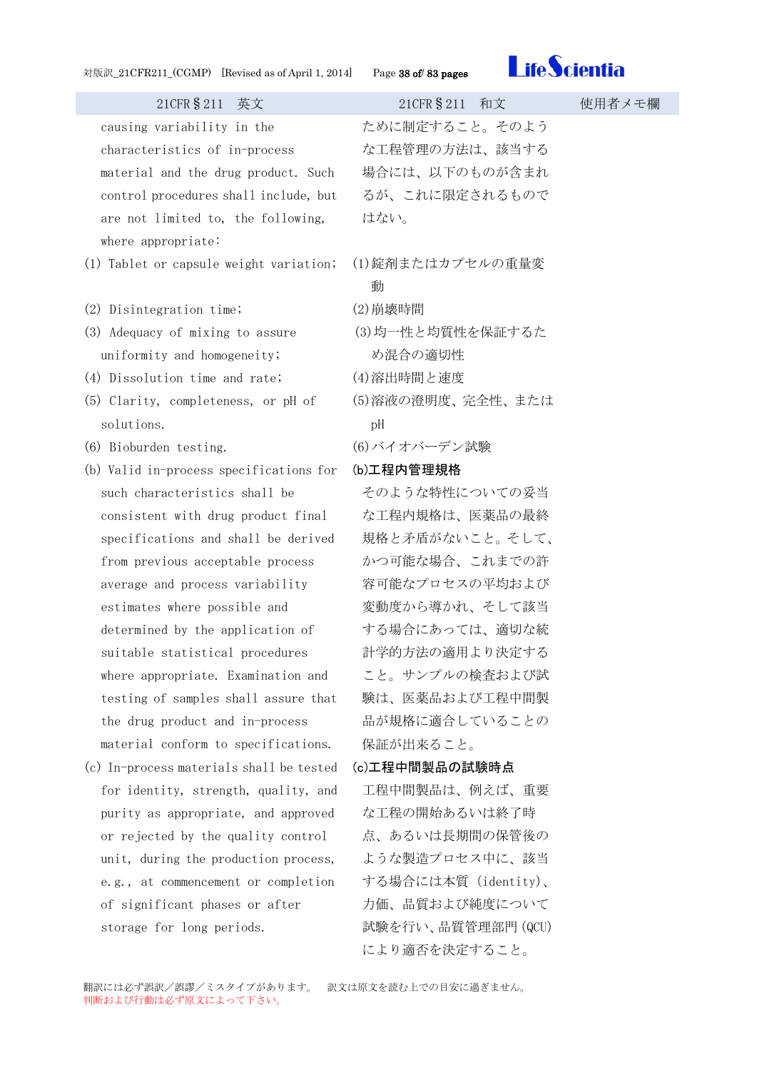| 21CFR§211 英文 | 21CFR§211 和文 | 使用者メモ欄 |
|---|---|---|
| causing variability in the characteristics of in-process material and the drug product. Such control procedures shall include, but are not limited to, the following, where appropriate: | ために制定すること。そのような工程管理の方法は、該当する場合には、以下のものが含まれるが、これに限定されるものではない。 | |
| (1) Tablet or capsule weight variation; | (1)錠剤またはカプセルの重量変動 | |
| (2) Disintegration time; | (2)崩壊時間 | |
| (3) Adequacy of mixing to assure uniformity and homogeneity; | (3)均一性と均質性を保証するため混合の適切性 | |
| (4) Dissolution time and rate; | (4)溶出時間と速度 | |
| (5) Clarity, completeness, or pH of solutions. | (5)溶液の澄明度、完全性、または pH | |
| (6) Bioburden testing. | (6)バイオバーデン試験 | |
| (b) Valid in-process specifications for such characteristics shall be consistent with drug product final specifications and shall be derived from previous acceptable process average and process variability estimates where possible and determined by the application of suitable statistical procedures where appropriate. Examination and testing of samples shall assure that the drug product and in-process material conform to specifications. | **(b)工程内管理規格**<br>そのような特性についての妥当な工程内規格は、医薬品の最終規格と矛盾がないこと。そして、かつ可能な場合、これまでの許容可能なプロセスの平均および変動度から導かれ、そして該当する場合にあっては、適切な統計学的方法の適用より決定すること。サンプルの検査および試験は、医薬品および工程中間製品が規格に適合していることの保証が出来ること。 | |
| (c) In-process materials shall be tested for identity, strength, quality, and purity as appropriate, and approved or rejected by the quality control unit, during the production process, e.g., at commencement or completion of significant phases or after storage for long periods. | **(c)工程中間製品の試験時点**<br>工程中間製品は、例えば、重要な工程の開始あるいは終了時点、あるいは長期間の保管後のような製造プロセス中に、該当する場合には本質 (identity)、力価、品質および純度について試験を行い、品質管理部門(QCU)により適否を決定すること。 | |

翻訳には必ず誤訳／誤謬／ミスタイプがあります。　訳文は原文を読む上での目安に過ぎません。
判断および行動は必ず原文によって下さい。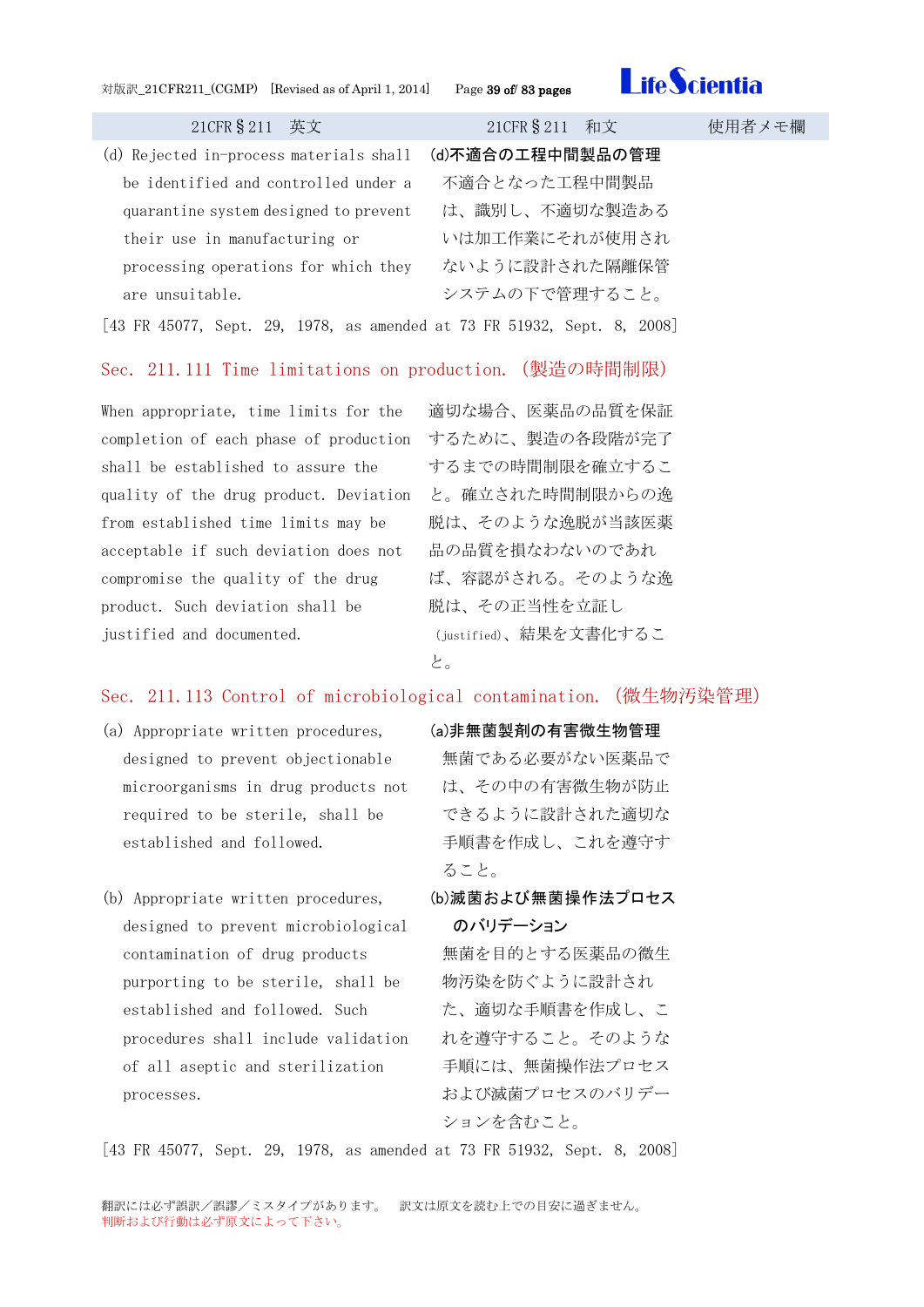| 21CFR§211　英文 | 21CFR§211　和文 | 使用者メモ欄 |
|---|---|---|
| (d) Rejected in-process materials shall be identified and controlled under a quarantine system designed to prevent their use in manufacturing or processing operations for which they are unsuitable. | **(d)不適合の工程中間製品の管理**<br>不適合となった工程中間製品は、識別し、不適切な製造あるいは加工作業にそれが使用されないように設計された隔離保管システムの下で管理すること。 | |

[43 FR 45077, Sept. 29, 1978, as amended at 73 FR 51932, Sept. 8, 2008]

## Sec. 211.111 Time limitations on production. (製造の時間制限)

| 21CFR§211　英文 | 21CFR§211　和文 | 使用者メモ欄 |
|---|---|---|
| When appropriate, time limits for the completion of each phase of production shall be established to assure the quality of the drug product. Deviation from established time limits may be acceptable if such deviation does not compromise the quality of the drug product. Such deviation shall be justified and documented. | 適切な場合、医薬品の品質を保証するために、製造の各段階が完了するまでの時間制限を確立すること。確立された時間制限からの逸脱は、そのような逸脱が当該医薬品の品質を損なわないのであれば、容認がされる。そのような逸脱は、その正当性を立証し(justified)、結果を文書化すること。 | |

## Sec. 211.113 Control of microbiological contamination. (微生物汚染管理)

| 21CFR§211　英文 | 21CFR§211　和文 | 使用者メモ欄 |
|---|---|---|
| (a) Appropriate written procedures, designed to prevent objectionable microorganisms in drug products not required to be sterile, shall be established and followed. | **(a)非無菌製剤の有害微生物管理**<br>無菌である必要がない医薬品では、その中の有害微生物が防止できるように設計された適切な手順書を作成し、これを遵守すること。 | |
| (b) Appropriate written procedures, designed to prevent microbiological contamination of drug products purporting to be sterile, shall be established and followed. Such procedures shall include validation of all aseptic and sterilization processes. | **(b)滅菌および無菌操作法プロセスのバリデーション**<br>無菌を目的とする医薬品の微生物汚染を防ぐように設計された、適切な手順書を作成し、これを遵守すること。そのような手順には、無菌操作法プロセスおよび滅菌プロセスのバリデーションを含むこと。 | |

[43 FR 45077, Sept. 29, 1978, as amended at 73 FR 51932, Sept. 8, 2008]

翻訳には必ず誤訳／誤謬／ミスタイプがあります。　訳文は原文を読む上での目安に過ぎません。
判断および行動は必ず原文によって下さい。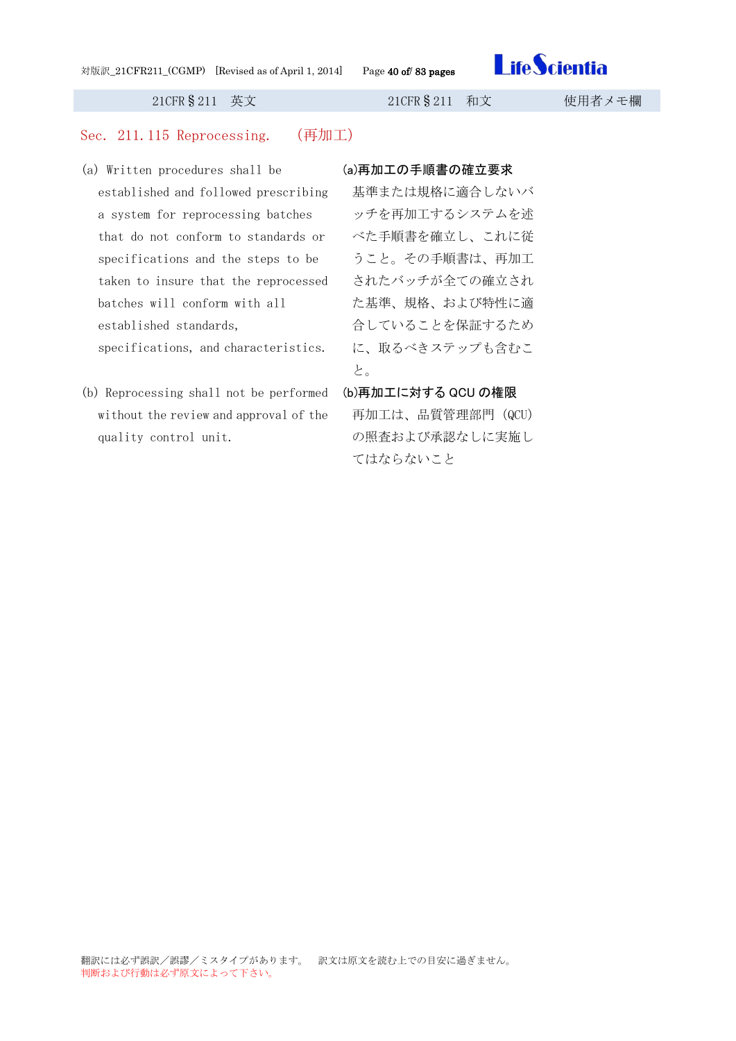| 21CFR§211　英文 | 21CFR§211　和文 | 使用者メモ欄 |
|---|---|---|
| **Sec. 211.115 Reprocessing.　（再加工）** | | |
| (a) Written procedures shall be established and followed prescribing a system for reprocessing batches that do not conform to standards or specifications and the steps to be taken to insure that the reprocessed batches will conform with all established standards, specifications, and characteristics. | **(a)再加工の手順書の確立要求**<br>基準または規格に適合しないバッチを再加工するシステムを述べた手順書を確立し、これに従うこと。その手順書は、再加工されたバッチが全ての確立された基準、規格、および特性に適合していることを保証するために、取るべきステップも含むこと。 | |
| (b) Reprocessing shall not be performed without the review and approval of the quality control unit. | **(b)再加工に対する QCU の権限**<br>再加工は、品質管理部門（QCU）の照査および承認なしに実施してはならないこと | |

翻訳には必ず誤訳／誤謬／ミスタイプがあります。　訳文は原文を読む上での目安に過ぎません。
判断および行動は必ず原文によって下さい。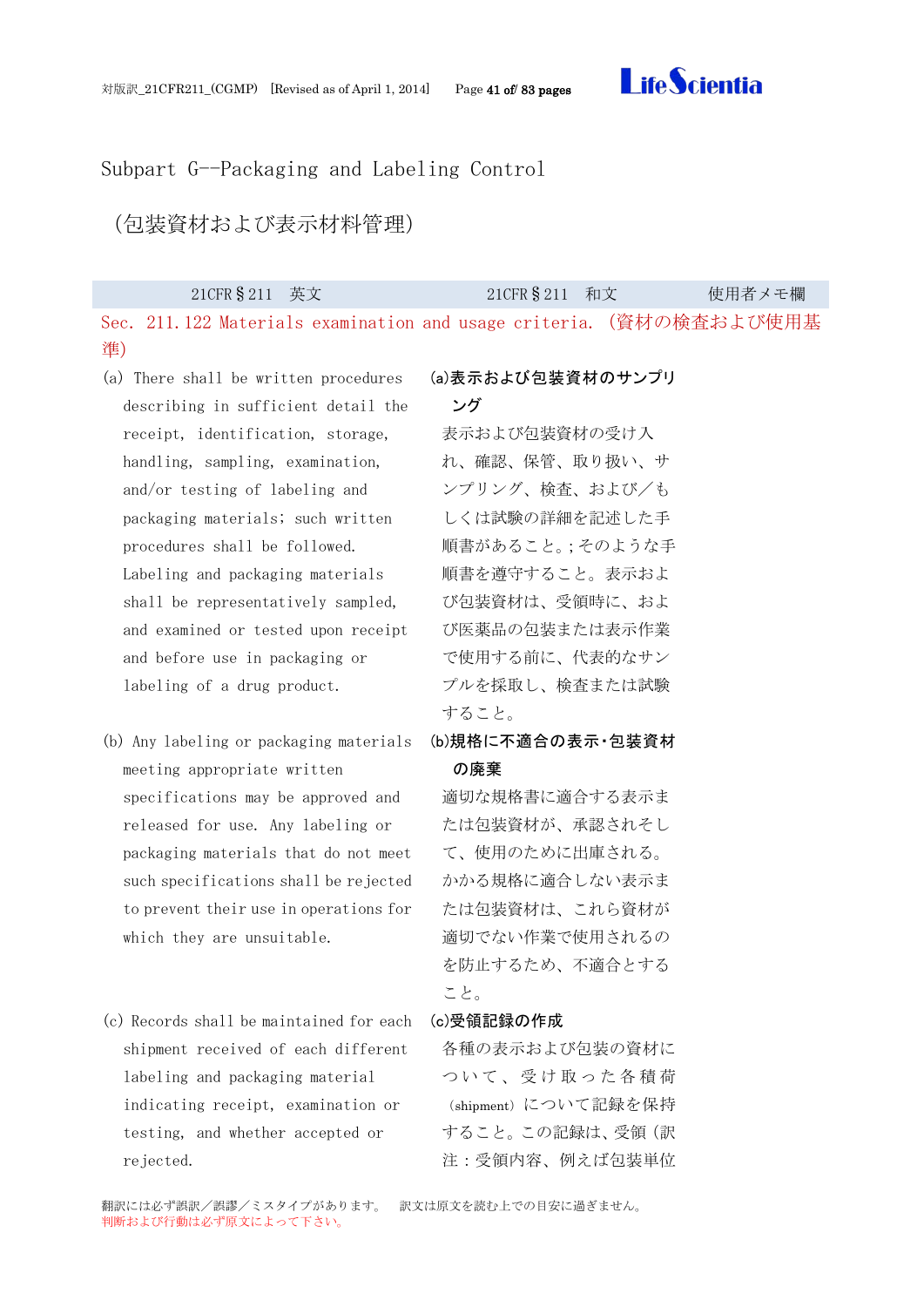# Subpart G--Packaging and Labeling Control

（包装資材および表示材料管理）

| 21CFR§211　英文 | 21CFR§211　和文 | 使用者メモ欄 |
|---|---|---|
| **Sec. 211.122 Materials examination and usage criteria.（資材の検査および使用基準）** | | |
| (a) There shall be written procedures describing in sufficient detail the receipt, identification, storage, handling, sampling, examination, and/or testing of labeling and packaging materials; such written procedures shall be followed. Labeling and packaging materials shall be representatively sampled, and examined or tested upon receipt and before use in packaging or labeling of a drug product. | **(a)表示および包装資材のサンプリング**<br>表示および包装資材の受け入れ、確認、保管、取り扱い、サンプリング、検査、および／もしくは試験の詳細を記述した手順書があること。;そのような手順書を遵守すること。表示および包装資材は、受領時に、および医薬品の包装または表示作業で使用する前に、代表的なサンプルを採取し、検査または試験すること。 | |
| (b) Any labeling or packaging materials meeting appropriate written specifications may be approved and released for use. Any labeling or packaging materials that do not meet such specifications shall be rejected to prevent their use in operations for which they are unsuitable. | **(b)規格に不適合の表示・包装資材の廃棄**<br>適切な規格書に適合する表示または包装資材が、承認されそして、使用のために出庫される。かかる規格に適合しない表示または包装資材は、これら資材が適切でない作業で使用されるのを防止するため、不適合とすること。 | |
| (c) Records shall be maintained for each shipment received of each different labeling and packaging material indicating receipt, examination or testing, and whether accepted or rejected. | **(c)受領記録の作成**<br>各種の表示および包装の資材について、受け取った各積荷（shipment）について記録を保持すること。この記録は、受領（訳注：受領内容、例えば包装単位 | |

翻訳には必ず誤訳／誤謬／ミスタイプがあります。　訳文は原文を読む上での目安に過ぎません。
判断および行動は必ず原文によって下さい。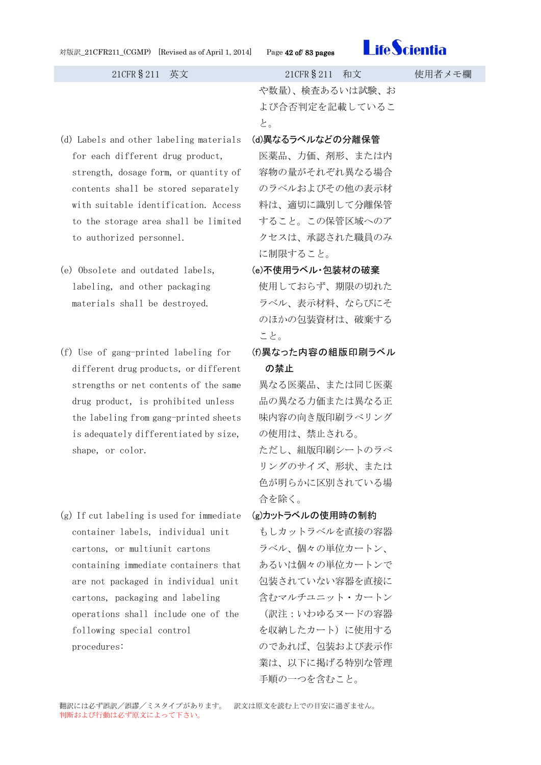| 21CFR§211　英文 | 21CFR§211　和文 | 使用者メモ欄 |
| --- | --- | --- |
| | や数量)、検査あるいは試験、および合否判定を記載していること。 | |
| (d) Labels and other labeling materials for each different drug product, strength, dosage form, or quantity of contents shall be stored separately with suitable identification. Access to the storage area shall be limited to authorized personnel. | **(d)異なるラベルなどの分離保管**<br>医薬品、力価、剤形、または内容物の量がそれぞれ異なる場合のラベルおよびその他の表示材料は、適切に識別して分離保管すること。この保管区域へのアクセスは、承認された職員のみに制限すること。 | |
| (e) Obsolete and outdated labels, labeling, and other packaging materials shall be destroyed. | **(e)不使用ラベル・包装材の破棄**<br>使用しておらず、期限の切れたラベル、表示材料、ならびにそのほかの包装資材は、破棄すること。 | |
| (f) Use of gang-printed labeling for different drug products, or different strengths or net contents of the same drug product, is prohibited unless the labeling from gang-printed sheets is adequately differentiated by size, shape, or color. | **(f)異なった内容の組版印刷ラベルの禁止**<br>異なる医薬品、または同じ医薬品の異なる力価または異なる正味内容の向き版印刷ラベリングの使用は、禁止される。<br>ただし、組版印刷シートのラベリングのサイズ、形状、または色が明らかに区別されている場合を除く。 | |
| (g) If cut labeling is used for immediate container labels, individual unit cartons, or multiunit cartons containing immediate containers that are not packaged in individual unit cartons, packaging and labeling operations shall include one of the following special control procedures: | **(g)カットラベルの使用時の制約**<br>もしカットラベルを直接の容器ラベル、個々の単位カートン、あるいは個々の単位カートンで包装されていない容器を直接に含むマルチユニット・カートン（訳注：いわゆるヌードの容器を収納したカート）に使用するのであれば、包装および表示作業は、以下に掲げる特別な管理手順の一つを含むこと。 | |

翻訳には必ず誤訳／誤謬／ミスタイプがあります。　訳文は原文を読む上での目安に過ぎません。
判断および行動は必ず原文によって下さい。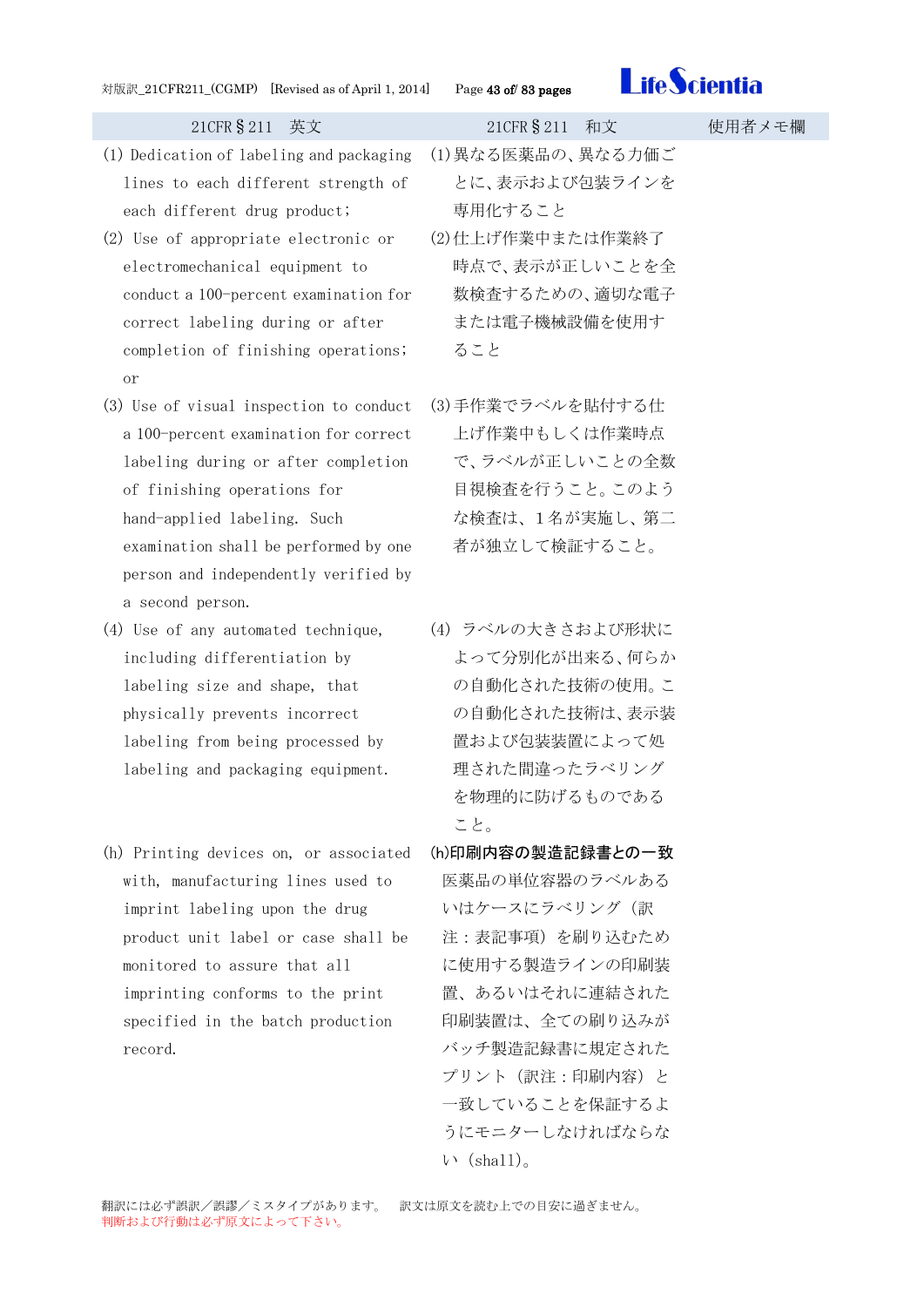| 21CFR§211　英文 | 21CFR§211　和文 | 使用者メモ欄 |
|---|---|---|
| (1) Dedication of labeling and packaging lines to each different strength of each different drug product; | (1)異なる医薬品の、異なる力価ごとに、表示および包装ラインを専用化すること | |
| (2) Use of appropriate electronic or electromechanical equipment to conduct a 100-percent examination for correct labeling during or after completion of finishing operations; or | (2)仕上げ作業中または作業終了時点で、表示が正しいことを全数検査するための、適切な電子または電子機械設備を使用すること | |
| (3) Use of visual inspection to conduct a 100-percent examination for correct labeling during or after completion of finishing operations for hand-applied labeling. Such examination shall be performed by one person and independently verified by a second person. | (3)手作業でラベルを貼付する仕上げ作業中もしくは作業時点で、ラベルが正しいことの全数目視検査を行うこと。このような検査は、１名が実施し、第二者が独立して検証すること。 | |
| (4) Use of any automated technique, including differentiation by labeling size and shape, that physically prevents incorrect labeling from being processed by labeling and packaging equipment. | (4) ラベルの大きさおよび形状によって分別化が出来る、何らかの自動化された技術の使用。この自動化された技術は、表示装置および包装装置によって処理された間違ったラベリングを物理的に防げるものであること。 | |
| (h) Printing devices on, or associated with, manufacturing lines used to imprint labeling upon the drug product unit label or case shall be monitored to assure that all imprinting conforms to the print specified in the batch production record. | **(h)印刷内容の製造記録書との一致**<br>医薬品の単位容器のラベルあるいはケースにラベリング（訳注：表記事項）を刷り込むために使用する製造ラインの印刷装置、あるいはそれに連結された印刷装置は、全ての刷り込みがバッチ製造記録書に規定されたプリント（訳注：印刷内容）と一致していることを保証するようにモニターしなければならない（shall）。 | |

翻訳には必ず誤訳／誤謬／ミスタイプがあります。　訳文は原文を読む上での目安に過ぎません。
判断および行動は必ず原文によって下さい。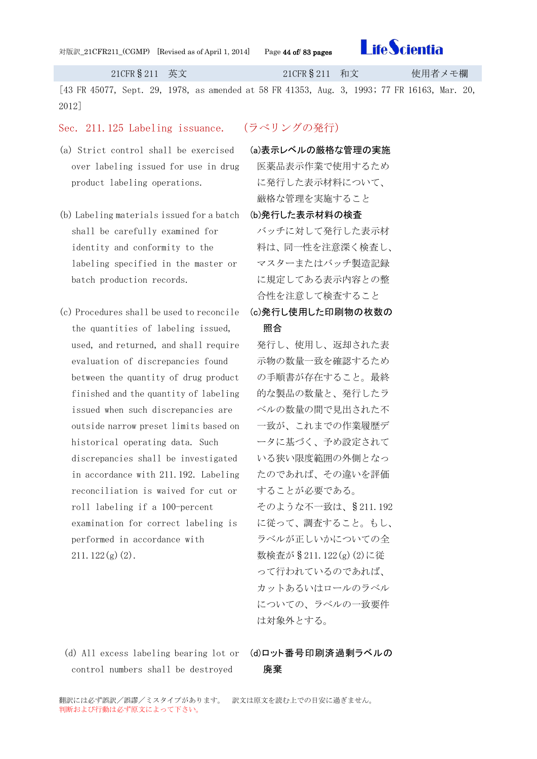| 21CFR§211　英文 | 21CFR§211　和文 | 使用者メモ欄 |
| --- | --- | --- |
| [43 FR 45077, Sept. 29, 1978, as amended at 58 FR 41353, Aug. 3, 1993; 77 FR 16163, Mar. 20, 2012] | | |
| **Sec. 211.125 Labeling issuance.** | **(ラベリングの発行)** | |
| (a) Strict control shall be exercised over labeling issued for use in drug product labeling operations. | **(a)表示レベルの厳格な管理の実施**<br>医薬品表示作業で使用するために発行した表示材料について、厳格な管理を実施すること | |
| (b) Labeling materials issued for a batch shall be carefully examined for identity and conformity to the labeling specified in the master or batch production records. | **(b)発行した表示材料の検査**<br>バッチに対して発行した表示材料は、同一性を注意深く検査し、マスターまたはバッチ製造記録に規定してある表示内容との整合性を注意して検査すること | |
| (c) Procedures shall be used to reconcile the quantities of labeling issued, used, and returned, and shall require evaluation of discrepancies found between the quantity of drug product finished and the quantity of labeling issued when such discrepancies are outside narrow preset limits based on historical operating data. Such discrepancies shall be investigated in accordance with 211.192. Labeling reconciliation is waived for cut or roll labeling if a 100-percent examination for correct labeling is performed in accordance with 211.122(g)(2). | **(c)発行し使用した印刷物の枚数の照合**<br>発行し、使用し、返却された表示物の数量一致を確認するための手順書が存在すること。最終的な製品の数量と、発行したラベルの数量の間で見出された不一致が、これまでの作業履歴データに基づく、予め設定されている狭い限度範囲の外側となったのであれば、その違いを評価することが必要である。<br>そのような不一致は、§211.192 に従って、調査すること。もし、ラベルが正しいかについての全数検査が§211.122(g)(2)に従って行われているのであれば、カットあるいはロールのラベルについての、ラベルの一致要件は対象外とする。 | |
| (d) All excess labeling bearing lot or control numbers shall be destroyed | **(d)ロット番号印刷済過剰ラベルの廃棄** | |

翻訳には必ず誤訳／誤謬／ミスタイプがあります。　訳文は原文を読む上での目安に過ぎません。
判断および行動は必ず原文によって下さい。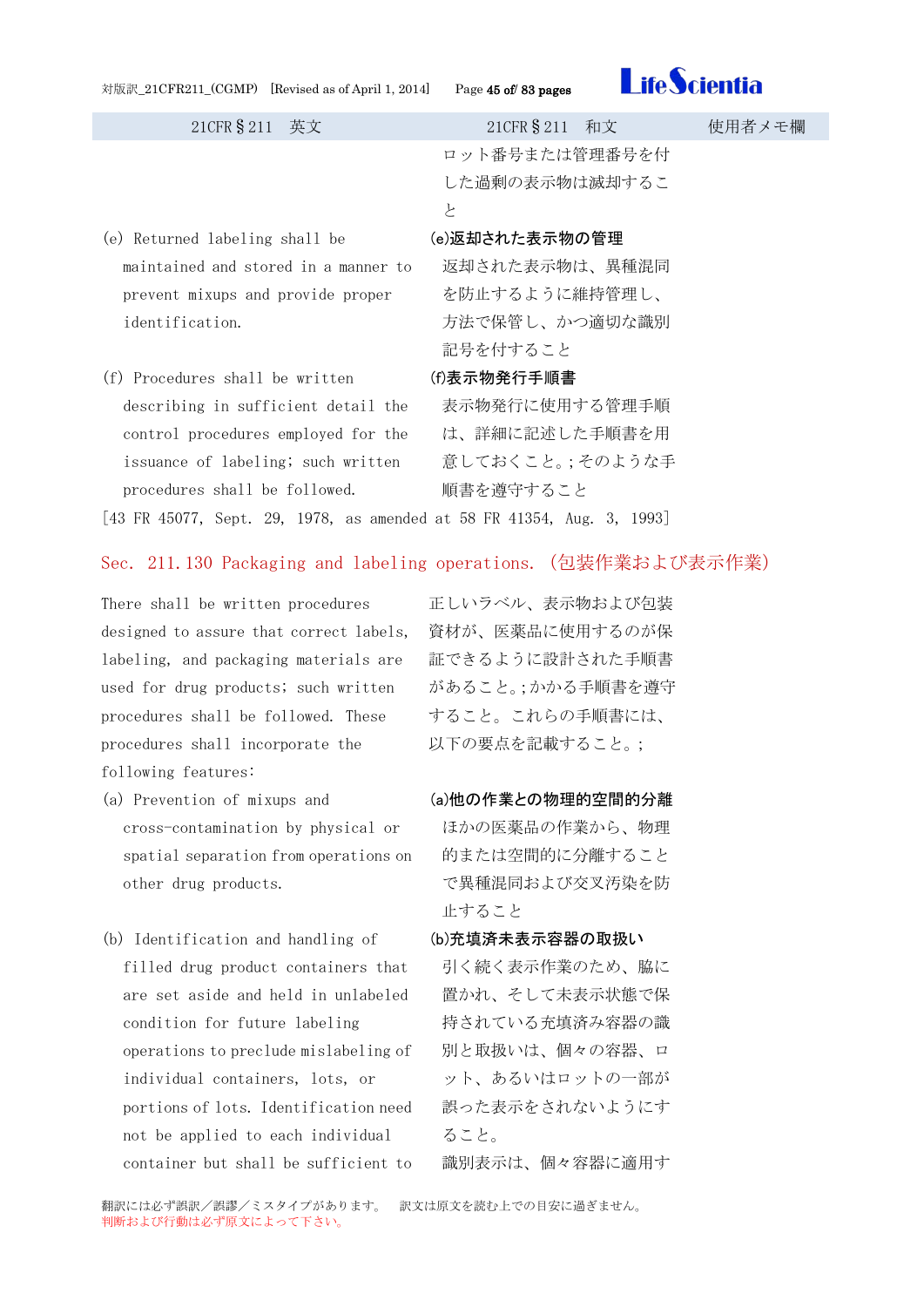| 21CFR§211 英文 | 21CFR§211 和文 | 使用者メモ欄 |
|---|---|---|
| | ロット番号または管理番号を付した過剰の表示物は滅却すること | |
| (e) Returned labeling shall be maintained and stored in a manner to prevent mixups and provide proper identification. | **(e)返却された表示物の管理** 返却された表示物は、異種混同を防止するように維持管理し、方法で保管し、かつ適切な識別記号を付すること | |
| (f) Procedures shall be written describing in sufficient detail the control procedures employed for the issuance of labeling; such written procedures shall be followed. | **(f)表示物発行手順書** 表示物発行に使用する管理手順は、詳細に記述した手順書を用意しておくこと。;そのような手順書を遵守すること | |

[43 FR 45077, Sept. 29, 1978, as amended at 58 FR 41354, Aug. 3, 1993]

## Sec. 211.130 Packaging and labeling operations.（包装作業および表示作業）

| 21CFR§211 英文 | 21CFR§211 和文 | 使用者メモ欄 |
|---|---|---|
| There shall be written procedures designed to assure that correct labels, labeling, and packaging materials are used for drug products; such written procedures shall be followed. These procedures shall incorporate the following features: | 正しいラベル、表示物および包装資材が、医薬品に使用するのが保証できるように設計された手順書があること。;かかる手順書を遵守すること。これらの手順書には、以下の要点を記載すること。; | |
| (a) Prevention of mixups and cross-contamination by physical or spatial separation from operations on other drug products. | **(a)他の作業との物理的空間的分離** ほかの医薬品の作業から、物理的または空間的に分離することで異種混同および交叉汚染を防止すること | |
| (b) Identification and handling of filled drug product containers that are set aside and held in unlabeled condition for future labeling operations to preclude mislabeling of individual containers, lots, or portions of lots. Identification need not be applied to each individual container but shall be sufficient to | **(b)充填済未表示容器の取扱い** 引く続く表示作業のため、脇に置かれ、そして未表示状態で保持されている充填済み容器の識別と取扱いは、個々の容器、ロット、あるいはロットの一部が誤った表示をされないようにすること。 識別表示は、個々容器に適用す | |

翻訳には必ず誤訳／誤謬／ミスタイプがあります。 訳文は原文を読む上での目安に過ぎません。
判断および行動は必ず原文によって下さい。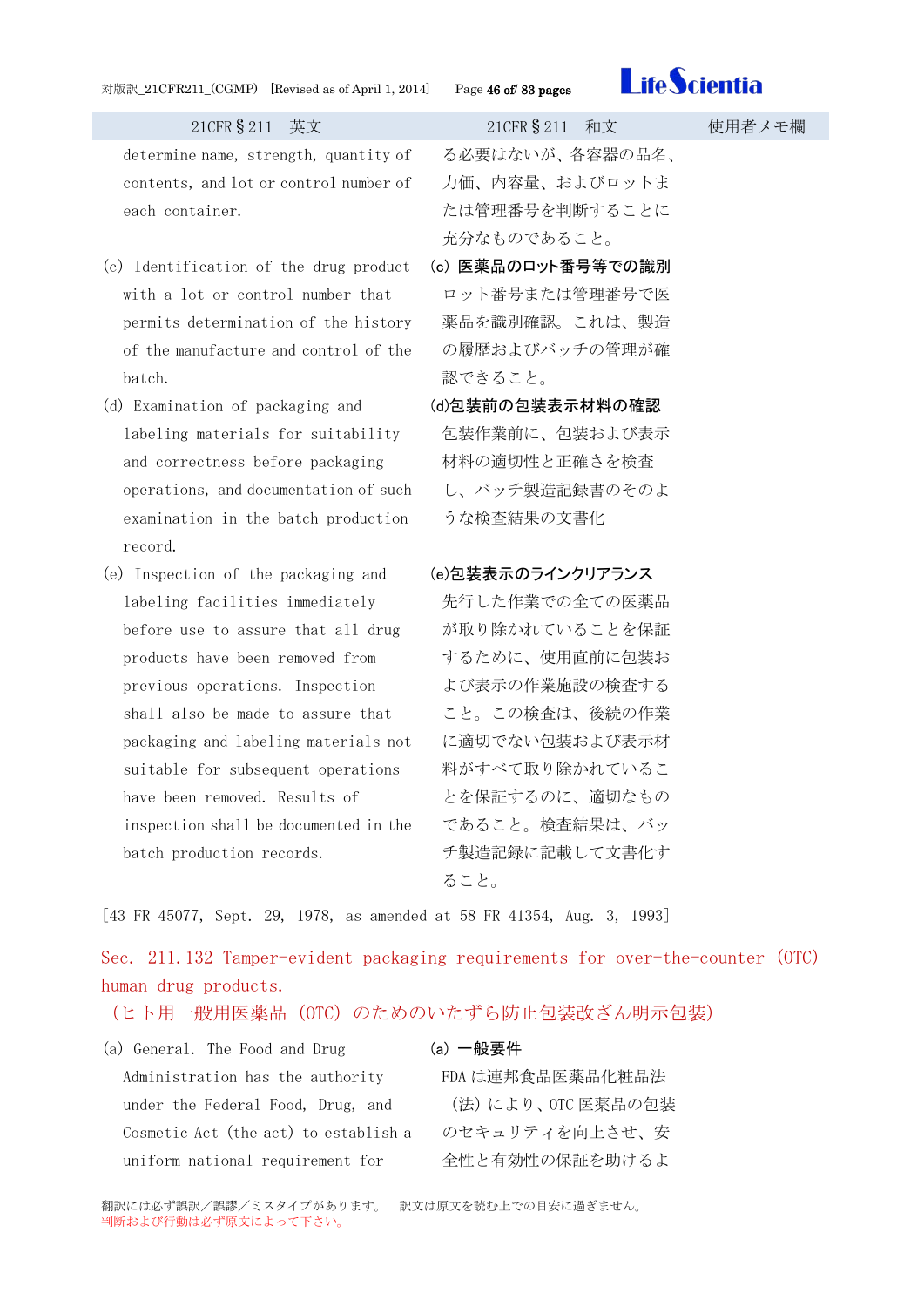| 21CFR§211　英文 | 21CFR§211　和文 | 使用者メモ欄 |
| --- | --- | --- |
| determine name, strength, quantity of contents, and lot or control number of each container. | る必要はないが、各容器の品名、力価、内容量、およびロットまたは管理番号を判断することに充分なものであること。 | |
| (c) Identification of the drug product with a lot or control number that permits determination of the history of the manufacture and control of the batch. | (c) **医薬品のロット番号等での識別**<br>ロット番号または管理番号で医薬品を識別確認。これは、製造の履歴およびバッチの管理が確認できること。 | |
| (d) Examination of packaging and labeling materials for suitability and correctness before packaging operations, and documentation of such examination in the batch production record. | (d)**包装前の包装表示材料の確認**<br>包装作業前に、包装および表示材料の適切性と正確さを検査し、バッチ製造記録書のそのような検査結果の文書化 | |
| (e) Inspection of the packaging and labeling facilities immediately before use to assure that all drug products have been removed from previous operations. Inspection shall also be made to assure that packaging and labeling materials not suitable for subsequent operations have been removed. Results of inspection shall be documented in the batch production records. | (e)**包装表示のラインクリアランス**<br>先行した作業での全ての医薬品が取り除かれていることを保証するために、使用直前に包装および表示の作業施設の検査すること。この検査は、後続の作業に適切でない包装および表示材料がすべて取り除かれていることを保証するのに、適切なものであること。検査結果は、バッチ製造記録に記載して文書化すること。 | |

[43 FR 45077, Sept. 29, 1978, as amended at 58 FR 41354, Aug. 3, 1993]

## Sec. 211.132 Tamper-evident packaging requirements for over-the-counter (OTC) human drug products.
## （ヒト用一般用医薬品 (OTC) のためのいたずら防止包装改ざん明示包装）

| 21CFR§211　英文 | 21CFR§211　和文 | 使用者メモ欄 |
| --- | --- | --- |
| (a) General. The Food and Drug Administration has the authority under the Federal Food, Drug, and Cosmetic Act (the act) to establish a uniform national requirement for | (a) **一般要件**<br>FDA は連邦食品医薬品化粧品法（法）により、OTC 医薬品の包装のセキュリティを向上させ、安全性と有効性の保証を助けるよ | |

翻訳には必ず誤訳／誤謬／ミスタイプがあります。　訳文は原文を読む上での目安に過ぎません。
判断および行動は必ず原文によって下さい。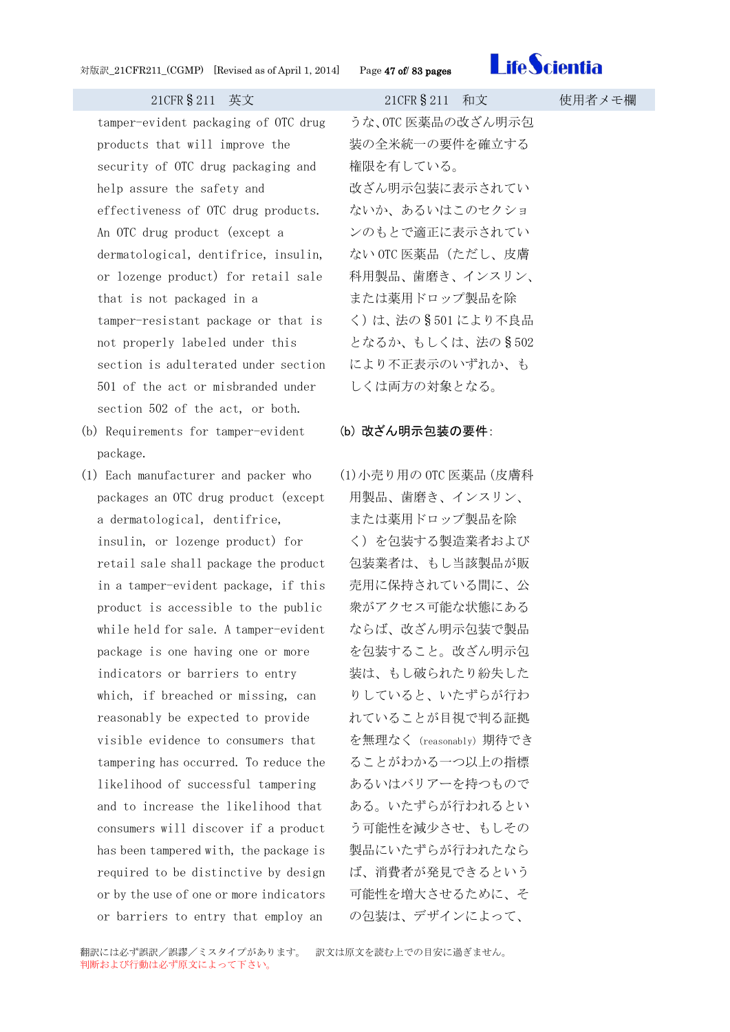| 21CFR§211 英文 | 21CFR§211 和文 | 使用者メモ欄 |
|---|---|---|
| tamper-evident packaging of OTC drug products that will improve the security of OTC drug packaging and help assure the safety and effectiveness of OTC drug products. An OTC drug product (except a dermatological, dentifrice, insulin, or lozenge product) for retail sale that is not packaged in a tamper-resistant package or that is not properly labeled under this section is adulterated under section 501 of the act or misbranded under section 502 of the act, or both. | うな、OTC 医薬品の改ざん明示包装の全米統一の要件を確立する権限を有している。<br>改ざん明示包装に表示されていないか、あるいはこのセクションのもとで適正に表示されていない OTC 医薬品（ただし、皮膚科用製品、歯磨き、インスリン、または薬用ドロップ製品を除く）は、法の§501 により不良品となるか、もしくは、法の§502 により不正表示のいずれか、もしくは両方の対象となる。 | |
| (b) Requirements for tamper-evident package. | **(b) 改ざん明示包装の要件:** | |
| (1) Each manufacturer and packer who packages an OTC drug product (except a dermatological, dentifrice, insulin, or lozenge product) for retail sale shall package the product in a tamper-evident package, if this product is accessible to the public while held for sale. A tamper-evident package is one having one or more indicators or barriers to entry which, if breached or missing, can reasonably be expected to provide visible evidence to consumers that tampering has occurred. To reduce the likelihood of successful tampering and to increase the likelihood that consumers will discover if a product has been tampered with, the package is required to be distinctive by design or by the use of one or more indicators or barriers to entry that employ an | (1)小売り用の OTC 医薬品（皮膚科用製品、歯磨き、インスリン、または薬用ドロップ製品を除く）を包装する製造業者および包装業者は、もし当該製品が販売用に保持されている間に、公衆がアクセス可能な状態にあるならば、改ざん明示包装で製品を包装すること。改ざん明示包装は、もし破られたり紛失したりしていると、いたずらが行われていることが目視で判る証拠を無理なく（reasonably）期待できることがわかる一つ以上の指標あるいはバリアーを持つものである。いたずらが行われるという可能性を減少させ、もしその製品にいたずらが行われたならば、消費者が発見できるという可能性を増大させるために、その包装は、デザインによって、 | |

翻訳には必ず誤訳／誤謬／ミスタイプがあります。　訳文は原文を読む上での目安に過ぎません。
判断および行動は必ず原文によって下さい。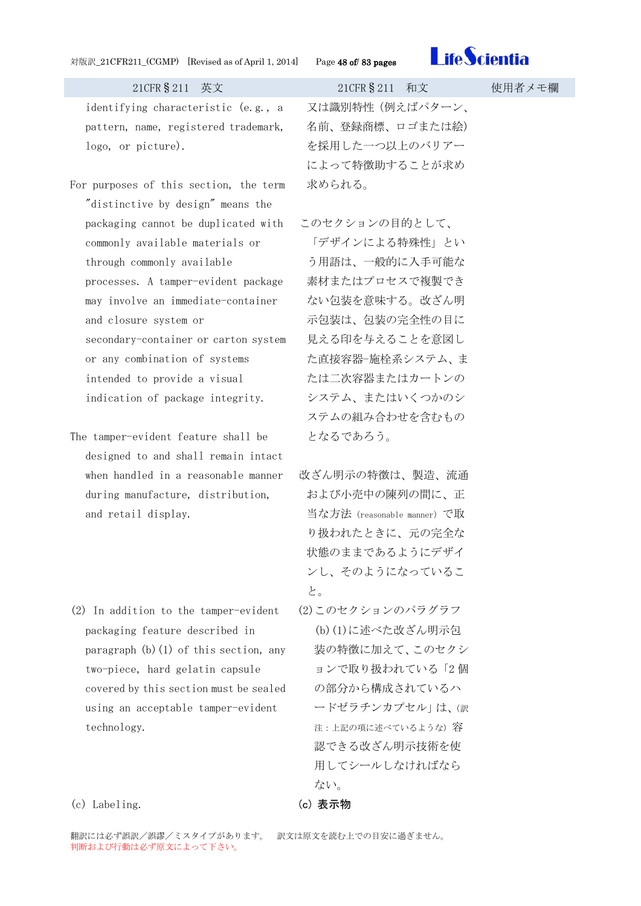| 21CFR§211　英文 | 21CFR§211　和文 | 使用者メモ欄 |
|---|---|---|
| identifying characteristic (e.g., a pattern, name, registered trademark, logo, or picture). | 又は識別特性（例えばパターン、名前、登録商標、ロゴまたは絵）を採用した一つ以上のバリアーによって特徴助することが求め求められる。 | |
| For purposes of this section, the term "distinctive by design" means the packaging cannot be duplicated with commonly available materials or through commonly available processes. A tamper-evident package may involve an immediate-container and closure system or secondary-container or carton system or any combination of systems intended to provide a visual indication of package integrity. | このセクションの目的として、「デザインによる特殊性」という用語は、一般的に入手可能な素材またはプロセスで複製できない包装を意味する。改ざん明示包装は、包装の完全性の目に見える印を与えることを意図した直接容器-施栓系システム、または二次容器またはカートンのシステム、またはいくつかのシステムの組み合わせを含むものとなるであろう。 | |
| The tamper-evident feature shall be designed to and shall remain intact when handled in a reasonable manner during manufacture, distribution, and retail display. | 改ざん明示の特徴は、製造、流通および小売中の陳列の間に、正当な方法（reasonable manner）で取り扱われたときに、元の完全な状態のままであるようにデザインし、そのようになっていること。 | |
| (2) In addition to the tamper-evident packaging feature described in paragraph (b)(1) of this section, any two-piece, hard gelatin capsule covered by this section must be sealed using an acceptable tamper-evident technology. | (2) このセクションのパラグラフ(b)(1)に述べた改ざん明示包装の特徴に加えて、このセクションで取り扱われている「2個の部分から構成されているハードゼラチンカプセル」は、(訳注：上記の項に述べているような) 容認できる改ざん明示技術を使用してシールしなければならない。 | |
| (c) Labeling. | **(c) 表示物** | |

翻訳には必ず誤訳／誤謬／ミスタイプがあります。　訳文は原文を読む上での目安に過ぎません。
判断および行動は必ず原文によって下さい。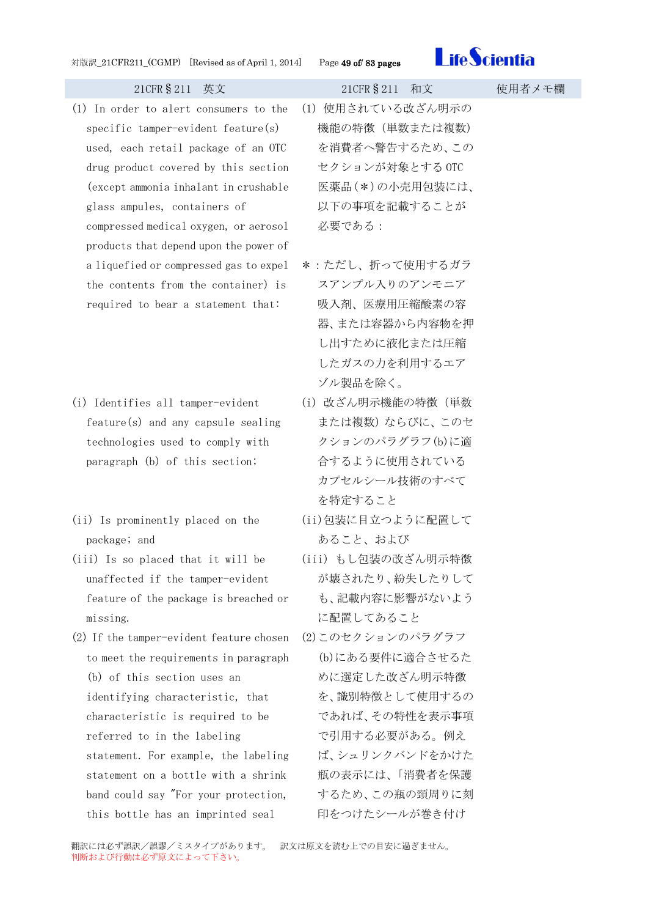| 21CFR§211　英文 | 21CFR§211　和文 | 使用者メモ欄 |
| --- | --- | --- |
| (1) In order to alert consumers to the specific tamper-evident feature(s) used, each retail package of an OTC drug product covered by this section (except ammonia inhalant in crushable glass ampules, containers of compressed medical oxygen, or aerosol products that depend upon the power of a liquefied or compressed gas to expel the contents from the container) is required to bear a statement that: | (1) 使用されている改ざん明示の機能の特徴（単数または複数）を消費者へ警告するため、このセクションが対象とするOTC医薬品（＊）の小売用包装には、以下の事項を記載することが必要である：<br><br>＊：ただし、折って使用するガラスアンプル入りのアンモニア吸入剤、医療用圧縮酸素の容器、または容器から内容物を押し出すために液化または圧縮したガスの力を利用するエアゾル製品を除く。 | |
| (i) Identifies all tamper-evident feature(s) and any capsule sealing technologies used to comply with paragraph (b) of this section; | (i) 改ざん明示機能の特徴（単数または複数）ならびに、このセクションのパラグラフ(b)に適合するように使用されているカプセルシール技術のすべてを特定すること | |
| (ii) Is prominently placed on the package; and | (ii)包装に目立つように配置してあること、および | |
| (iii) Is so placed that it will be unaffected if the tamper-evident feature of the package is breached or missing. | (iii) もし包装の改ざん明示特徴が壊されたり、紛失したりしても、記載内容に影響がないように配置してあること | |
| (2) If the tamper-evident feature chosen to meet the requirements in paragraph (b) of this section uses an identifying characteristic, that characteristic is required to be referred to in the labeling statement. For example, the labeling statement on a bottle with a shrink band could say "For your protection, this bottle has an imprinted seal | (2)このセクションのパラグラフ(b)にある要件に適合させるために選定した改ざん明示特徴を、識別特徴として使用するのであれば、その特性を表示事項で引用する必要がある。例えば、シュリンクバンドをかけた瓶の表示には、「消費者を保護するため、この瓶の頸周りに刻印をつけたシールが巻き付け | |

翻訳には必ず誤訳／誤謬／ミスタイプがあります。　訳文は原文を読む上での目安に過ぎません。
判断および行動は必ず原文によって下さい。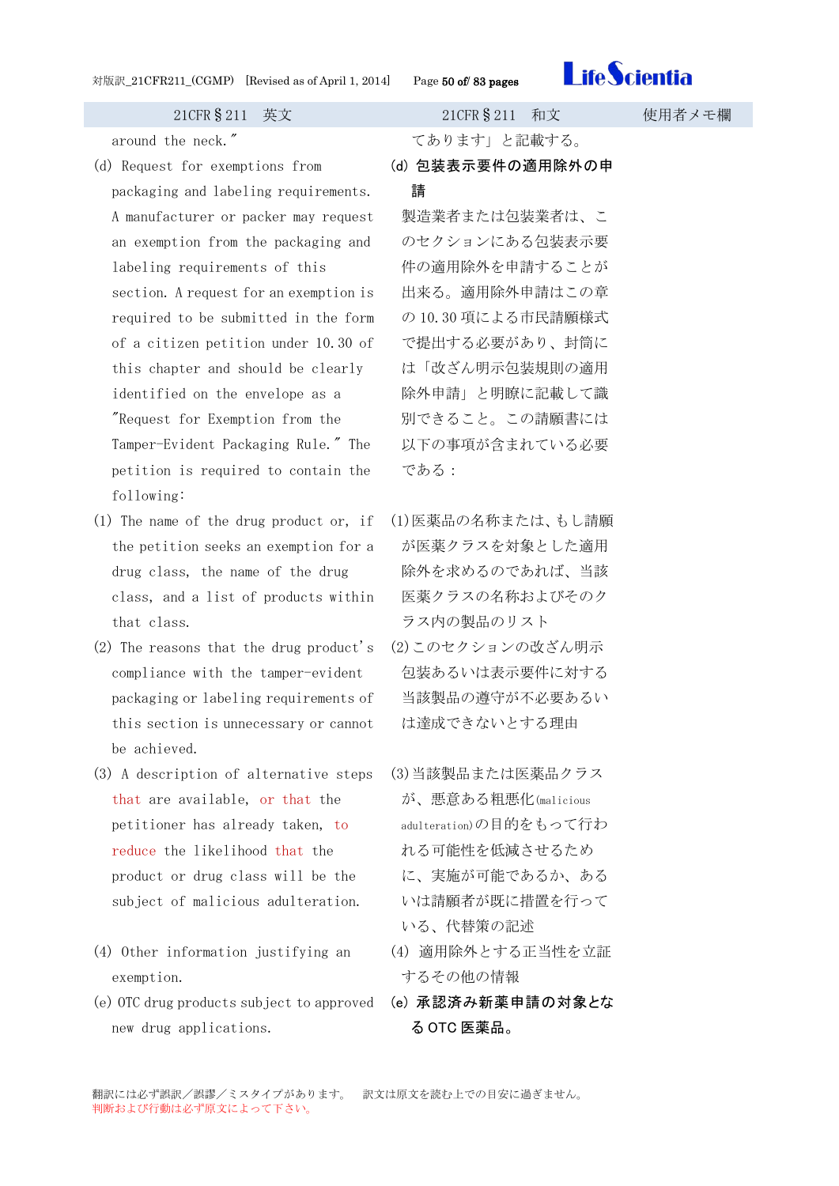| 21CFR§211　英文 | 21CFR§211　和文 | 使用者メモ欄 |
|---|---|---|
| around the neck." | てあります」と記載する。 | |
| (d) Request for exemptions from packaging and labeling requirements. A manufacturer or packer may request an exemption from the packaging and labeling requirements of this section. A request for an exemption is required to be submitted in the form of a citizen petition under 10.30 of this chapter and should be clearly identified on the envelope as a "Request for Exemption from the Tamper-Evident Packaging Rule." The petition is required to contain the following: | **(d) 包装表示要件の適用除外の申請**<br>製造業者または包装業者は、このセクションにある包装表示要件の適用除外を申請することが出来る。適用除外申請はこの章の 10.30 項による市民請願様式で提出する必要があり、封筒には「改ざん明示包装規則の適用除外申請」と明瞭に記載して識別できること。この請願書には以下の事項が含まれている必要である： | |
| (1) The name of the drug product or, if the petition seeks an exemption for a drug class, the name of the drug class, and a list of products within that class. | (1)医薬品の名称または、もし請願が医薬クラスを対象とした適用除外を求めるのであれば、当該医薬クラスの名称およびそのクラス内の製品のリスト | |
| (2) The reasons that the drug product's compliance with the tamper-evident packaging or labeling requirements of this section is unnecessary or cannot be achieved. | (2)このセクションの改ざん明示包装あるいは表示要件に対する当該製品の遵守が不必要あるいは達成できないとする理由 | |
| (3) A description of alternative steps that are available, or that the petitioner has already taken, to reduce the likelihood that the product or drug class will be the subject of malicious adulteration. | (3)当該製品または医薬品クラスが、悪意ある粗悪化(malicious adulteration)の目的をもって行われる可能性を低減させるために、実施が可能であるか、あるいは請願者が既に措置を行っている、代替策の記述 | |
| (4) Other information justifying an exemption. | (4) 適用除外とする正当性を立証するその他の情報 | |
| (e) OTC drug products subject to approved new drug applications. | **(e) 承認済み新薬申請の対象となる OTC 医薬品。** | |

翻訳には必ず誤訳／誤謬／ミスタイプがあります。　訳文は原文を読む上での目安に過ぎません。
判断および行動は必ず原文によって下さい。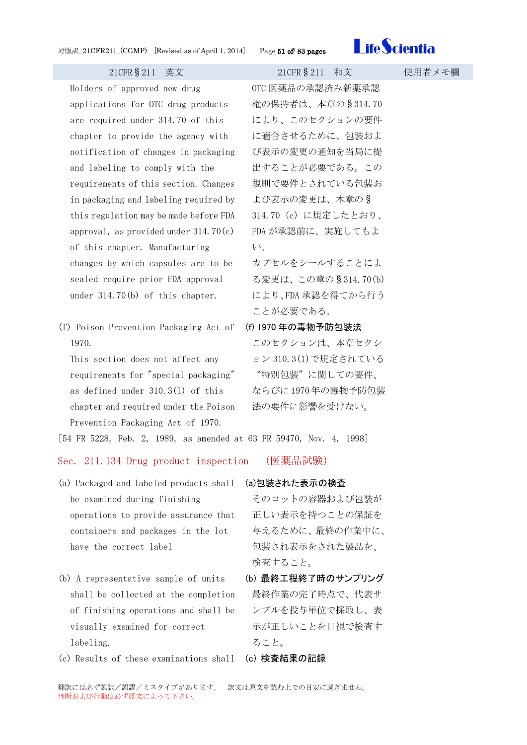| 21CFR§211　英文 | 21CFR§211　和文 | 使用者メモ欄 |
| --- | --- | --- |
| Holders of approved new drug applications for OTC drug products are required under 314.70 of this chapter to provide the agency with notification of changes in packaging and labeling to comply with the requirements of this section. Changes in packaging and labeling required by this regulation may be made before FDA approval, as provided under 314.70(c) of this chapter. Manufacturing changes by which capsules are to be sealed require prior FDA approval under 314.70(b) of this chapter. | OTC医薬品の承認済み新薬承認権の保持者は、本章の§314.70により、このセクションの要件に適合させるために、包装および表示の変更の通知を当局に提出することが必要である。この規則で要件とされている包装および表示の変更は、本章の§314.70（c）に規定したとおり、FDAが承認前に、実施してもよい。<br>カプセルをシールすることによる変更は、この章の§314.70(b)により、FDA承認を得てから行うことが必要である。 | |
| (f) Poison Prevention Packaging Act of 1970.<br>This section does not affect any requirements for "special packaging" as defined under 310.3(l) of this chapter and required under the Poison Prevention Packaging Act of 1970. | **(f) 1970年の毒物予防包装法**<br>このセクションは、本章セクション310.3(l)で規定されている"特別包装"に関しての要件、ならびに1970年の毒物予防包装法の要件に影響を受けない。 | |

[54 FR 5228, Feb. 2, 1989, as amended at 63 FR 59470, Nov. 4, 1998]

## Sec. 211.134 Drug product inspection　（医薬品試験）

| 21CFR§211　英文 | 21CFR§211　和文 | 使用者メモ欄 |
| --- | --- | --- |
| (a) Packaged and labeled products shall be examined during finishing operations to provide assurance that containers and packages in the lot have the correct label | **(a)包装された表示の検査**<br>そのロットの容器および包装が正しい表示を持つことの保証を与えるために、最終の作業中に、包装され表示をされた製品を、検査すること。 | |
| (b) A representative sample of units shall be collected at the completion of finishing operations and shall be visually examined for correct labeling. | **(b) 最終工程終了時のサンプリング**<br>最終作業の完了時点で、代表サンプルを投与単位で採取し、表示が正しいことを目視で検査すること。 | |
| (c) Results of these examinations shall | **(c) 検査結果の記録** | |

翻訳には必ず誤訳／誤謬／ミスタイプがあります。　訳文は原文を読む上での目安に過ぎません。
判断および行動は必ず原文によって下さい。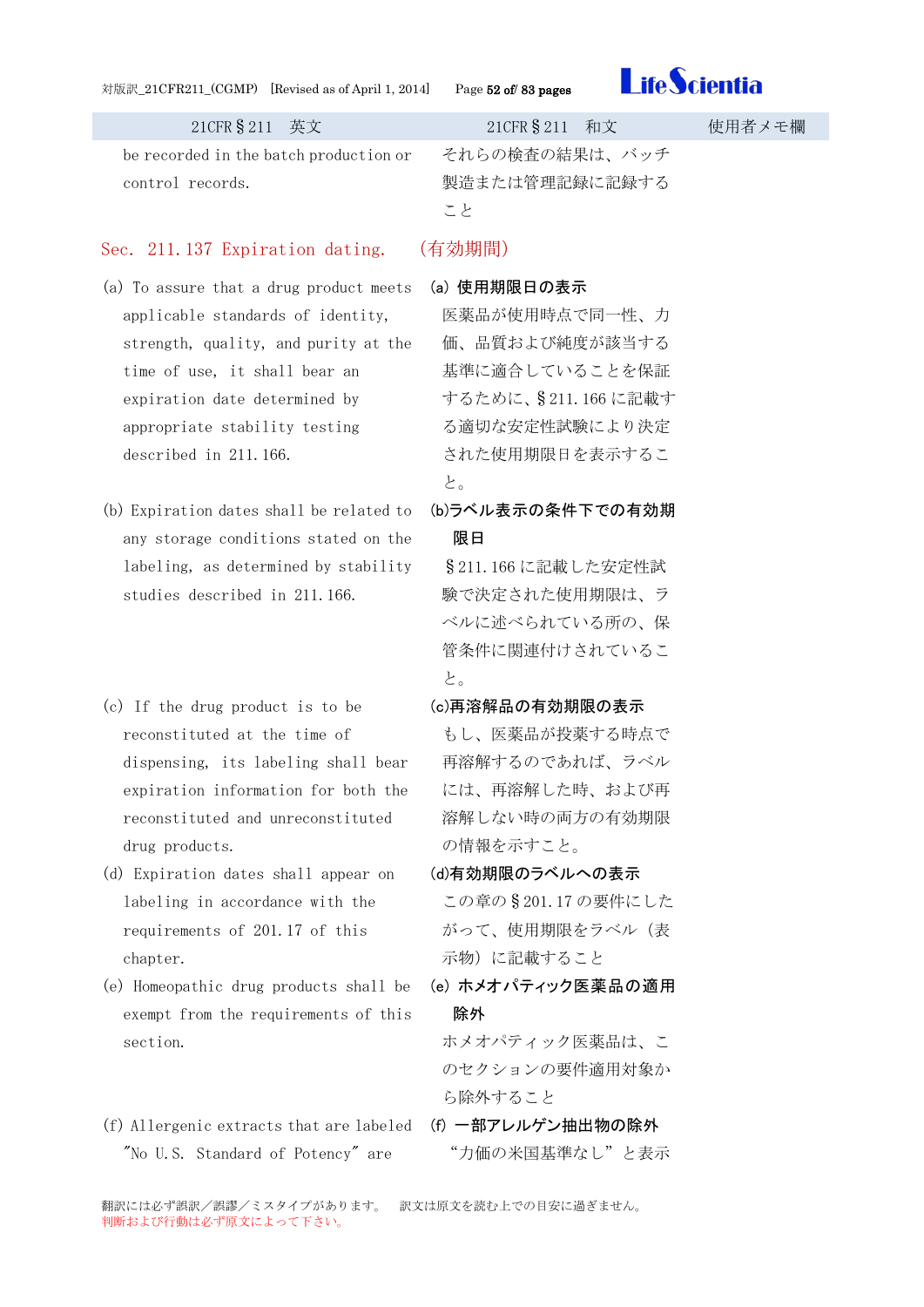| 21CFR§211　英文 | 21CFR§211　和文 | 使用者メモ欄 |
|---|---|---|
| be recorded in the batch production or control records. | それらの検査の結果は、バッチ製造または管理記録に記録すること | |
| **Sec. 211.137 Expiration dating.** | **（有効期間）** | |
| (a) To assure that a drug product meets applicable standards of identity, strength, quality, and purity at the time of use, it shall bear an expiration date determined by appropriate stability testing described in 211.166. | **(a) 使用期限日の表示**<br>医薬品が使用時点で同一性、力価、品質および純度が該当する基準に適合していることを保証するために、§211.166 に記載する適切な安定性試験により決定された使用期限日を表示すること。 | |
| (b) Expiration dates shall be related to any storage conditions stated on the labeling, as determined by stability studies described in 211.166. | **(b)ラベル表示の条件下での有効期限日**<br>§211.166 に記載した安定性試験で決定された使用期限は、ラベルに述べられている所の、保管条件に関連付けされていること。 | |
| (c) If the drug product is to be reconstituted at the time of dispensing, its labeling shall bear expiration information for both the reconstituted and unreconstituted drug products. | **(c)再溶解品の有効期限の表示**<br>もし、医薬品が投薬する時点で再溶解するのであれば、ラベルには、再溶解した時、および再溶解しない時の両方の有効期限の情報を示すこと。 | |
| (d) Expiration dates shall appear on labeling in accordance with the requirements of 201.17 of this chapter. | **(d)有効期限のラベルへの表示**<br>この章の§201.17 の要件にしたがって、使用期限をラベル（表示物）に記載すること | |
| (e) Homeopathic drug products shall be exempt from the requirements of this section. | **(e) ホメオパティック医薬品の適用除外**<br>ホメオパティック医薬品は、このセクションの要件適用対象から除外すること | |
| (f) Allergenic extracts that are labeled "No U.S. Standard of Potency" are | **(f) 一部アレルゲン抽出物の除外**<br>“力価の米国基準なし”と表示 | |

翻訳には必ず誤訳／誤謬／ミスタイプがあります。　訳文は原文を読む上での目安に過ぎません。
判断および行動は必ず原文によって下さい。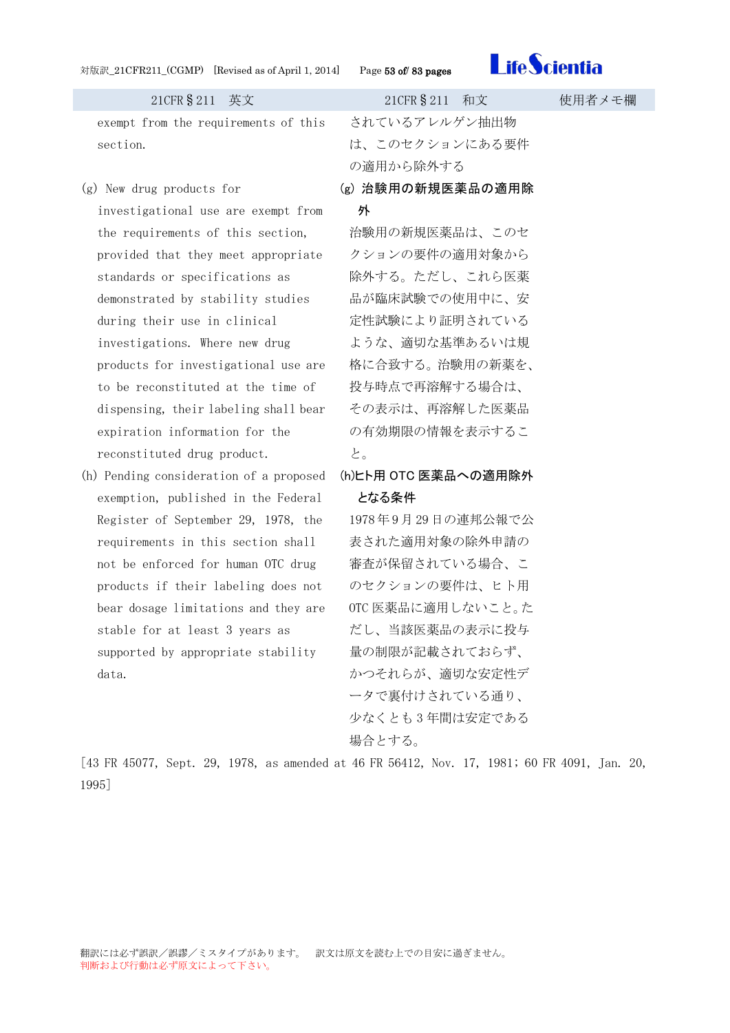| 21CFR§211　英文 | 21CFR§211　和文 | 使用者メモ欄 |
| --- | --- | --- |
| exempt from the requirements of this section. | されているアレルゲン抽出物は、このセクションにある要件の適用から除外する | |
| (g) New drug products for investigational use are exempt from the requirements of this section, provided that they meet appropriate standards or specifications as demonstrated by stability studies during their use in clinical investigations. Where new drug products for investigational use are to be reconstituted at the time of dispensing, their labeling shall bear expiration information for the reconstituted drug product. | **(g) 治験用の新規医薬品の適用除外**<br>治験用の新規医薬品は、このセクションの要件の適用対象から除外する。ただし、これら医薬品が臨床試験での使用中に、安定性試験により証明されているような、適切な基準あるいは規格に合致する。治験用の新薬を、投与時点で再溶解する場合は、その表示は、再溶解した医薬品の有効期限の情報を表示すること。 | |
| (h) Pending consideration of a proposed exemption, published in the Federal Register of September 29, 1978, the requirements in this section shall not be enforced for human OTC drug products if their labeling does not bear dosage limitations and they are stable for at least 3 years as supported by appropriate stability data. | **(h)ヒト用 OTC 医薬品への適用除外となる条件**<br>1978 年 9 月 29 日の連邦公報で公表された適用対象の除外申請の審査が保留されている場合、このセクションの要件は、ヒト用 OTC 医薬品に適用しないこと。ただし、当該医薬品の表示に投与量の制限が記載されておらず、かつそれらが、適切な安定性データで裏付けされている通り、少なくとも 3 年間は安定である場合とする。 | |

[43 FR 45077, Sept. 29, 1978, as amended at 46 FR 56412, Nov. 17, 1981; 60 FR 4091, Jan. 20, 1995]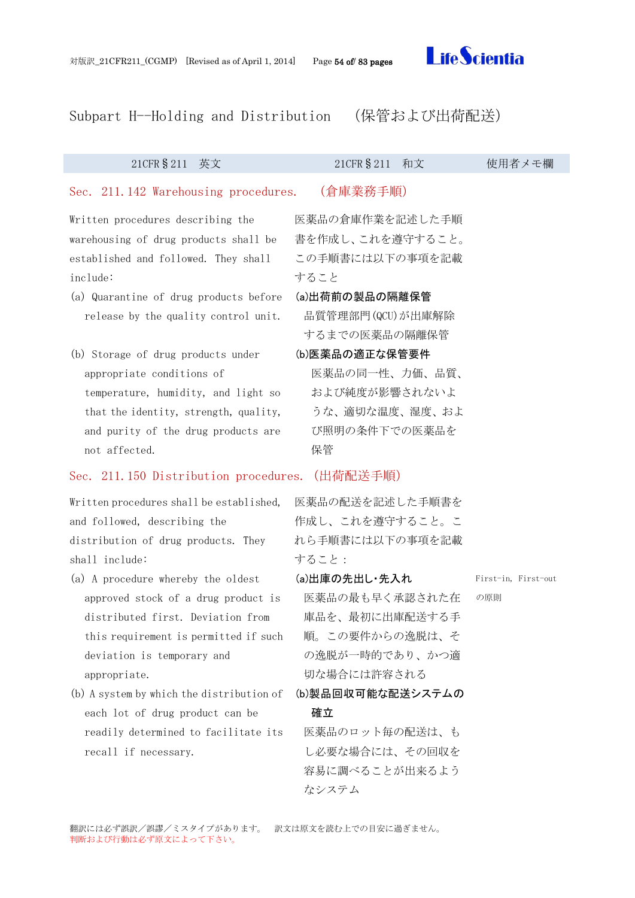## Subpart H--Holding and Distribution　(保管および出荷配送)

| 21CFR§211　英文 | 21CFR§211　和文 | 使用者メモ欄 |
|---|---|---|
| **Sec. 211.142 Warehousing procedures.** | **(倉庫業務手順)** | |
| Written procedures describing the warehousing of drug products shall be established and followed. They shall include: | 医薬品の倉庫作業を記述した手順書を作成し、これを遵守すること。この手順書には以下の事項を記載すること | |
| (a) Quarantine of drug products before release by the quality control unit. | **(a)出荷前の製品の隔離保管**<br>品質管理部門(QCU)が出庫解除するまでの医薬品の隔離保管 | |
| (b) Storage of drug products under appropriate conditions of temperature, humidity, and light so that the identity, strength, quality, and purity of the drug products are not affected. | **(b)医薬品の適正な保管要件**<br>医薬品の同一性、力価、品質、および純度が影響されないような、適切な温度、湿度、および照明の条件下での医薬品を保管 | |
| **Sec. 211.150 Distribution procedures.** | **(出荷配送手順)** | |
| Written procedures shall be established, and followed, describing the distribution of drug products. They shall include: | 医薬品の配送を記述した手順書を作成し、これを遵守すること。これら手順書には以下の事項を記載すること： | |
| (a) A procedure whereby the oldest approved stock of a drug product is distributed first. Deviation from this requirement is permitted if such deviation is temporary and appropriate. | **(a)出庫の先出し･先入れ**<br>医薬品の最も早く承認された在庫品を、最初に出庫配送する手順。この要件からの逸脱は、その逸脱が一時的であり、かつ適切な場合には許容される | First-in, First-out の原則 |
| (b) A system by which the distribution of each lot of drug product can be readily determined to facilitate its recall if necessary. | **(b)製品回収可能な配送システムの確立**<br>医薬品のロット毎の配送は、もし必要な場合には、その回収を容易に調べることが出来るようなシステム | |

翻訳には必ず誤訳／誤謬／ミスタイプがあります。　訳文は原文を読む上での目安に過ぎません。
判断および行動は必ず原文によって下さい。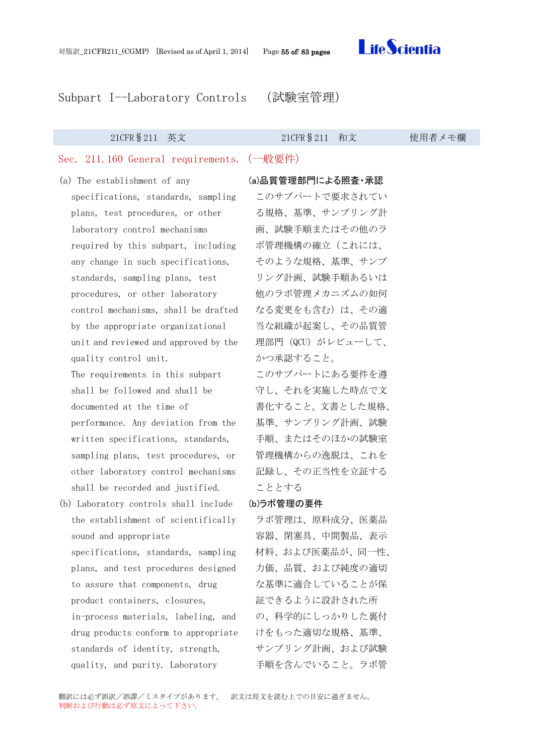# Subpart I--Laboratory Controls　（試験室管理）

| 21CFR§211　英文 | 21CFR§211　和文 | 使用者メモ欄 |
|---|---|---|
| Sec. 211.160 General requirements. | （一般要件） | |
| (a) The establishment of any specifications, standards, sampling plans, test procedures, or other laboratory control mechanisms required by this subpart, including any change in such specifications, standards, sampling plans, test procedures, or other laboratory control mechanisms, shall be drafted by the appropriate organizational unit and reviewed and approved by the quality control unit. The requirements in this subpart shall be followed and shall be documented at the time of performance. Any deviation from the written specifications, standards, sampling plans, test procedures, or other laboratory control mechanisms shall be recorded and justified. | **(a)品質管理部門による照査・承認**<br>このサブパートで要求されている規格、基準、サンプリング計画、試験手順またはその他のラボ管理機構の確立（これには、そのような規格、基準、サンプリング計画、試験手順あるいは他のラボ管理メカニズムの如何なる変更をも含む）は、その適当な組織が起案し、その品質管理部門（QCU）がレビューして、かつ承認すること。<br>このサブパートにある要件を遵守し、それを実施した時点で文書化すること。文書とした規格、基準、サンプリング計画、試験手順、またはそのほかの試験室管理機構からの逸脱は、これを記録し、その正当性を立証することとする | |
| (b) Laboratory controls shall include the establishment of scientifically sound and appropriate specifications, standards, sampling plans, and test procedures designed to assure that components, drug product containers, closures, in-process materials, labeling, and drug products conform to appropriate standards of identity, strength, quality, and purity. Laboratory | **(b)ラボ管理の要件**<br>ラボ管理は、原料成分、医薬品容器、閉塞具、中間製品、表示材料、および医薬品が、同一性、力価、品質、および純度の適切な基準に適合していることが保証できるように設計された所の、科学的にしっかりした裏付けをもった適切な規格、基準、サンプリング計画、および試験手順を含んでいること。ラボ管 | |

翻訳には必ず誤訳／誤謬／ミスタイプがあります。　訳文は原文を読む上での目安に過ぎません。
判断および行動は必ず原文によって下さい。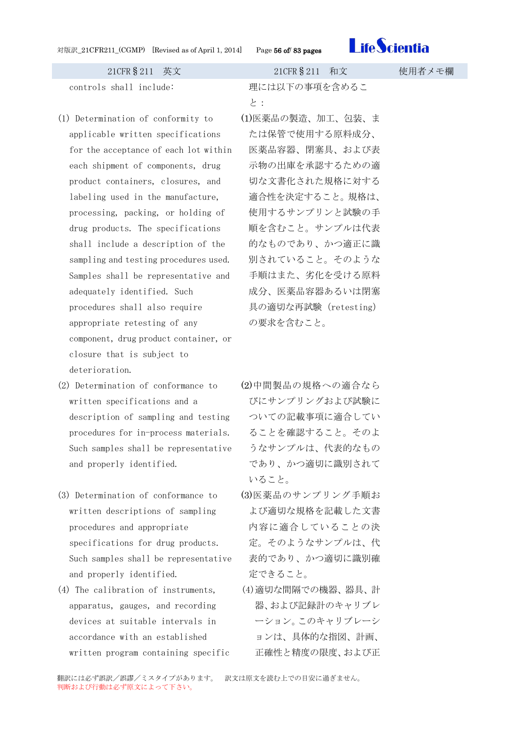| 21CFR§211 英文 | 21CFR§211 和文 | 使用者メモ欄 |
|---|---|---|
| controls shall include: | 理には以下の事項を含めること： | |
| (1) Determination of conformity to applicable written specifications for the acceptance of each lot within each shipment of components, drug product containers, closures, and labeling used in the manufacture, processing, packing, or holding of drug products. The specifications shall include a description of the sampling and testing procedures used. Samples shall be representative and adequately identified. Such procedures shall also require appropriate retesting of any component, drug product container, or closure that is subject to deterioration. | (1)医薬品の製造、加工、包装、または保管で使用する原料成分、医薬品容器、閉塞具、および表示物の出庫を承認するための適切な文書化された規格に対する適合性を決定すること。規格は、使用するサンプリンと試験の手順を含むこと。サンプルは代表的なものであり、かつ適正に識別されていること。そのような手順はまた、劣化を受ける原料成分、医薬品容器あるいは閉塞具の適切な再試験（retesting）の要求を含むこと。 | |
| (2) Determination of conformance to written specifications and a description of sampling and testing procedures for in-process materials. Such samples shall be representative and properly identified. | (2)中間製品の規格への適合ならびにサンプリングおよび試験についての記載事項に適合していることを確認すること。そのようなサンプルは、代表的なものであり、かつ適切に識別されていること。 | |
| (3) Determination of conformance to written descriptions of sampling procedures and appropriate specifications for drug products. Such samples shall be representative and properly identified. | (3)医薬品のサンプリング手順および適切な規格を記載した文書内容に適合していることの決定。そのようなサンプルは、代表的であり、かつ適切に識別確定できること。 | |
| (4) The calibration of instruments, apparatus, gauges, and recording devices at suitable intervals in accordance with an established written program containing specific | (4)適切な間隔での機器、器具、計器、および記録計のキャリブレーション。このキャリブレーションは、具体的な指図、計画、正確性と精度の限度、および正 | |

翻訳には必ず誤訳／誤謬／ミスタイプがあります。　訳文は原文を読む上での目安に過ぎません。
判断および行動は必ず原文によって下さい。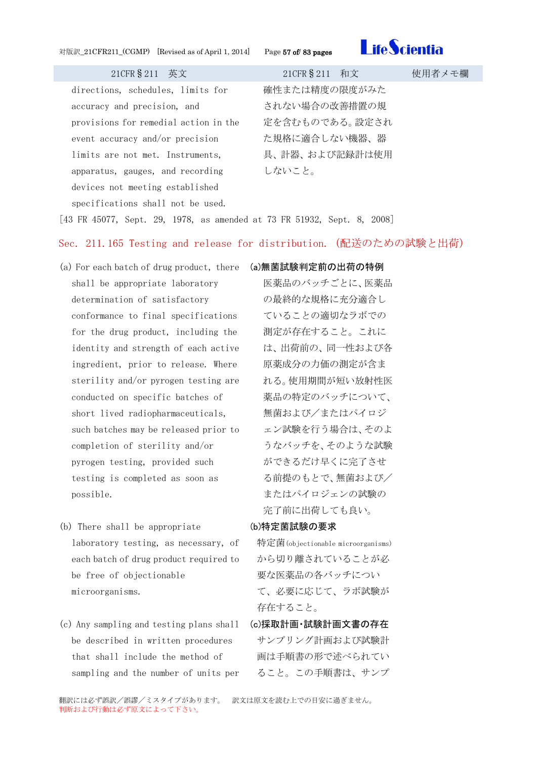| 21CFR§211 英文 | 21CFR§211 和文 | 使用者メモ欄 |
|---|---|---|
| directions, schedules, limits for accuracy and precision, and provisions for remedial action in the event accuracy and/or precision limits are not met. Instruments, apparatus, gauges, and recording devices not meeting established specifications shall not be used. | 確性または精度の限度がみたされない場合の改善措置の規定を含むものである。設定された規格に適合しない機器、器具、計器、および記録計は使用しないこと。 | |

[43 FR 45077, Sept. 29, 1978, as amended at 73 FR 51932, Sept. 8, 2008]

## Sec. 211.165 Testing and release for distribution. (配送のための試験と出荷)

| 21CFR§211 英文 | 21CFR§211 和文 | 使用者メモ欄 |
|---|---|---|
| (a) For each batch of drug product, there shall be appropriate laboratory determination of satisfactory conformance to final specifications for the drug product, including the identity and strength of each active ingredient, prior to release. Where sterility and/or pyrogen testing are conducted on specific batches of short lived radiopharmaceuticals, such batches may be released prior to completion of sterility and/or pyrogen testing, provided such testing is completed as soon as possible. | **(a)無菌試験判定前の出荷の特例**<br>医薬品のバッチごとに、医薬品の最終的な規格に充分適合していることの適切なラボでの測定が存在すること。これには、出荷前の、同一性および各原薬成分の力価の測定が含まれる。使用期間が短い放射性医薬品の特定のバッチについて、無菌および/またはパイロジェン試験を行う場合は、そのようなバッチを、そのような試験ができるだけ早くに完了させる前提のもとで、無菌および/またはパイロジェンの試験の完了前に出荷しても良い。 | |
| (b) There shall be appropriate laboratory testing, as necessary, of each batch of drug product required to be free of objectionable microorganisms. | **(b)特定菌試験の要求**<br>特定菌(objectionable microorganisms)から切り離されていることが必要な医薬品の各バッチについて、必要に応じて、ラボ試験が存在すること。 | |
| (c) Any sampling and testing plans shall be described in written procedures that shall include the method of sampling and the number of units per | **(c)採取計画・試験計画文書の存在**<br>サンプリング計画および試験計画は手順書の形で述べられていること。この手順書は、サンプ | |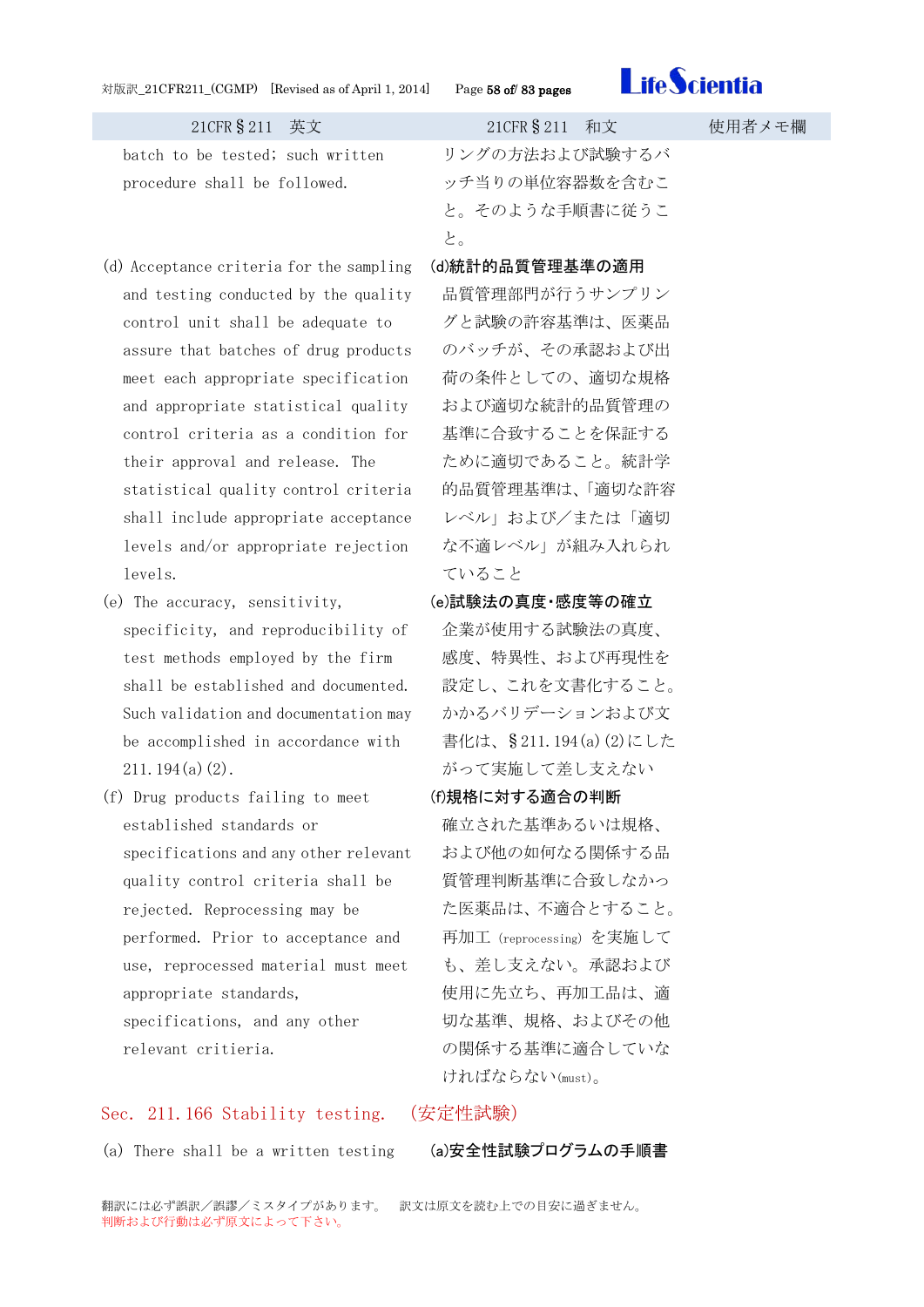| 21CFR§211　英文 | 21CFR§211　和文 | 使用者メモ欄 |
|---|---|---|
| batch to be tested; such written procedure shall be followed. | リングの方法および試験するバッチ当りの単位容器数を含むこと。そのような手順書に従うこと。 | |
| (d) Acceptance criteria for the sampling and testing conducted by the quality control unit shall be adequate to assure that batches of drug products meet each appropriate specification and appropriate statistical quality control criteria as a condition for their approval and release. The statistical quality control criteria shall include appropriate acceptance levels and/or appropriate rejection levels. | **(d)統計的品質管理基準の適用** 品質管理部門が行うサンプリングと試験の許容基準は、医薬品のバッチが、その承認および出荷の条件としての、適切な規格および適切な統計的品質管理の基準に合致することを保証するために適切であること。統計学的品質管理基準は、「適切な許容レベル」および／または「適切な不適レベル」が組み入れられていること | |
| (e) The accuracy, sensitivity, specificity, and reproducibility of test methods employed by the firm shall be established and documented. Such validation and documentation may be accomplished in accordance with 211.194(a)(2). | **(e)試験法の真度･感度等の確立** 企業が使用する試験法の真度、感度、特異性、および再現性を設定し、これを文書化すること。かかるバリデーションおよび文書化は、§211.194(a)(2)にしたがって実施して差し支えない | |
| (f) Drug products failing to meet established standards or specifications and any other relevant quality control criteria shall be rejected. Reprocessing may be performed. Prior to acceptance and use, reprocessed material must meet appropriate standards, specifications, and any other relevant critieria. | **(f)規格に対する適合の判断** 確立された基準あるいは規格、および他の如何なる関係する品質管理判断基準に合致しなかった医薬品は、不適合とすること。再加工 (reprocessing) を実施しても、差し支えない。承認および使用に先立ち、再加工品は、適切な基準、規格、およびその他の関係する基準に適合していなければならない(must)。 | |

## Sec. 211.166 Stability testing.　(安定性試験)

| 21CFR§211　英文 | 21CFR§211　和文 | 使用者メモ欄 |
|---|---|---|
| (a) There shall be a written testing | **(a)安全性試験プログラムの手順書** | |

翻訳には必ず誤訳／誤謬／ミスタイプがあります。　訳文は原文を読む上での目安に過ぎません。
判断および行動は必ず原文によって下さい。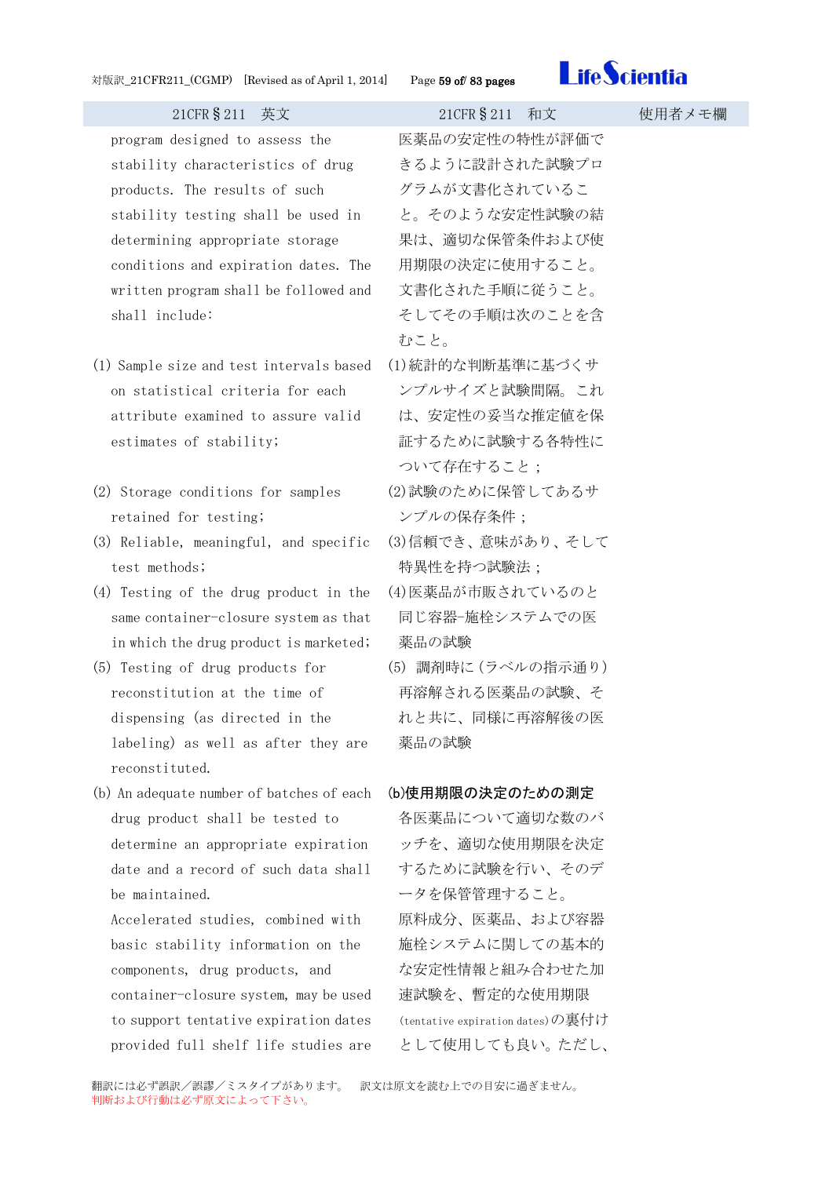| 21CFR§211　英文 | 21CFR§211　和文 | 使用者メモ欄 |
|---|---|---|
| program designed to assess the stability characteristics of drug products. The results of such stability testing shall be used in determining appropriate storage conditions and expiration dates. The written program shall be followed and shall include: | 医薬品の安定性の特性が評価できるように設計された試験プログラムが文書化されていること。そのような安定性試験の結果は、適切な保管条件および使用期限の決定に使用すること。文書化された手順に従うこと。そしてその手順は次のことを含むこと。 | |
| (1) Sample size and test intervals based on statistical criteria for each attribute examined to assure valid estimates of stability; | (1)統計的な判断基準に基づくサンプルサイズと試験間隔。これは、安定性の妥当な推定値を保証するために試験する各特性について存在すること； | |
| (2) Storage conditions for samples retained for testing; | (2)試験のために保管してあるサンプルの保存条件； | |
| (3) Reliable, meaningful, and specific test methods; | (3)信頼でき、意味があり、そして特異性を持つ試験法； | |
| (4) Testing of the drug product in the same container-closure system as that in which the drug product is marketed; | (4)医薬品が市販されているのと同じ容器-施栓システムでの医薬品の試験 | |
| (5) Testing of drug products for reconstitution at the time of dispensing (as directed in the labeling) as well as after they are reconstituted. | (5) 調剤時に（ラベルの指示通り）再溶解される医薬品の試験、それと共に、同様に再溶解後の医薬品の試験 | |
| (b) An adequate number of batches of each drug product shall be tested to determine an appropriate expiration date and a record of such data shall be maintained. Accelerated studies, combined with basic stability information on the components, drug products, and container-closure system, may be used to support tentative expiration dates provided full shelf life studies are | **(b)使用期限の決定のための測定** 各医薬品について適切な数のバッチを、適切な使用期限を決定するために試験を行い、そのデータを保管管理すること。原料成分、医薬品、および容器施栓システムに関しての基本的な安定性情報と組み合わせた加速試験を、暫定的な使用期限(tentative expiration dates)の裏付けとして使用しても良い。ただし、 | |

翻訳には必ず誤訳／誤謬／ミスタイプがあります。　訳文は原文を読む上での目安に過ぎません。
判断および行動は必ず原文によって下さい。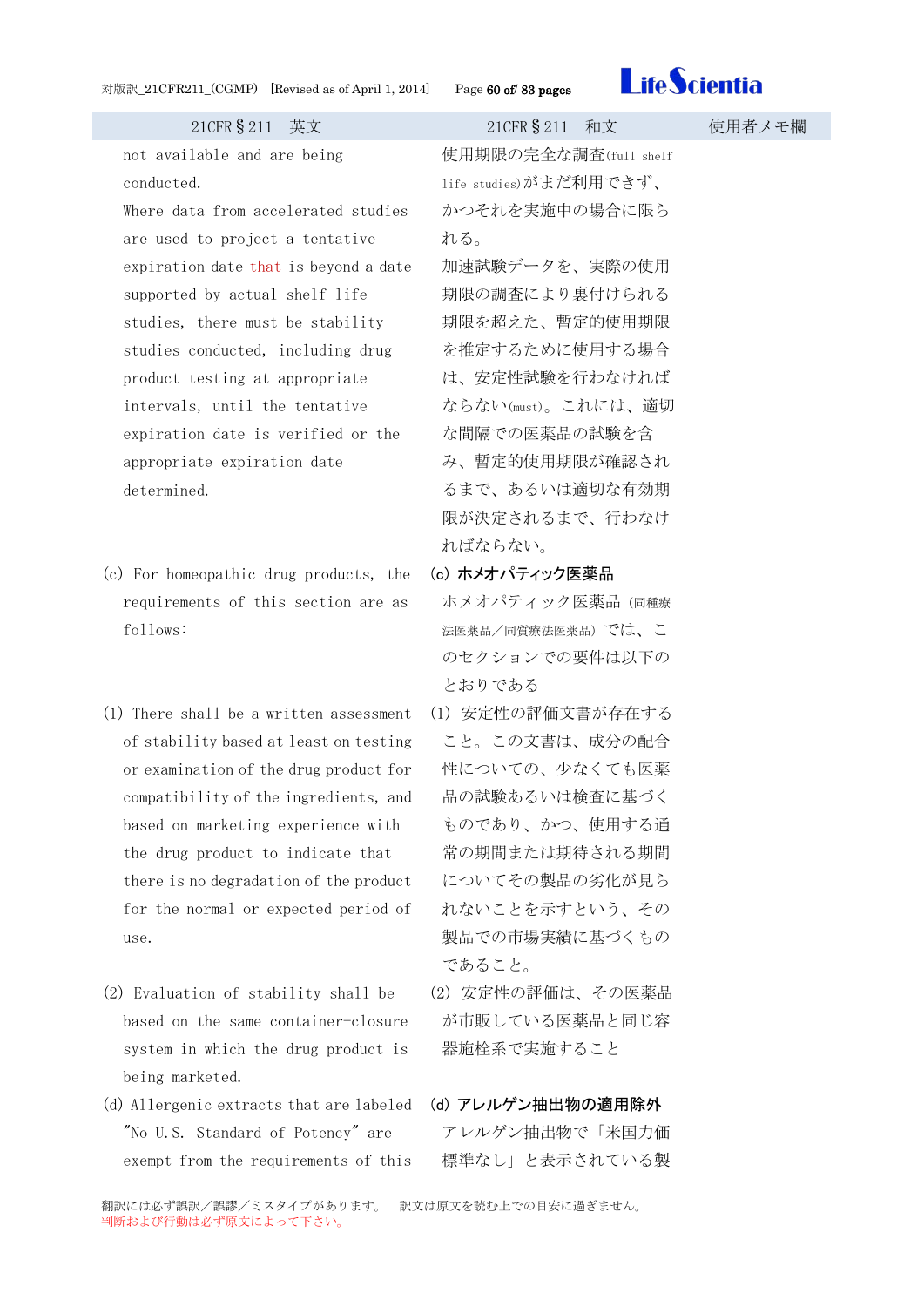| 21CFR§211　英文 | 21CFR§211　和文 | 使用者メモ欄 |
| --- | --- | --- |
| not available and are being conducted. Where data from accelerated studies are used to project a tentative expiration date that is beyond a date supported by actual shelf life studies, there must be stability studies conducted, including drug product testing at appropriate intervals, until the tentative expiration date is verified or the appropriate expiration date determined. | 使用期限の完全な調査(full shelf life studies)がまだ利用できず、かつそれを実施中の場合に限られる。加速試験データを、実際の使用期限の調査により裏付けられる期限を超えた、暫定的使用期限を推定するために使用する場合は、安定性試験を行わなければならない(must)。これには、適切な間隔での医薬品の試験を含み、暫定的使用期限が確認されるまで、あるいは適切な有効期限が決定されるまで、行わなければならない。 | |
| (c) For homeopathic drug products, the requirements of this section are as follows: | **(c) ホメオパティック医薬品** ホメオパティック医薬品（同種療法医薬品／同質療法医薬品）では、このセクションでの要件は以下のとおりである | |
| (1) There shall be a written assessment of stability based at least on testing or examination of the drug product for compatibility of the ingredients, and based on marketing experience with the drug product to indicate that there is no degradation of the product for the normal or expected period of use. | (1) 安定性の評価文書が存在すること。この文書は、成分の配合性についての、少なくても医薬品の試験あるいは検査に基づくものであり、かつ、使用する通常の期間または期待される期間についてその製品の劣化が見られないことを示すという、その製品での市場実績に基づくものであること。 | |
| (2) Evaluation of stability shall be based on the same container-closure system in which the drug product is being marketed. | (2) 安定性の評価は、その医薬品が市販している医薬品と同じ容器施栓系で実施すること | |
| (d) Allergenic extracts that are labeled "No U.S. Standard of Potency" are exempt from the requirements of this | **(d) アレルゲン抽出物の適用除外** アレルゲン抽出物で「米国力価標準なし」と表示されている製 | |

翻訳には必ず誤訳／誤謬／ミスタイプがあります。　訳文は原文を読む上での目安に過ぎません。
判断および行動は必ず原文によって下さい。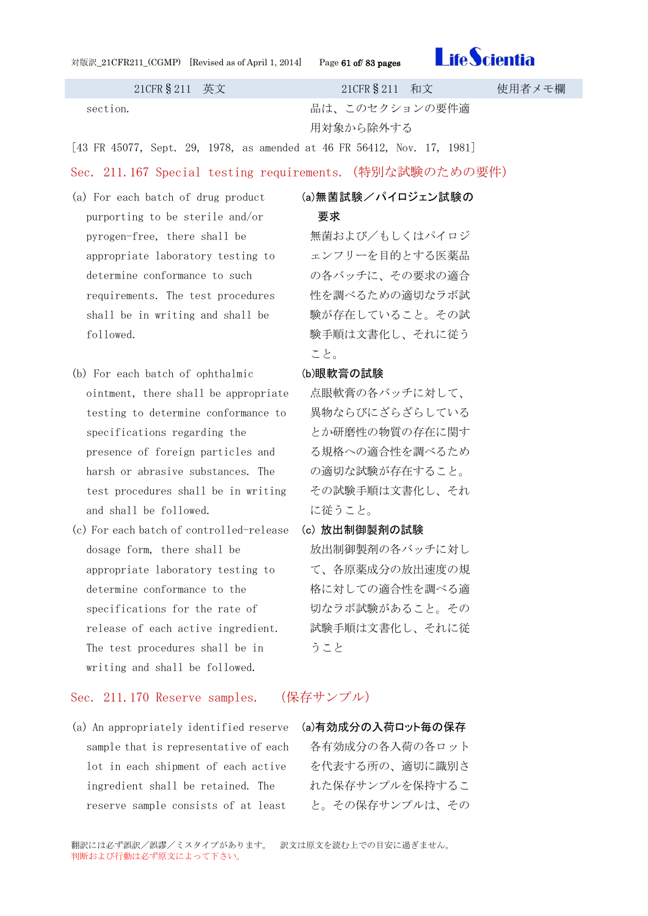| 21CFR§211　英文 | 21CFR§211　和文 | 使用者メモ欄 |
|---|---|---|
| section. | 品は、このセクションの要件適用対象から除外する | |

[43 FR 45077, Sept. 29, 1978, as amended at 46 FR 56412, Nov. 17, 1981]

## Sec. 211.167 Special testing requirements. (特別な試験のための要件)

| 21CFR§211　英文 | 21CFR§211　和文 | 使用者メモ欄 |
|---|---|---|
| (a) For each batch of drug product purporting to be sterile and/or pyrogen-free, there shall be appropriate laboratory testing to determine conformance to such requirements. The test procedures shall be in writing and shall be followed. | **(a)無菌試験／パイロジェン試験の要求**<br>無菌および／もしくはパイロジェンフリーを目的とする医薬品の各バッチに、その要求の適合性を調べるための適切なラボ試験が存在していること。その試験手順は文書化し、それに従うこと。 | |
| (b) For each batch of ophthalmic ointment, there shall be appropriate testing to determine conformance to specifications regarding the presence of foreign particles and harsh or abrasive substances. The test procedures shall be in writing and shall be followed. | **(b)眼軟膏の試験**<br>点眼軟膏の各バッチに対して、異物ならびにざらざらしているとか研磨性の物質の存在に関する規格への適合性を調べるための適切な試験が存在すること。その試験手順は文書化し、それに従うこと。 | |
| (c) For each batch of controlled-release dosage form, there shall be appropriate laboratory testing to determine conformance to the specifications for the rate of release of each active ingredient. The test procedures shall be in writing and shall be followed. | **(c) 放出制御製剤の試験**<br>放出制御製剤の各バッチに対して、各原薬成分の放出速度の規格に対しての適合性を調べる適切なラボ試験があること。その試験手順は文書化し、それに従うこと | |

## Sec. 211.170 Reserve samples. (保存サンプル)

| 21CFR§211　英文 | 21CFR§211　和文 | 使用者メモ欄 |
|---|---|---|
| (a) An appropriately identified reserve sample that is representative of each lot in each shipment of each active ingredient shall be retained. The reserve sample consists of at least | **(a)有効成分の入荷ロット毎の保存**<br>各有効成分の各入荷の各ロットを代表する所の、適切に識別された保存サンプルを保持すること。その保存サンプルは、その | |

翻訳には必ず誤訳／誤謬／ミスタイプがあります。　訳文は原文を読む上での目安に過ぎません。
判断および行動は必ず原文によって下さい。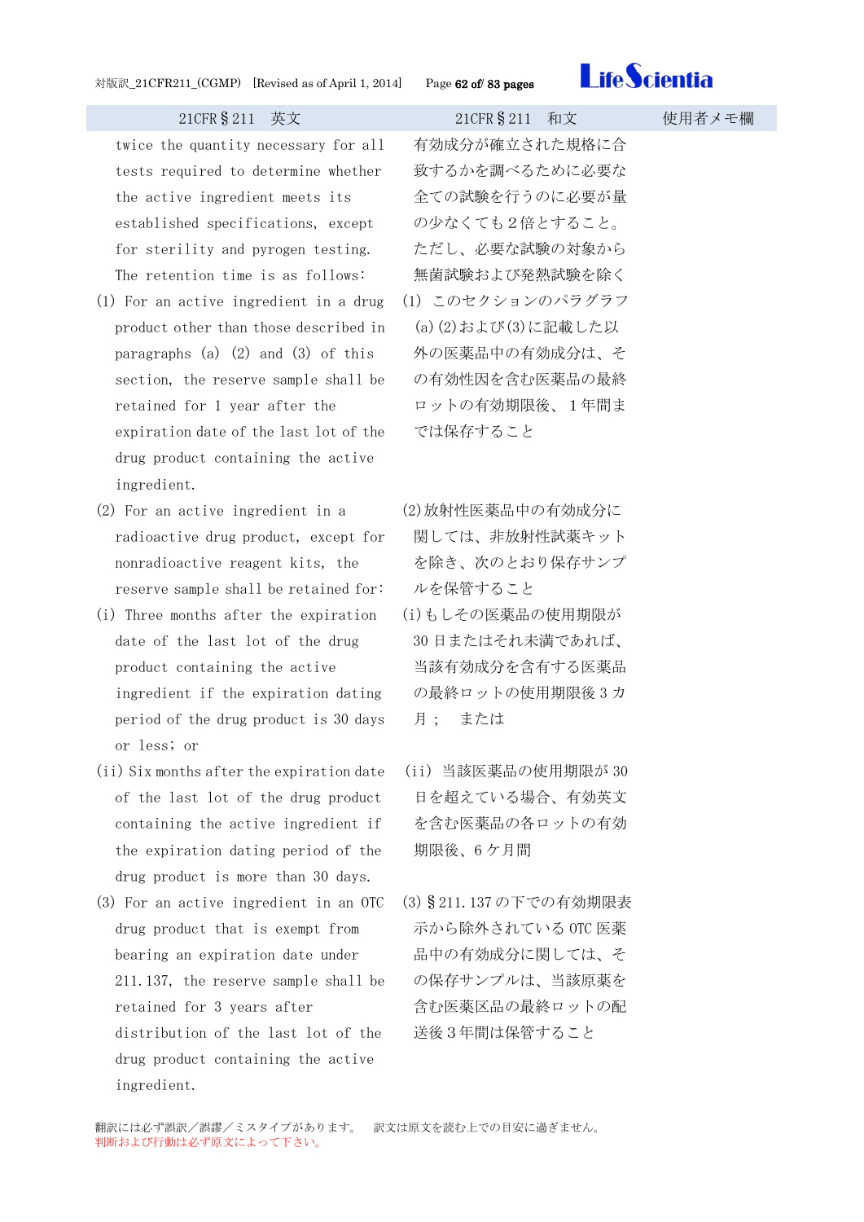| 21CFR§211　英文 | 21CFR§211　和文 | 使用者メモ欄 |
| --- | --- | --- |
| twice the quantity necessary for all tests required to determine whether the active ingredient meets its established specifications, except for sterility and pyrogen testing. The retention time is as follows: | 有効成分が確立された規格に合致するかを調べるために必要な全ての試験を行うのに必要が量の少なくても２倍とすること。ただし、必要な試験の対象から無菌試験および発熱試験を除く | |
| (1) For an active ingredient in a drug product other than those described in paragraphs (a) (2) and (3) of this section, the reserve sample shall be retained for 1 year after the expiration date of the last lot of the drug product containing the active ingredient. | (1) このセクションのパラグラフ(a)(2)および(3)に記載した以外の医薬品中の有効成分は、その有効性因を含む医薬品の最終ロットの有効期限後、１年間までは保存すること | |
| (2) For an active ingredient in a radioactive drug product, except for nonradioactive reagent kits, the reserve sample shall be retained for: | (2)放射性医薬品中の有効成分に関しては、非放射性試薬キットを除き、次のとおり保存サンプルを保管すること | |
| (i) Three months after the expiration date of the last lot of the drug product containing the active ingredient if the expiration dating period of the drug product is 30 days or less; or | (i)もしその医薬品の使用期限が 30 日またはそれ未満であれば、当該有効成分を含有する医薬品の最終ロットの使用期限後３カ月；　または | |
| (ii) Six months after the expiration date of the last lot of the drug product containing the active ingredient if the expiration dating period of the drug product is more than 30 days. | (ii) 当該医薬品の使用期限が 30 日を超えている場合、有効英文を含む医薬品の各ロットの有効期限後、6 ケ月間 | |
| (3) For an active ingredient in an OTC drug product that is exempt from bearing an expiration date under 211.137, the reserve sample shall be retained for 3 years after distribution of the last lot of the drug product containing the active ingredient. | (3)§211.137 の下での有効期限表示から除外されている OTC 医薬品中の有効成分に関しては、その保存サンプルは、当該原薬を含む医薬区品の最終ロットの配送後３年間は保管すること | |

翻訳には必ず誤訳／誤謬／ミスタイプがあります。　訳文は原文を読む上での目安に過ぎません。
判断および行動は必ず原文によって下さい。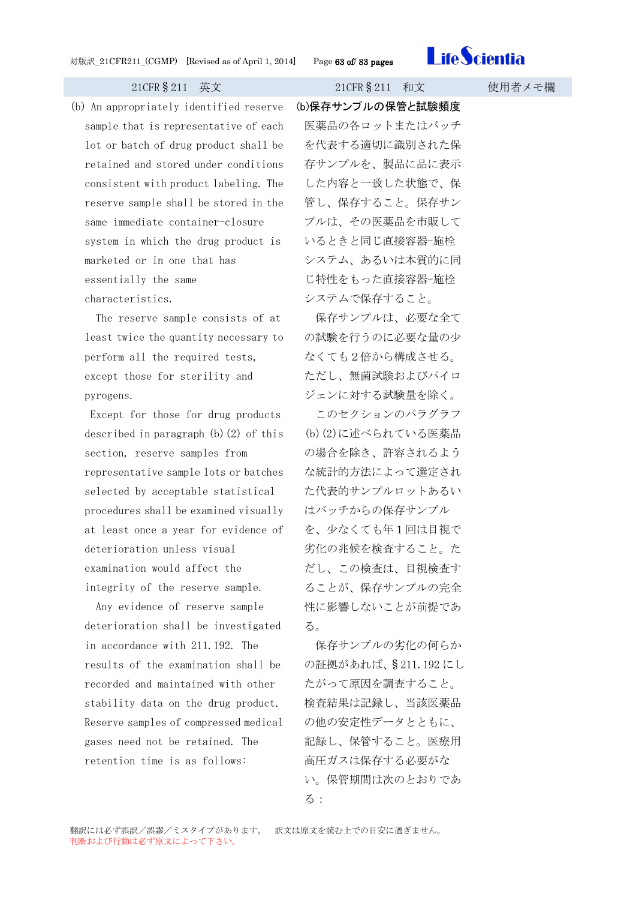| 21CFR§211 英文 | 21CFR§211 和文 | 使用者メモ欄 |
|---|---|---|
| (b) An appropriately identified reserve sample that is representative of each lot or batch of drug product shall be retained and stored under conditions consistent with product labeling. The reserve sample shall be stored in the same immediate container-closure system in which the drug product is marketed or in one that has essentially the same characteristics.<br>The reserve sample consists of at least twice the quantity necessary to perform all the required tests, except those for sterility and pyrogens.<br>Except for those for drug products described in paragraph (b)(2) of this section, reserve samples from representative sample lots or batches selected by acceptable statistical procedures shall be examined visually at least once a year for evidence of deterioration unless visual examination would affect the integrity of the reserve sample.<br>Any evidence of reserve sample deterioration shall be investigated in accordance with 211.192. The results of the examination shall be recorded and maintained with other stability data on the drug product. Reserve samples of compressed medical gases need not be retained. The retention time is as follows: | **(b)保存サンプルの保管と試験頻度**<br>医薬品の各ロットまたはバッチを代表する適切に識別された保存サンプルを、製品に品に表示した内容と一致した状態で、保管し、保存すること。保存サンプルは、その医薬品を市販しているときと同じ直接容器-施栓システム、あるいは本質的に同じ特性をもった直接容器-施栓システムで保存すること。<br>保存サンプルは、必要な全ての試験を行うのに必要な量の少なくても２倍から構成させる。ただし、無菌試験およびパイロジェンに対する試験量を除く。<br>このセクションのパラグラフ(b)(2)に述べられている医薬品の場合を除き、許容されるような統計的方法によって選定された代表的サンプルロットあるいはバッチからの保存サンプルを、少なくても年１回は目視で劣化の兆候を検査すること。ただし、この検査は、目視検査することが、保存サンプルの完全性に影響しないことが前提である。<br>保存サンプルの劣化の何らかの証拠があれば、§211.192 にしたがって原因を調査すること。検査結果は記録し、当該医薬品の他の安定性データとともに、記録し、保管すること。医療用高圧ガスは保存する必要がない。保管期間は次のとおりである： | |

翻訳には必ず誤訳／誤謬／ミスタイプがあります。 訳文は原文を読む上での目安に過ぎません。
判断および行動は必ず原文によって下さい。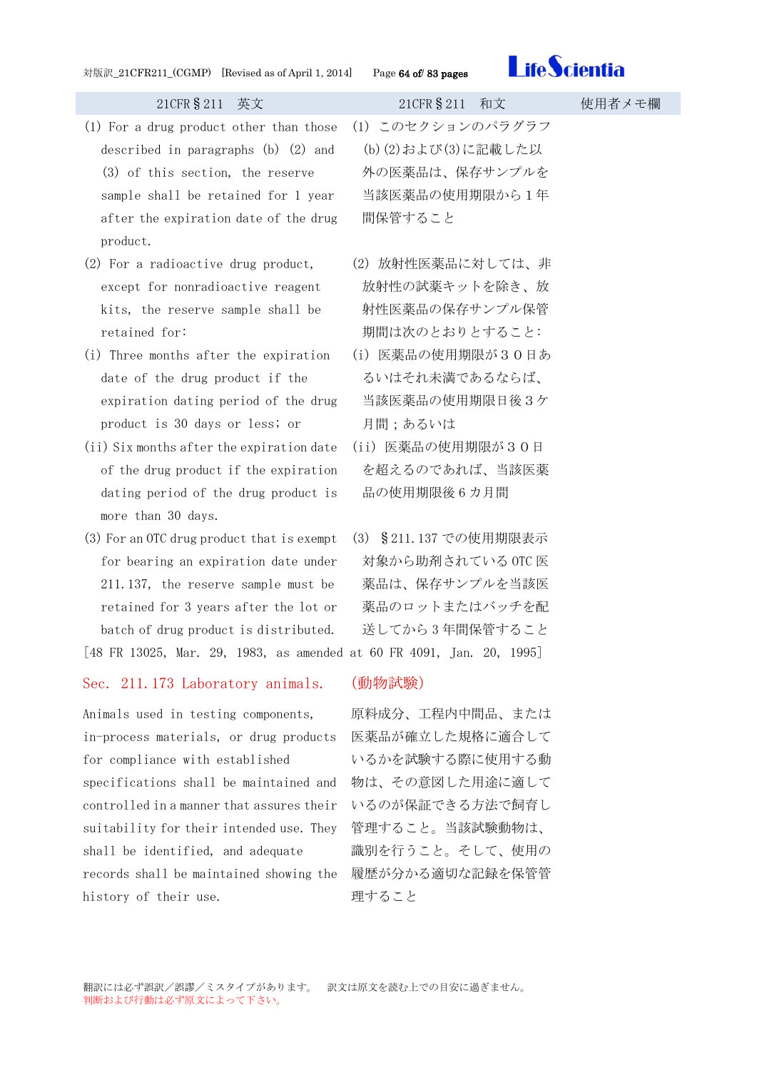| 21CFR§211　英文 | 21CFR§211　和文 | 使用者メモ欄 |
|---|---|---|
| (1) For a drug product other than those described in paragraphs (b) (2) and (3) of this section, the reserve sample shall be retained for 1 year after the expiration date of the drug product. | (1) このセクションのパラグラフ(b)(2)および(3)に記載した以外の医薬品は、保存サンプルを当該医薬品の使用期限から１年間保管すること | |
| (2) For a radioactive drug product, except for nonradioactive reagent kits, the reserve sample shall be retained for: | (2) 放射性医薬品に対しては、非放射性の試薬キットを除き、放射性医薬品の保存サンプル保管期間は次のとおりとすること: | |
| (i) Three months after the expiration date of the drug product if the expiration dating period of the drug product is 30 days or less; or | (i) 医薬品の使用期限が３０日あるいはそれ未満であるならば、当該医薬品の使用期限日後３ヶ月間；あるいは | |
| (ii) Six months after the expiration date of the drug product if the expiration dating period of the drug product is more than 30 days. | (ii) 医薬品の使用期限が３０日を超えるのであれば、当該医薬品の使用期限後６カ月間 | |
| (3) For an OTC drug product that is exempt for bearing an expiration date under 211.137, the reserve sample must be retained for 3 years after the lot or batch of drug product is distributed. | (3) §211.137 での使用期限表示対象から助剤されている OTC 医薬品は、保存サンプルを当該医薬品のロットまたはバッチを配送してから３年間保管すること | |

[48 FR 13025, Mar. 29, 1983, as amended at 60 FR 4091, Jan. 20, 1995]

## Sec. 211.173 Laboratory animals. (動物試験)

| 21CFR§211　英文 | 21CFR§211　和文 | 使用者メモ欄 |
|---|---|---|
| Animals used in testing components, in-process materials, or drug products for compliance with established specifications shall be maintained and controlled in a manner that assures their suitability for their intended use. They shall be identified, and adequate records shall be maintained showing the history of their use. | 原料成分、工程内中間品、または医薬品が確立した規格に適合しているかを試験する際に使用する動物は、その意図した用途に適しているのが保証できる方法で飼育し管理すること。当該試験動物は、識別を行うこと。そして、使用の履歴が分かる適切な記録を保管管理すること | |

翻訳には必ず誤訳／誤謬／ミスタイプがあります。　訳文は原文を読む上での目安に過ぎません。
判断および行動は必ず原文によって下さい。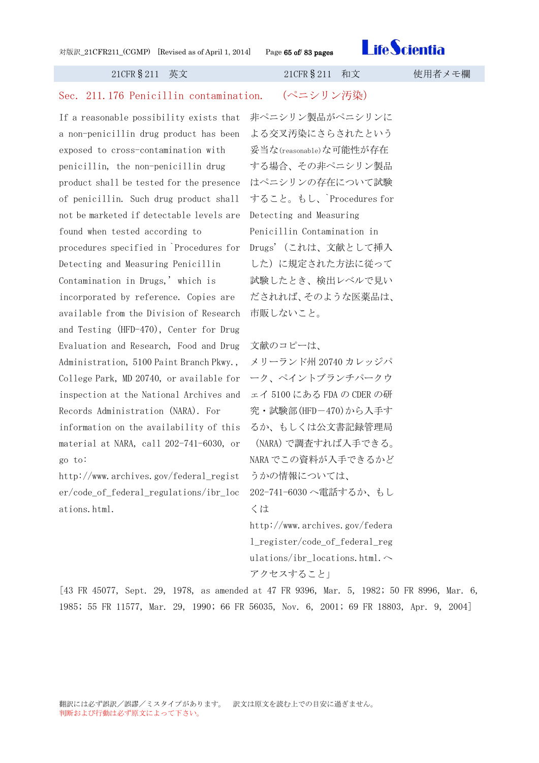| 21CFR§211　英文 | 21CFR§211　和文 | 使用者メモ欄 |
|---|---|---|
| Sec. 211.176 Penicillin contamination. | (ペニシリン汚染) | |
| If a reasonable possibility exists that a non-penicillin drug product has been exposed to cross-contamination with penicillin, the non-penicillin drug product shall be tested for the presence of penicillin. Such drug product shall not be marketed if detectable levels are found when tested according to procedures specified in `Procedures for Detecting and Measuring Penicillin Contamination in Drugs,' which is incorporated by reference. Copies are available from the Division of Research and Testing (HFD-470), Center for Drug Evaluation and Research, Food and Drug Administration, 5100 Paint Branch Pkwy., College Park, MD 20740, or available for inspection at the National Archives and Records Administration (NARA). For information on the availability of this material at NARA, call 202-741-6030, or go to: http://www.archives.gov/federal_register/code_of_federal_regulations/ibr_locations.html. | 非ペニシリン製品がペニシリンによる交叉汚染にさらされたという妥当な(reasonable)な可能性が存在する場合、その非ペニシリン製品はペニシリンの存在について試験すること。もし、`Procedures for Detecting and Measuring Penicillin Contamination in Drugs'（これは、文献として挿入した）に規定された方法に従って試験したとき、検出レベルで見いだされれば、そのような医薬品は、市販しないこと。<br><br>文献のコピーは、メリーランド州 20740 カレッジパーク、ペイントブランチパークウェイ 5100 にある FDA の CDER の研究・試験部(HFD－470)から入手するか、もしくは公文書記録管理局（NARA）で調査すれば入手できる。NARA でこの資料が入手できるかどうかの情報については、202-741-6030 へ電話するか、もしくは http://www.archives.gov/federal_register/code_of_federal_regulations/ibr_locations.html. へアクセスすること」 | |

[43 FR 45077, Sept. 29, 1978, as amended at 47 FR 9396, Mar. 5, 1982; 50 FR 8996, Mar. 6, 1985; 55 FR 11577, Mar. 29, 1990; 66 FR 56035, Nov. 6, 2001; 69 FR 18803, Apr. 9, 2004]

翻訳には必ず誤訳／誤謬／ミスタイプがあります。　訳文は原文を読む上での目安に過ぎません。
判断および行動は必ず原文によって下さい。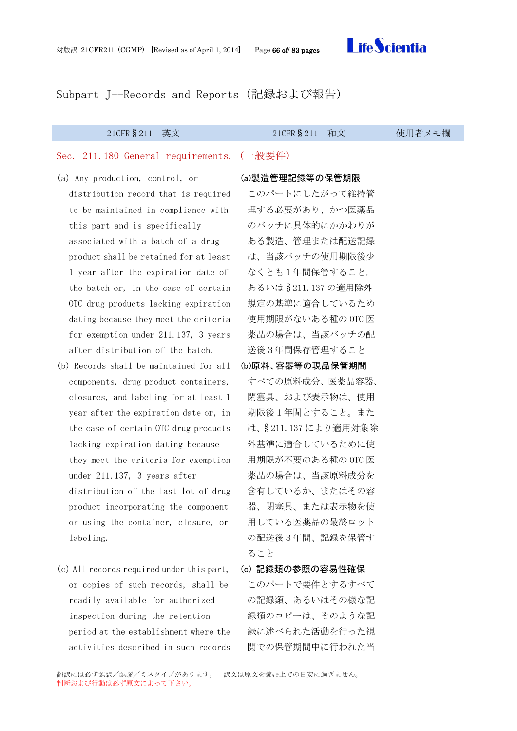## Subpart J--Records and Reports（記録および報告）

| 21CFR§211　英文 | 21CFR§211　和文 | 使用者メモ欄 |
|---|---|---|
| **Sec. 211.180 General requirements.（一般要件）** | | |
| (a) Any production, control, or distribution record that is required to be maintained in compliance with this part and is specifically associated with a batch of a drug product shall be retained for at least 1 year after the expiration date of the batch or, in the case of certain OTC drug products lacking expiration dating because they meet the criteria for exemption under 211.137, 3 years after distribution of the batch. | **(a)製造管理記録等の保管期限** このパートにしたがって維持管理する必要があり、かつ医薬品のバッチに具体的にかかわりがある製造、管理または配送記録は、当該バッチの使用期限後少なくとも１年間保管すること。あるいは§211.137の適用除外規定の基準に適合しているため使用期限がないある種のOTC医薬品の場合は、当該バッチの配送後３年間保存管理すること | |
| (b) Records shall be maintained for all components, drug product containers, closures, and labeling for at least 1 year after the expiration date or, in the case of certain OTC drug products lacking expiration dating because they meet the criteria for exemption under 211.137, 3 years after distribution of the last lot of drug product incorporating the component or using the container, closure, or labeling. | **(b)原料、容器等の現品保管期間** すべての原料成分、医薬品容器、閉塞具、および表示物は、使用期限後１年間とすること。または、§211.137により適用対象除外基準に適合しているために使用期限が不要のある種のOTC医薬品の場合は、当該原料成分を含有しているか、またはその容器、閉塞具、または表示物を使用している医薬品の最終ロットの配送後３年間、記録を保管すること | |
| (c) All records required under this part, or copies of such records, shall be readily available for authorized inspection during the retention period at the establishment where the activities described in such records | **(c) 記録類の参照の容易性確保** このパートで要件とするすべての記録類、あるいはその様な記録類のコピーは、そのような記録に述べられた活動を行った視閲での保管期間中に行われた当 | |

翻訳には必ず誤訳／誤謬／ミスタイプがあります。　訳文は原文を読む上での目安に過ぎません。
判断および行動は必ず原文によって下さい。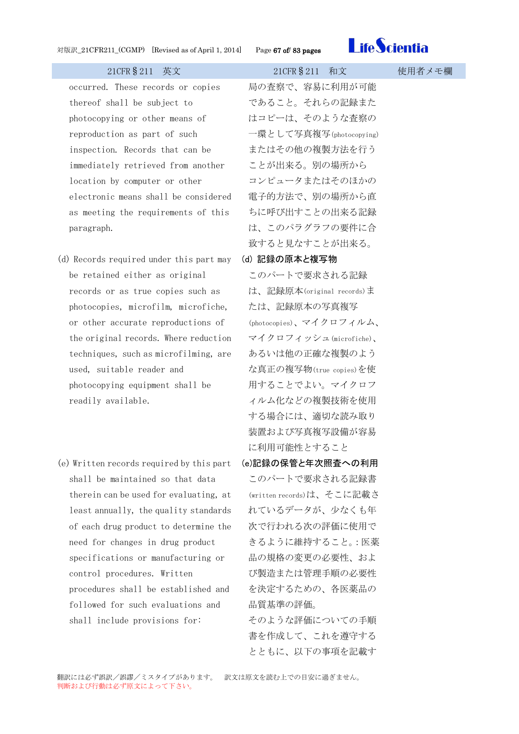| 21CFR§211 英文 | 21CFR§211 和文 | 使用者メモ欄 |
|---|---|---|
| occurred. These records or copies thereof shall be subject to photocopying or other means of reproduction as part of such inspection. Records that can be immediately retrieved from another location by computer or other electronic means shall be considered as meeting the requirements of this paragraph. | 局の査察で、容易に利用が可能であること。それらの記録またはコピーは、そのような査察の一環として写真複写(photocopying)またはその他の複製方法を行うことが出来る。別の場所からコンピュータまたはそのほかの電子的方法で、別の場所から直ちに呼び出すことの出来る記録は、このパラグラフの要件に合致すると見なすことが出来る。 | |
| (d) Records required under this part may be retained either as original records or as true copies such as photocopies, microfilm, microfiche, or other accurate reproductions of the original records. Where reduction techniques, such as microfilming, are used, suitable reader and photocopying equipment shall be readily available. | **(d) 記録の原本と複写物**<br>このパートで要求される記録は、記録原本(original records)または、記録原本の写真複写(photocopies)、マイクロフィルム、マイクロフィッシュ(microfiche)、あるいは他の正確な複製のような真正の複写物(true copies)を使用することでよい。マイクロフィルム化などの複製技術を使用する場合には、適切な読み取り装置および写真複写設備が容易に利用可能性とすること | |
| (e) Written records required by this part shall be maintained so that data therein can be used for evaluating, at least annually, the quality standards of each drug product to determine the need for changes in drug product specifications or manufacturing or control procedures. Written procedures shall be established and followed for such evaluations and shall include provisions for: | **(e)記録の保管と年次照査への利用**<br>このパートで要求される記録書(written records)は、そこに記載されているデータが、少なくも年次で行われる次の評価に使用できるように維持すること。: 医薬品の規格の変更の必要性、および製造または管理手順の必要性を決定するための、各医薬品の品質基準の評価。<br>そのような評価についての手順書を作成して、これを遵守するとともに、以下の事項を記載す | |

翻訳には必ず誤訳／誤謬／ミスタイプがあります。　訳文は原文を読む上での目安に過ぎません。
判断および行動は必ず原文によって下さい。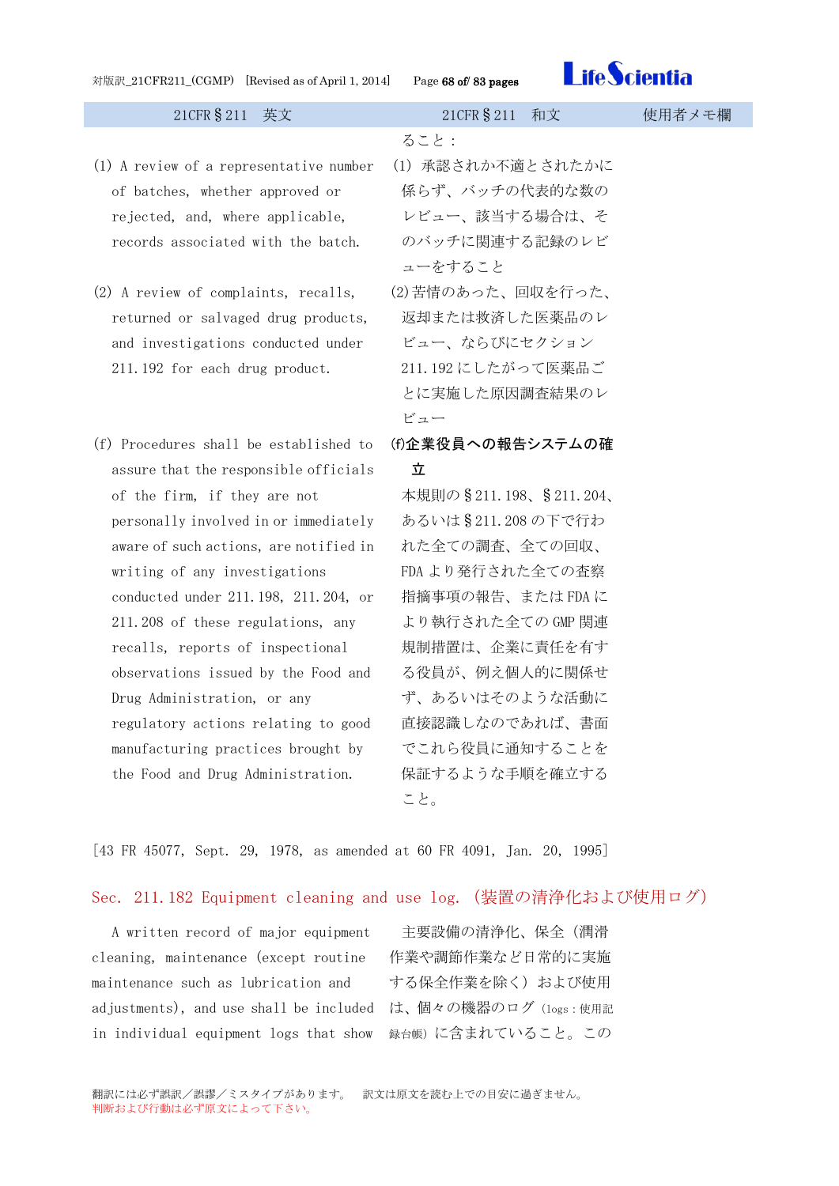| 21CFR§211　英文 | 21CFR§211　和文 | 使用者メモ欄 |
|---|---|---|
| | ること： | |
| (1) A review of a representative number of batches, whether approved or rejected, and, where applicable, records associated with the batch. | (1) 承認されか不適とされたかに係らず、バッチの代表的な数のレビュー、該当する場合は、そのバッチに関連する記録のレビューをすること | |
| (2) A review of complaints, recalls, returned or salvaged drug products, and investigations conducted under 211.192 for each drug product. | (2)苦情のあった、回収を行った、返却または救済した医薬品のレビュー、ならびにセクション 211.192 にしたがって医薬品ごとに実施した原因調査結果のレビュー | |
| (f) Procedures shall be established to assure that the responsible officials of the firm, if they are not personally involved in or immediately aware of such actions, are notified in writing of any investigations conducted under 211.198, 211.204, or 211.208 of these regulations, any recalls, reports of inspectional observations issued by the Food and Drug Administration, or any regulatory actions relating to good manufacturing practices brought by the Food and Drug Administration. | **(f)企業役員への報告システムの確立**<br>本規則の§211.198、§211.204、あるいは§211.208 の下で行われた全ての調査、全ての回収、FDA より発行された全ての査察指摘事項の報告、または FDA により執行された全ての GMP 関連規制措置は、企業に責任を有する役員が、例え個人的に関係せず、あるいはそのような活動に直接認識しなのであれば、書面でこれら役員に通知することを保証するような手順を確立すること。 | |

[43 FR 45077, Sept. 29, 1978, as amended at 60 FR 4091, Jan. 20, 1995]

## Sec. 211.182 Equipment cleaning and use log.（装置の清浄化および使用ログ）

| 21CFR§211　英文 | 21CFR§211　和文 | 使用者メモ欄 |
|---|---|---|
| A written record of major equipment cleaning, maintenance (except routine maintenance such as lubrication and adjustments), and use shall be included in individual equipment logs that show | 主要設備の清浄化、保全（潤滑作業や調節作業など日常的に実施する保全作業を除く）および使用は、個々の機器のログ（logs：使用記録台帳）に含まれていること。この | |

翻訳には必ず誤訳／誤謬／ミスタイプがあります。　訳文は原文を読む上での目安に過ぎません。
判断および行動は必ず原文によって下さい。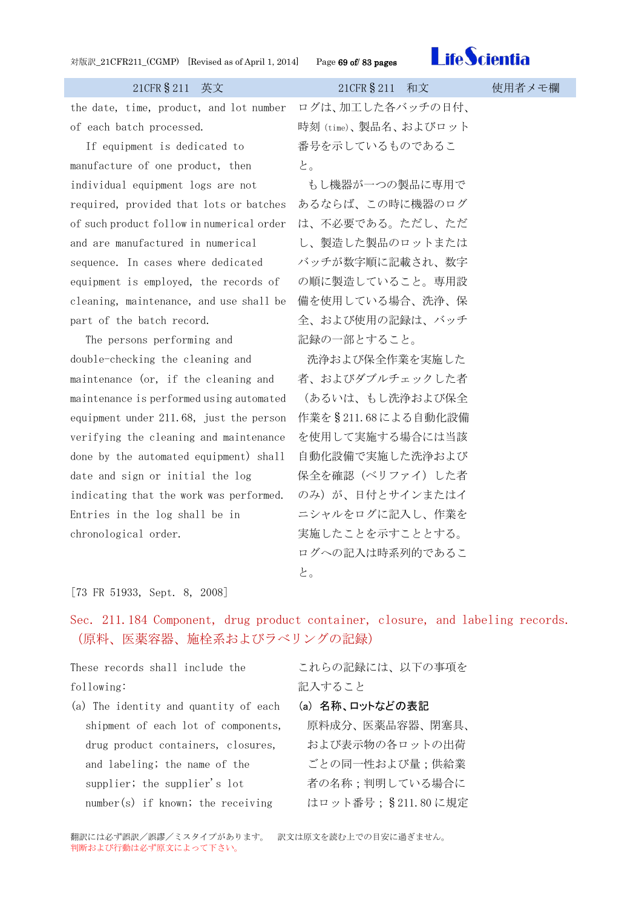| 21CFR§211 英文 | 21CFR§211 和文 | 使用者メモ欄 |
|---|---|---|
| the date, time, product, and lot number of each batch processed.<br>If equipment is dedicated to manufacture of one product, then individual equipment logs are not required, provided that lots or batches of such product follow in numerical order and are manufactured in numerical sequence. In cases where dedicated equipment is employed, the records of cleaning, maintenance, and use shall be part of the batch record.<br>The persons performing and double-checking the cleaning and maintenance (or, if the cleaning and maintenance is performed using automated equipment under 211.68, just the person verifying the cleaning and maintenance done by the automated equipment) shall date and sign or initial the log indicating that the work was performed. Entries in the log shall be in chronological order. | ログは、加工した各バッチの日付、時刻 (time)、製品名、およびロット番号を示しているものであること。<br>もし機器が一つの製品に専用であるならば、この時に機器のログは、不必要である。ただし、ただし、製造した製品のロットまたはバッチが数字順に記載され、数字の順に製造していること。専用設備を使用している場合、洗浄、保全、および使用の記録は、バッチ記録の一部とすること。<br>洗浄および保全作業を実施した者、およびダブルチェックした者（あるいは、もし洗浄および保全作業を§211.68による自動化設備を使用して実施する場合には当該自動化設備で実施した洗浄および保全を確認（ベリファイ）した者のみ）が、日付とサインまたはイニシャルをログに記入し、作業を実施したことを示すこととする。ログへの記入は時系列的であること。 | |

[73 FR 51933, Sept. 8, 2008]

## Sec. 211.184 Component, drug product container, closure, and labeling records.（原料、医薬容器、施栓系およびラベリングの記録）

| | | |
|---|---|---|
| These records shall include the following: | これらの記録には、以下の事項を記入すること | |
| (a) The identity and quantity of each shipment of each lot of components, drug product containers, closures, and labeling; the name of the supplier; the supplier's lot number(s) if known; the receiving | **(a) 名称、ロットなどの表記**<br>原料成分、医薬品容器、閉塞具、および表示物の各ロットの出荷ごとの同一性および量；供給業者の名称；判明している場合にはロット番号；§211.80 に規定 | |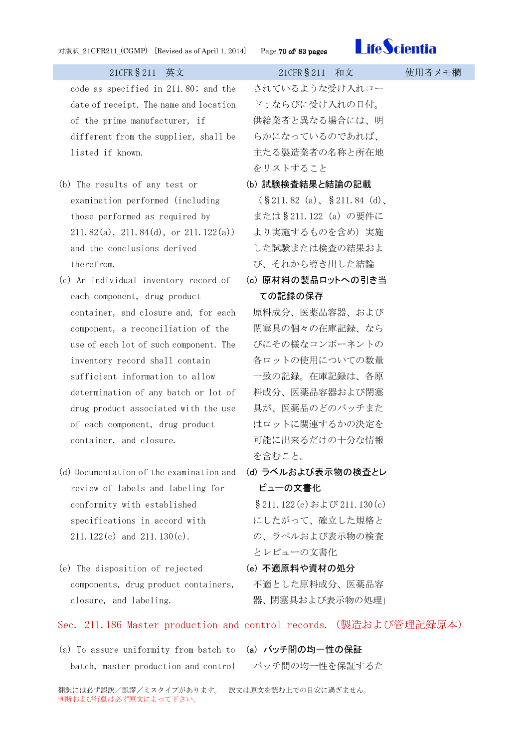| 21CFR§211　英文 | 21CFR§211　和文 | 使用者メモ欄 |
|---|---|---|
| code as specified in 211.80; and the date of receipt. The name and location of the prime manufacturer, if different from the supplier, shall be listed if known. | されているような受け入れコード；ならびに受け入れの日付。供給業者と異なる場合には、明らかになっているのであれば、主たる製造業者の名称と所在地をリストすること | |
| (b) The results of any test or examination performed (including those performed as required by 211.82(a), 211.84(d), or 211.122(a)) and the conclusions derived therefrom. | **(b) 試験検査結果と結論の記載**<br>（§211.82 (a)、§211.84 (d)、または§211.122 (a) の要件により実施するものを含め）実施した試験または検査の結果および、それから導き出した結論 | |
| (c) An individual inventory record of each component, drug product container, and closure and, for each component, a reconciliation of the use of each lot of such component. The inventory record shall contain sufficient information to allow determination of any batch or lot of drug product associated with the use of each component, drug product container, and closure. | **(c) 原材料の製品ロットへの引き当ての記録の保存**<br>原料成分、医薬品容器、および閉塞具の個々の在庫記録、ならびにその様なコンポーネントの各ロットの使用についての数量一致の記録。在庫記録は、各原料成分、医薬品容器および閉塞具が、医薬品のどのバッチまたはロットに関連するかの決定を可能に出来るだけの十分な情報を含むこと。 | |
| (d) Documentation of the examination and review of labels and labeling for conformity with established specifications in accord with 211.122(c) and 211.130(c). | **(d) ラベルおよび表示物の検査とレビューの文書化**<br>§211.122(c)および 211.130(c)にしたがって、確立した規格との、ラベルおよび表示物の検査とレビューの文書化 | |
| (e) The disposition of rejected components, drug product containers, closure, and labeling. | **(e) 不適原料や資材の処分**<br>不適とした原料成分、医薬品容器、閉塞具および表示物の処理」 | |

## Sec. 211.186 Master production and control records. （製造および管理記録原本）

| 21CFR§211　英文 | 21CFR§211　和文 | 使用者メモ欄 |
|---|---|---|
| (a) To assure uniformity from batch to batch, master production and control | **(a) バッチ間の均一性の保証**<br>バッチ間の均一性を保証するた | |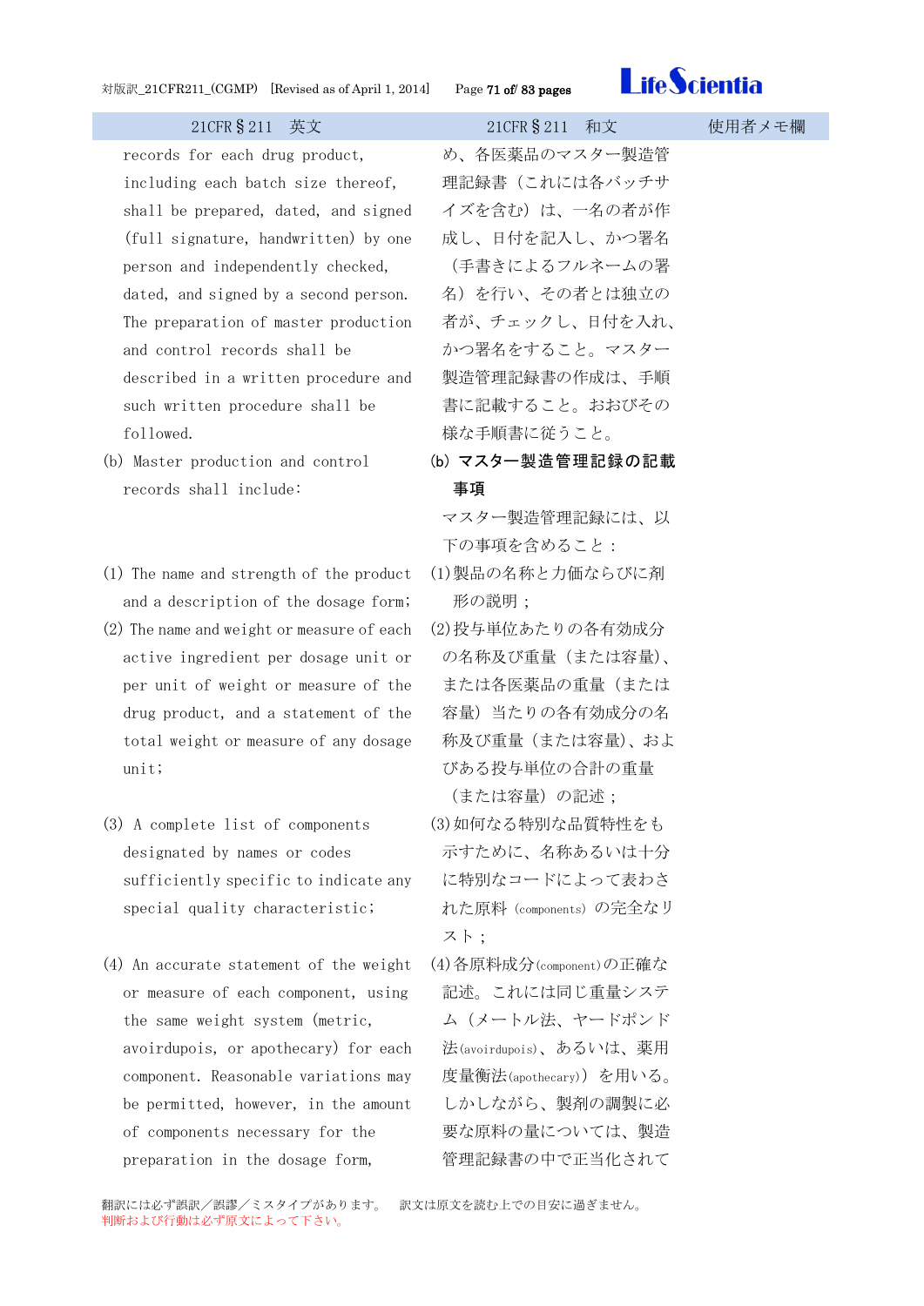| 21CFR§211　英文 | 21CFR§211　和文 | 使用者メモ欄 |
|---|---|---|
| records for each drug product, including each batch size thereof, shall be prepared, dated, and signed (full signature, handwritten) by one person and independently checked, dated, and signed by a second person. The preparation of master production and control records shall be described in a written procedure and such written procedure shall be followed. | め、各医薬品のマスター製造管理記録書（これには各バッチサイズを含む）は、一名の者が作成し、日付を記入し、かつ署名（手書きによるフルネームの署名）を行い、その者とは独立の者が、チェックし、日付を入れ、かつ署名をすること。マスター製造管理記録書の作成は、手順書に記載すること。およびその様な手順書に従うこと。 | |
| (b) Master production and control records shall include: | **(b) マスター製造管理記録の記載事項**<br>マスター製造管理記録には、以下の事項を含めること： | |
| (1) The name and strength of the product and a description of the dosage form; | (1)製品の名称と力価ならびに剤形の説明； | |
| (2) The name and weight or measure of each active ingredient per dosage unit or per unit of weight or measure of the drug product, and a statement of the total weight or measure of any dosage unit; | (2)投与単位あたりの各有効成分の名称及び重量（または容量）、または各医薬品の重量（または容量）当たりの各有効成分の名称及び重量（または容量）、およびある投与単位の合計の重量（または容量）の記述； | |
| (3) A complete list of components designated by names or codes sufficiently specific to indicate any special quality characteristic; | (3)如何なる特別な品質特性をも示すために、名称あるいは十分に特別なコードによって表わされた原料（components）の完全なリスト； | |
| (4) An accurate statement of the weight or measure of each component, using the same weight system (metric, avoirdupois, or apothecary) for each component. Reasonable variations may be permitted, however, in the amount of components necessary for the preparation in the dosage form, | (4)各原料成分(component)の正確な記述。これには同じ重量システム（メートル法、ヤードポンド法(avoirdupois)、あるいは、薬用度量衡法(apothecary)）を用いる。しかしながら、製剤の調製に必要な原料の量については、製造管理記録書の中で正当化されて | |

翻訳には必ず誤訳／誤謬／ミスタイプがあります。　訳文は原文を読む上での目安に過ぎません。
判断および行動は必ず原文によって下さい。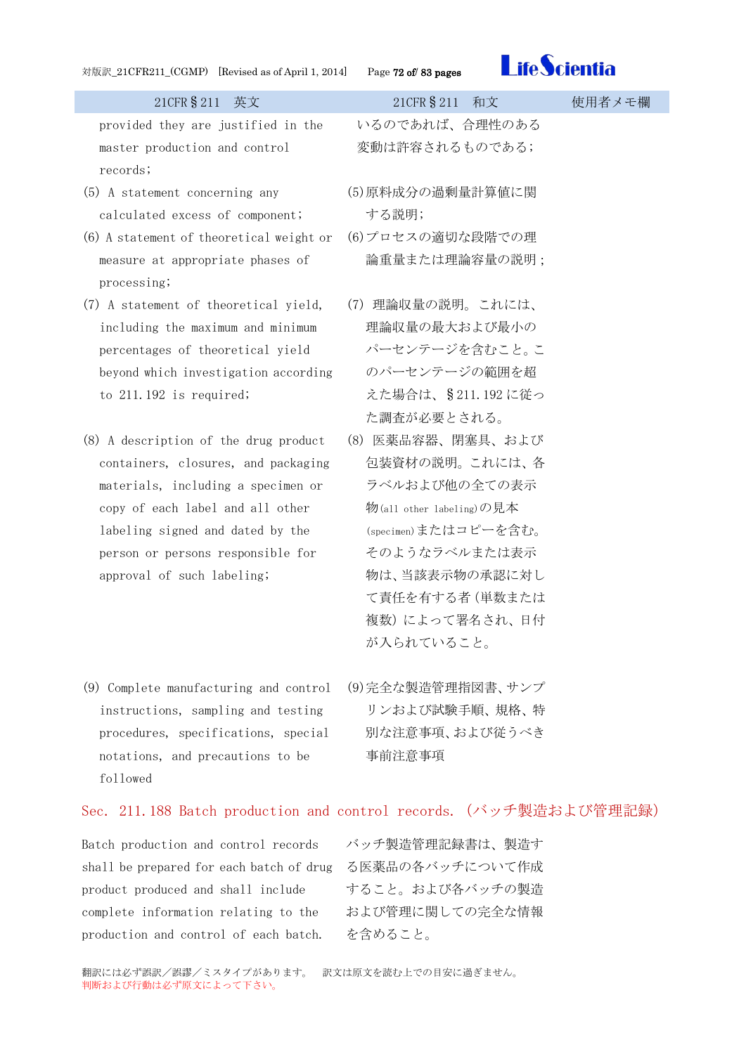| 21CFR§211 英文 | 21CFR§211 和文 | 使用者メモ欄 |
|---|---|---|
| provided they are justified in the master production and control records; | いるのであれば、合理性のある変動は許容されるものである; | |
| (5) A statement concerning any calculated excess of component; | (5)原料成分の過剰量計算値に関する説明; | |
| (6) A statement of theoretical weight or measure at appropriate phases of processing; | (6)プロセスの適切な段階での理論重量または理論容量の説明; | |
| (7) A statement of theoretical yield, including the maximum and minimum percentages of theoretical yield beyond which investigation according to 211.192 is required; | (7) 理論収量の説明。これには、理論収量の最大および最小のパーセンテージを含むこと。このパーセンテージの範囲を超えた場合は、§211.192 に従った調査が必要とされる。 | |
| (8) A description of the drug product containers, closures, and packaging materials, including a specimen or copy of each label and all other labeling signed and dated by the person or persons responsible for approval of such labeling; | (8) 医薬品容器、閉塞具、および包装資材の説明。これには、各ラベルおよび他の全ての表示物(all other labeling)の見本(specimen)またはコピーを含む。そのようなラベルまたは表示物は、当該表示物の承認に対して責任を有する者(単数または複数)によって署名され、日付が入られていること。 | |
| (9) Complete manufacturing and control instructions, sampling and testing procedures, specifications, special notations, and precautions to be followed | (9)完全な製造管理指図書、サンプリンおよび試験手順、規格、特別な注意事項、および従うべき事前注意事項 | |

## Sec. 211.188 Batch production and control records. (バッチ製造および管理記録)

| 21CFR§211 英文 | 21CFR§211 和文 | 使用者メモ欄 |
|---|---|---|
| Batch production and control records shall be prepared for each batch of drug product produced and shall include complete information relating to the production and control of each batch. | バッチ製造管理記録書は、製造する医薬品の各バッチについて作成すること。および各バッチの製造および管理に関しての完全な情報を含めること。 | |

翻訳には必ず誤訳／誤謬／ミスタイプがあります。 訳文は原文を読む上での目安に過ぎません。
判断および行動は必ず原文によって下さい。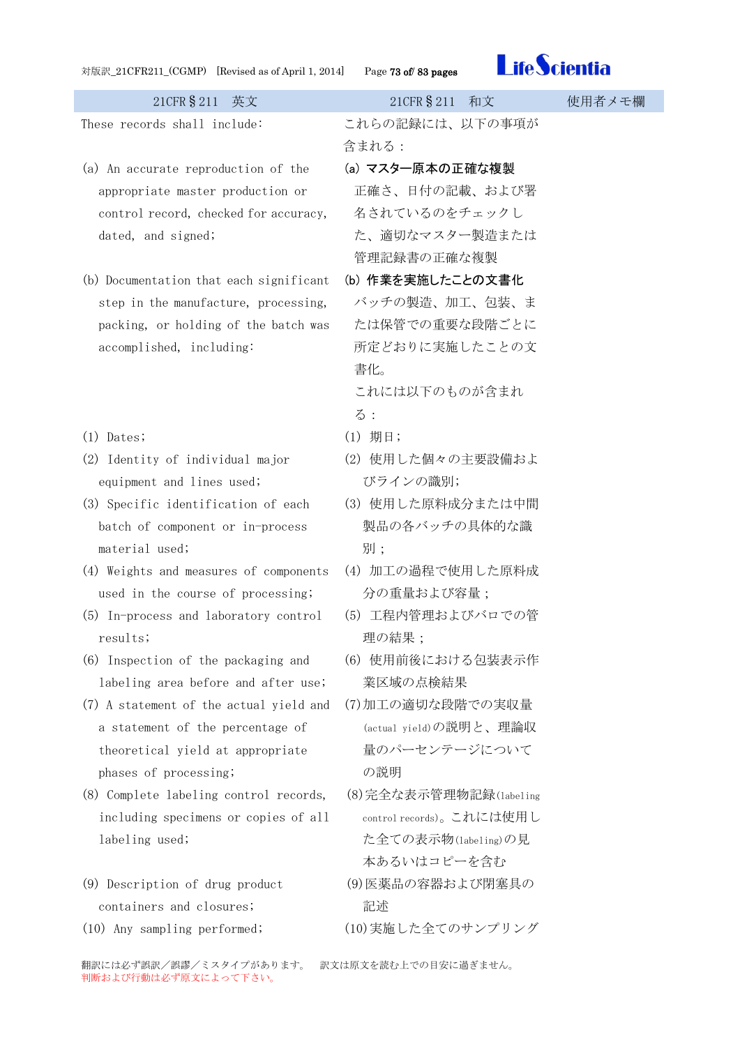| 21CFR§211　英文 | 21CFR§211　和文 | 使用者メモ欄 |
|---|---|---|
| These records shall include: | これらの記録には、以下の事項が含まれる： | |
| (a) An accurate reproduction of the appropriate master production or control record, checked for accuracy, dated, and signed; | **(a) マスター原本の正確な複製**<br>正確さ、日付の記載、および署名されているのをチェックした、適切なマスター製造または管理記録書の正確な複製 | |
| (b) Documentation that each significant step in the manufacture, processing, packing, or holding of the batch was accomplished, including: | **(b) 作業を実施したことの文書化**<br>バッチの製造、加工、包装、または保管での重要な段階ごとに所定どおりに実施したことの文書化。<br>これには以下のものが含まれる： | |
| (1) Dates; | (1) 期日； | |
| (2) Identity of individual major equipment and lines used; | (2) 使用した個々の主要設備およびラインの識別; | |
| (3) Specific identification of each batch of component or in-process material used; | (3) 使用した原料成分または中間製品の各バッチの具体的な識別； | |
| (4) Weights and measures of components used in the course of processing; | (4) 加工の過程で使用した原料成分の重量および容量； | |
| (5) In-process and laboratory control results; | (5) 工程内管理およびラボでの管理の結果； | |
| (6) Inspection of the packaging and labeling area before and after use; | (6) 使用前後における包装表示作業区域の点検結果 | |
| (7) A statement of the actual yield and a statement of the percentage of theoretical yield at appropriate phases of processing; | (7)加工の適切な段階での実収量(actual yield)の説明と、理論収量のパーセンテージについての説明 | |
| (8) Complete labeling control records, including specimens or copies of all labeling used; | (8)完全な表示管理物記録(labeling control records)。これには使用した全ての表示物(labeling)の見本あるいはコピーを含む | |
| (9) Description of drug product containers and closures; | (9)医薬品の容器および閉塞具の記述 | |
| (10) Any sampling performed; | (10)実施した全てのサンプリング | |

翻訳には必ず誤訳／誤謬／ミスタイプがあります。　訳文は原文を読む上での目安に過ぎません。
判断および行動は必ず原文によって下さい。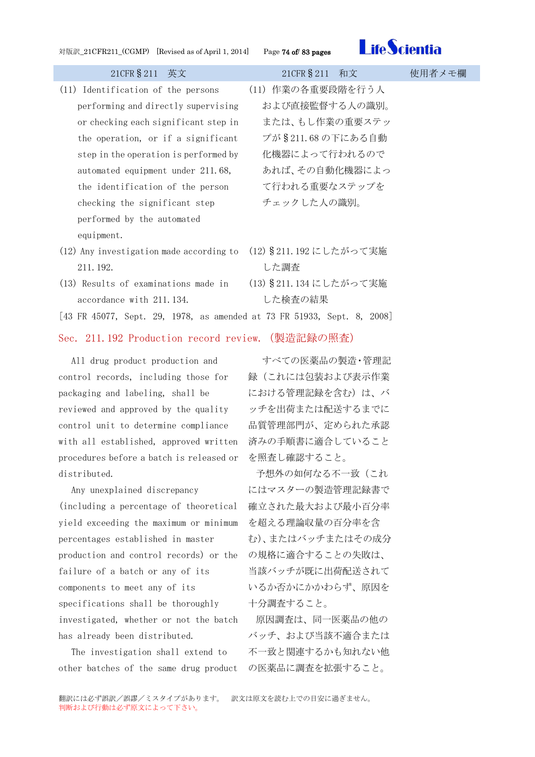| 21CFR§211　英文 | 21CFR§211　和文 | 使用者メモ欄 |
| --- | --- | --- |
| (11) Identification of the persons performing and directly supervising or checking each significant step in the operation, or if a significant step in the operation is performed by automated equipment under 211.68, the identification of the person checking the significant step performed by the automated equipment. | (11) 作業の各重要段階を行う人および直接監督する人の識別。または、もし作業の重要ステップが§211.68の下にある自動化機器によって行われるのであれば、その自動化機器によって行われる重要なステップをチェックした人の識別。 | |
| (12) Any investigation made according to 211.192. | (12) §211.192にしたがって実施した調査 | |
| (13) Results of examinations made in accordance with 211.134. | (13) §211.134にしたがって実施した検査の結果 | |

[43 FR 45077, Sept. 29, 1978, as amended at 73 FR 51933, Sept. 8, 2008]

## Sec. 211.192 Production record review.（製造記録の照査）

| 21CFR§211　英文 | 21CFR§211　和文 | 使用者メモ欄 |
| --- | --- | --- |
| All drug product production and control records, including those for packaging and labeling, shall be reviewed and approved by the quality control unit to determine compliance with all established, approved written procedures before a batch is released or distributed. | すべての医薬品の製造・管理記録（これには包装および表示作業における管理記録を含む）は、バッチを出荷または配送するまでに品質管理部門が、定められた承認済みの手順書に適合していることを照査し確認すること。 | |
| Any unexplained discrepancy (including a percentage of theoretical yield exceeding the maximum or minimum percentages established in master production and control records) or the failure of a batch or any of its components to meet any of its specifications shall be thoroughly investigated, whether or not the batch has already been distributed. | 予想外の如何なる不一致（これにはマスターの製造管理記録書で確立された最大および最小百分率を超える理論収量の百分率を含む)、またはバッチまたはその成分の規格に適合することの失敗は、当該バッチが既に出荷配送されているか否かにかかわらず、原因を十分調査すること。 | |
| The investigation shall extend to other batches of the same drug product | 原因調査は、同一医薬品の他のバッチ、および当該不適合または不一致と関連するかも知れない他の医薬品に調査を拡張すること。 | |

翻訳には必ず誤訳／誤謬／ミスタイプがあります。　訳文は原文を読む上での目安に過ぎません。
判断および行動は必ず原文によって下さい。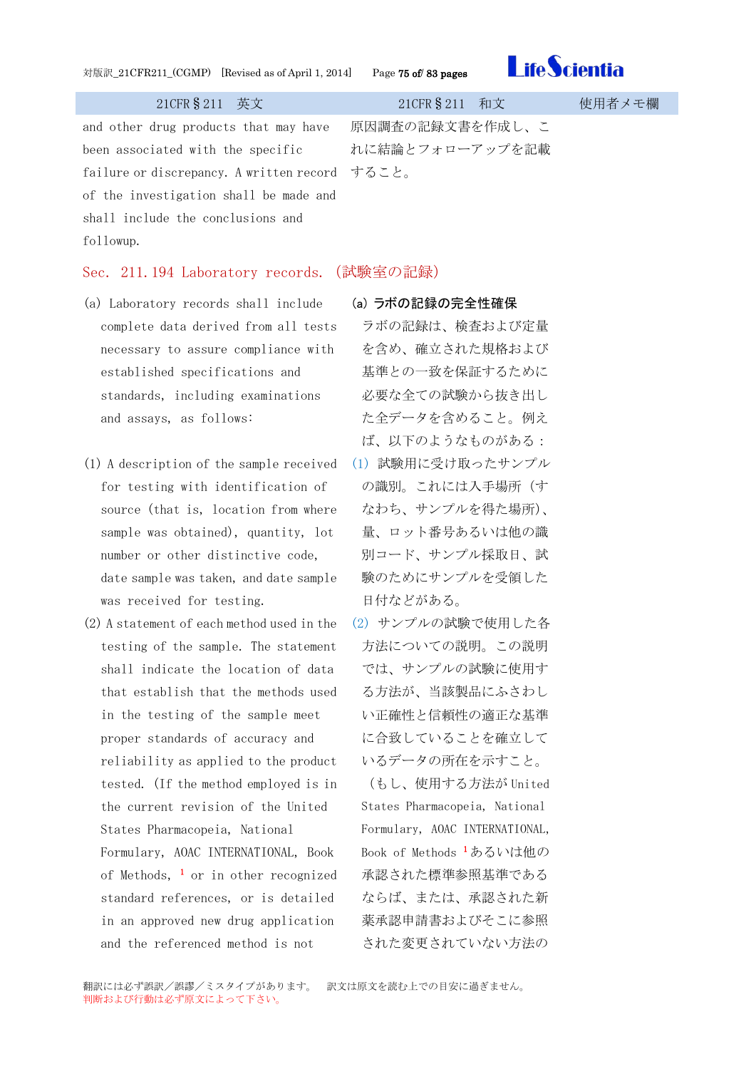| 21CFR§211　英文 | 21CFR§211　和文 | 使用者メモ欄 |
|---|---|---|
| and other drug products that may have been associated with the specific failure or discrepancy. A written record of the investigation shall be made and shall include the conclusions and followup. | 原因調査の記録文書を作成し、これに結論とフォローアップを記載すること。 | |

## Sec. 211.194 Laboratory records. （試験室の記録）

| 21CFR§211　英文 | 21CFR§211　和文 | 使用者メモ欄 |
|---|---|---|
| (a) Laboratory records shall include complete data derived from all tests necessary to assure compliance with established specifications and standards, including examinations and assays, as follows: | **(a) ラボの記録の完全性確保**<br>ラボの記録は、検査および定量を含め、確立された規格および基準との一致を保証するために必要な全ての試験から抜き出した全データを含めること。例えば、以下のようなものがある： | |
| (1) A description of the sample received for testing with identification of source (that is, location from where sample was obtained), quantity, lot number or other distinctive code, date sample was taken, and date sample was received for testing. | (1) 試験用に受け取ったサンプルの識別。これには入手場所（すなわち、サンプルを得た場所）、量、ロット番号あるいは他の識別コード、サンプル採取日、試験のためにサンプルを受領した日付などがある。 | |
| (2) A statement of each method used in the testing of the sample. The statement shall indicate the location of data that establish that the methods used in the testing of the sample meet proper standards of accuracy and reliability as applied to the product tested. (If the method employed is in the current revision of the United States Pharmacopeia, National Formulary, AOAC INTERNATIONAL, Book of Methods, [1] or in other recognized standard references, or is detailed in an approved new drug application and the referenced method is not | (2) サンプルの試験で使用した各方法についての説明。この説明では、サンプルの試験に使用する方法が、当該製品にふさわしい正確性と信頼性の適正な基準に合致していることを確立しているデータの所在を示すこと。（もし、使用する方法が United States Pharmacopeia, National Formulary, AOAC INTERNATIONAL, Book of Methods [1] あるいは他の承認された標準参照基準であるならば、または、承認された新薬承認申請書およびそこに参照された変更されていない方法の | |

翻訳には必ず誤訳／誤謬／ミスタイプがあります。　訳文は原文を読む上での目安に過ぎません。
判断および行動は必ず原文によって下さい。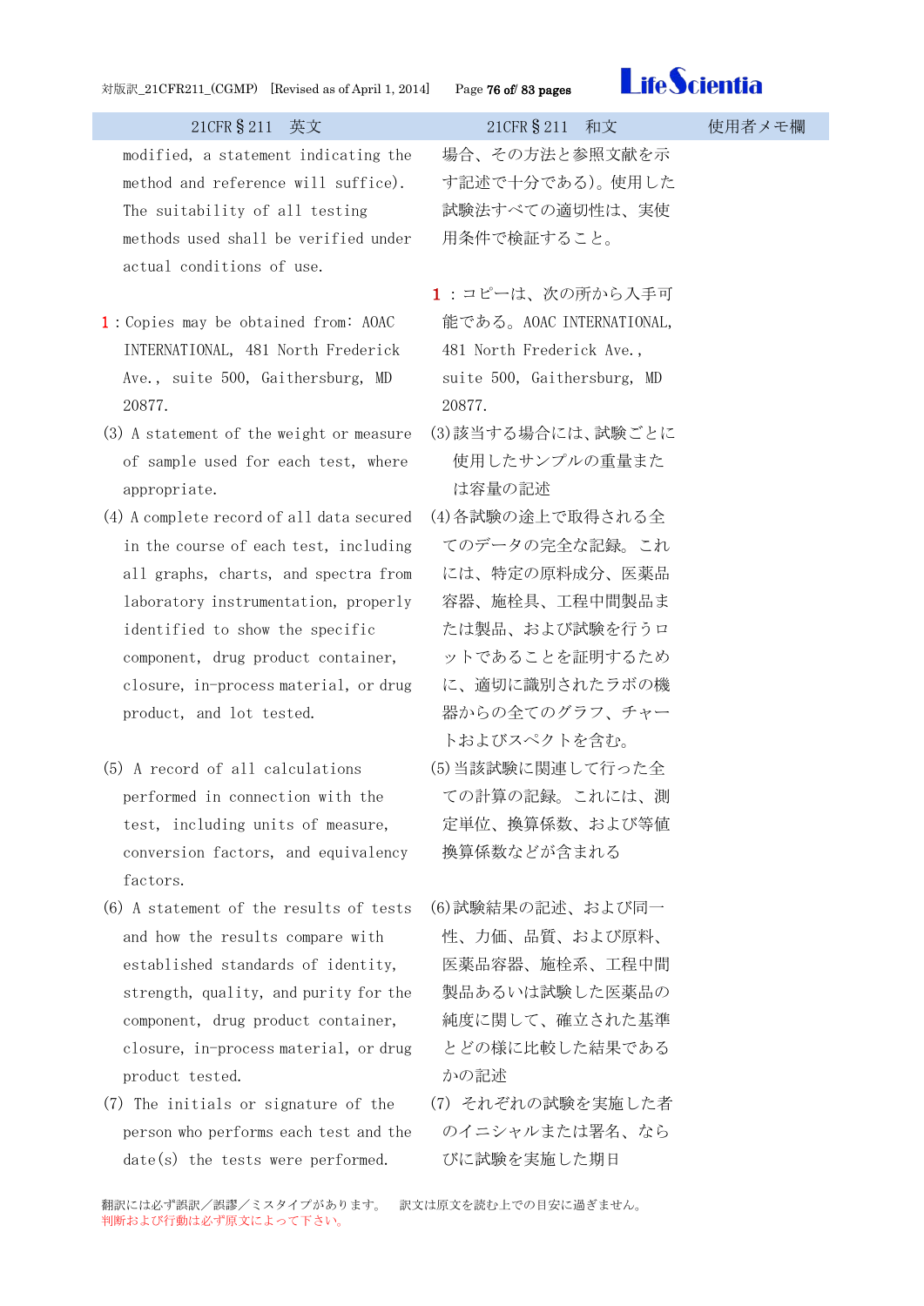| 21CFR§211　英文 | 21CFR§211　和文 | 使用者メモ欄 |
|---|---|---|
| modified, a statement indicating the method and reference will suffice). The suitability of all testing methods used shall be verified under actual conditions of use. | 場合、その方法と参照文献を示す記述で十分である）。使用した試験法すべての適切性は、実使用条件で検証すること。 | |
| 1：Copies may be obtained from: AOAC INTERNATIONAL, 481 North Frederick Ave., suite 500, Gaithersburg, MD 20877. | 1：コピーは、次の所から入手可能である。AOAC INTERNATIONAL, 481 North Frederick Ave., suite 500, Gaithersburg, MD 20877. | |
| (3) A statement of the weight or measure of sample used for each test, where appropriate. | (3)該当する場合には、試験ごとに使用したサンプルの重量または容量の記述 | |
| (4) A complete record of all data secured in the course of each test, including all graphs, charts, and spectra from laboratory instrumentation, properly identified to show the specific component, drug product container, closure, in-process material, or drug product, and lot tested. | (4)各試験の途上で取得される全てのデータの完全な記録。これには、特定の原料成分、医薬品容器、施栓具、工程中間製品または製品、および試験を行うロットであることを証明するために、適切に識別されたラボの機器からの全てのグラフ、チャートおよびスペクトを含む。 | |
| (5) A record of all calculations performed in connection with the test, including units of measure, conversion factors, and equivalency factors. | (5)当該試験に関連して行った全ての計算の記録。これには、測定単位、換算係数、および等値換算係数などが含まれる | |
| (6) A statement of the results of tests and how the results compare with established standards of identity, strength, quality, and purity for the component, drug product container, closure, in-process material, or drug product tested. | (6)試験結果の記述、および同一性、力価、品質、および原料、医薬品容器、施栓系、工程中間製品あるいは試験した医薬品の純度に関して、確立された基準とどの様に比較した結果であるかの記述 | |
| (7) The initials or signature of the person who performs each test and the date(s) the tests were performed. | (7) それぞれの試験を実施した者のイニシャルまたは署名、ならびに試験を実施した期日 | |

翻訳には必ず誤訳／誤謬／ミスタイプがあります。　訳文は原文を読む上での目安に過ぎません。
判断および行動は必ず原文によって下さい。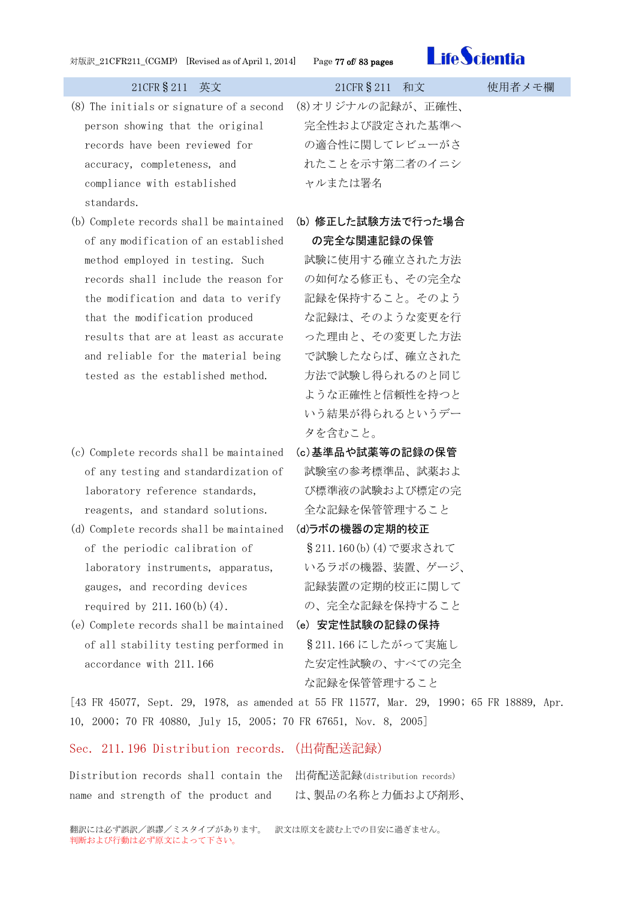| 21CFR§211　英文 | 21CFR§211　和文 | 使用者メモ欄 |
| --- | --- | --- |
| (8) The initials or signature of a second person showing that the original records have been reviewed for accuracy, completeness, and compliance with established standards. | (8)オリジナルの記録が、正確性、完全性および設定された基準への適合性に関してレビューがされたことを示す第二者のイニシャルまたは署名 | |
| (b) Complete records shall be maintained of any modification of an established method employed in testing. Such records shall include the reason for the modification and data to verify that the modification produced results that are at least as accurate and reliable for the material being tested as the established method. | **(b) 修正した試験方法で行った場合の完全な関連記録の保管**<br>試験に使用する確立された方法の如何なる修正も、その完全な記録を保持すること。そのような記録は、そのような変更を行った理由と、その変更した方法で試験したならば、確立された方法で試験し得られるのと同じような正確性と信頼性を持つという結果が得られるというデータを含むこと。 | |
| (c) Complete records shall be maintained of any testing and standardization of laboratory reference standards, reagents, and standard solutions. | **(c)基準品や試薬等の記録の保管**<br>試験室の参考標準品、試薬および標準液の試験および標定の完全な記録を保管管理すること | |
| (d) Complete records shall be maintained of the periodic calibration of laboratory instruments, apparatus, gauges, and recording devices required by 211.160(b)(4). | **(d)ラボの機器の定期的校正**<br>§211.160(b)(4)で要求されているラボの機器、装置、ゲージ、記録装置の定期的校正に関しての、完全な記録を保持すること | |
| (e) Complete records shall be maintained of all stability testing performed in accordance with 211.166 | **(e) 安定性試験の記録の保持**<br>§211.166にしたがって実施した安定性試験の、すべての完全な記録を保管管理すること | |

[43 FR 45077, Sept. 29, 1978, as amended at 55 FR 11577, Mar. 29, 1990; 65 FR 18889, Apr. 10, 2000; 70 FR 40880, July 15, 2005; 70 FR 67651, Nov. 8, 2005]

## Sec. 211.196 Distribution records. (出荷配送記録)

| | |
| --- | --- |
| Distribution records shall contain the name and strength of the product and | 出荷配送記録(distribution records)は、製品の名称と力価および剤形、 |

翻訳には必ず誤訳／誤謬／ミスタイプがあります。　訳文は原文を読む上での目安に過ぎません。
判断および行動は必ず原文によって下さい。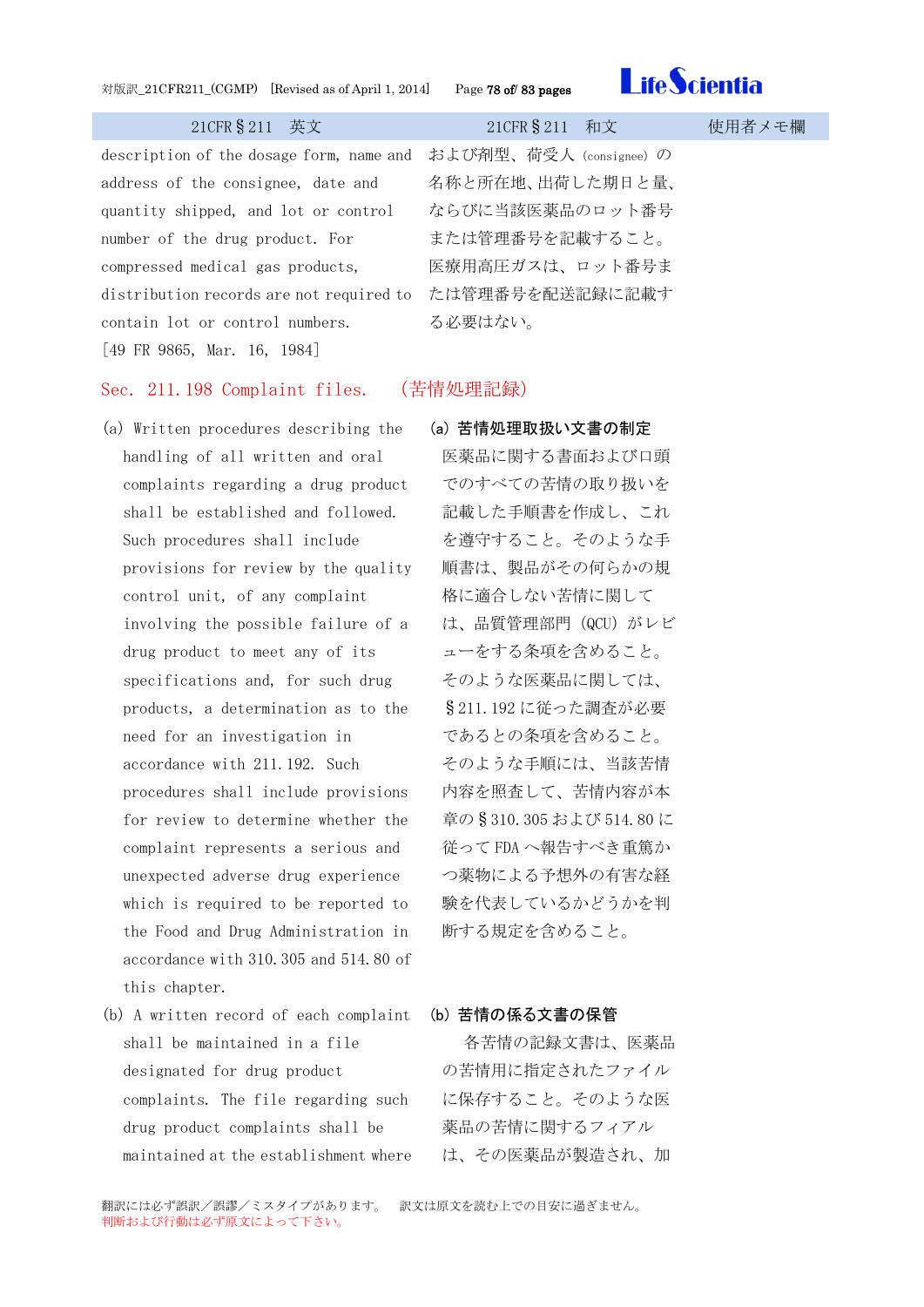| 21CFR§211　英文 | 21CFR§211　和文 | 使用者メモ欄 |
|---|---|---|
| description of the dosage form, name and address of the consignee, date and quantity shipped, and lot or control number of the drug product. For compressed medical gas products, distribution records are not required to contain lot or control numbers.<br>[49 FR 9865, Mar. 16, 1984] | および剤型、荷受人 (consignee) の名称と所在地、出荷した期日と量、ならびに当該医薬品のロット番号または管理番号を記載すること。医療用高圧ガスは、ロット番号または管理番号を配送記録に記載する必要はない。 | |

## Sec. 211.198 Complaint files.　(苦情処理記録)

| 21CFR§211　英文 | 21CFR§211　和文 | 使用者メモ欄 |
|---|---|---|
| (a) Written procedures describing the handling of all written and oral complaints regarding a drug product shall be established and followed. Such procedures shall include provisions for review by the quality control unit, of any complaint involving the possible failure of a drug product to meet any of its specifications and, for such drug products, a determination as to the need for an investigation in accordance with 211.192. Such procedures shall include provisions for review to determine whether the complaint represents a serious and unexpected adverse drug experience which is required to be reported to the Food and Drug Administration in accordance with 310.305 and 514.80 of this chapter. | **(a) 苦情処理取扱い文書の制定**<br>医薬品に関する書面および口頭でのすべての苦情の取り扱いを記載した手順書を作成し、これを遵守すること。そのような手順書は、製品がその何らかの規格に適合しない苦情に関しては、品質管理部門 (QCU) がレビューをする条項を含めること。そのような医薬品に関しては、§211.192 に従った調査が必要であるとの条項を含めること。そのような手順には、当該苦情内容を照査して、苦情内容が本章の§310.305 および 514.80 に従って FDA へ報告すべき重篤かつ薬物による予想外の有害な経験を代表しているかどうかを判断する規定を含めること。 | |
| (b) A written record of each complaint shall be maintained in a file designated for drug product complaints. The file regarding such drug product complaints shall be maintained at the establishment where | **(b) 苦情の係る文書の保管**<br>各苦情の記録文書は、医薬品の苦情用に指定されたファイルに保存すること。そのような医薬品の苦情に関するフィアルは、その医薬品が製造され、加 | |

翻訳には必ず誤訳／誤謬／ミスタイプがあります。　訳文は原文を読む上での目安に過ぎません。
判断および行動は必ず原文によって下さい。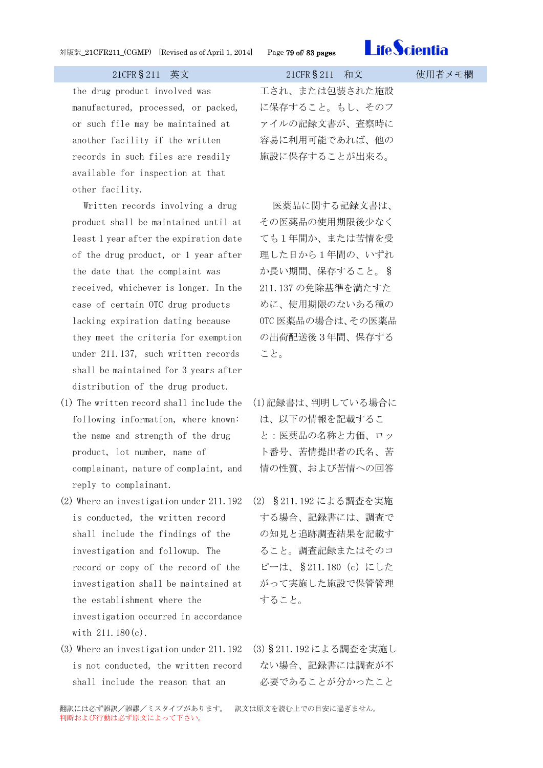| 21CFR§211　英文 | 21CFR§211　和文 | 使用者メモ欄 |
|---|---|---|
| the drug product involved was manufactured, processed, or packed, or such file may be maintained at another facility if the written records in such files are readily available for inspection at that other facility. | 工され、または包装された施設に保存すること。もし、そのファイルの記録文書が、査察時に容易に利用可能であれば、他の施設に保存することが出来る。 | |
| Written records involving a drug product shall be maintained until at least 1 year after the expiration date of the drug product, or 1 year after the date that the complaint was received, whichever is longer. In the case of certain OTC drug products lacking expiration dating because they meet the criteria for exemption under 211.137, such written records shall be maintained for 3 years after distribution of the drug product. | 医薬品に関する記録文書は、その医薬品の使用期限後少なくても１年間か、または苦情を受理した日から１年間の、いずれか長い期間、保存すること。§211.137 の免除基準を満たすために、使用期限のないある種の OTC 医薬品の場合は、その医薬品の出荷配送後３年間、保存すること。 | |
| (1) The written record shall include the following information, where known: the name and strength of the drug product, lot number, name of complainant, nature of complaint, and reply to complainant. | (1)記録書は、判明している場合には、以下の情報を記載すること：医薬品の名称と力価、ロット番号、苦情提出者の氏名、苦情の性質、および苦情への回答 | |
| (2) Where an investigation under 211.192 is conducted, the written record shall include the findings of the investigation and followup. The record or copy of the record of the investigation shall be maintained at the establishment where the investigation occurred in accordance with 211.180(c). | (2) §211.192 による調査を実施する場合、記録書には、調査での知見と追跡調査結果を記載すること。調査記録またはそのコピーは、§211.180 (c) にしたがって実施した施設で保管管理すること。 | |
| (3) Where an investigation under 211.192 is not conducted, the written record shall include the reason that an | (3)§211.192 による調査を実施しない場合、記録書には調査が不必要であることが分かったこと | |

翻訳には必ず誤訳／誤謬／ミスタイプがあります。　訳文は原文を読む上での目安に過ぎません。
判断および行動は必ず原文によって下さい。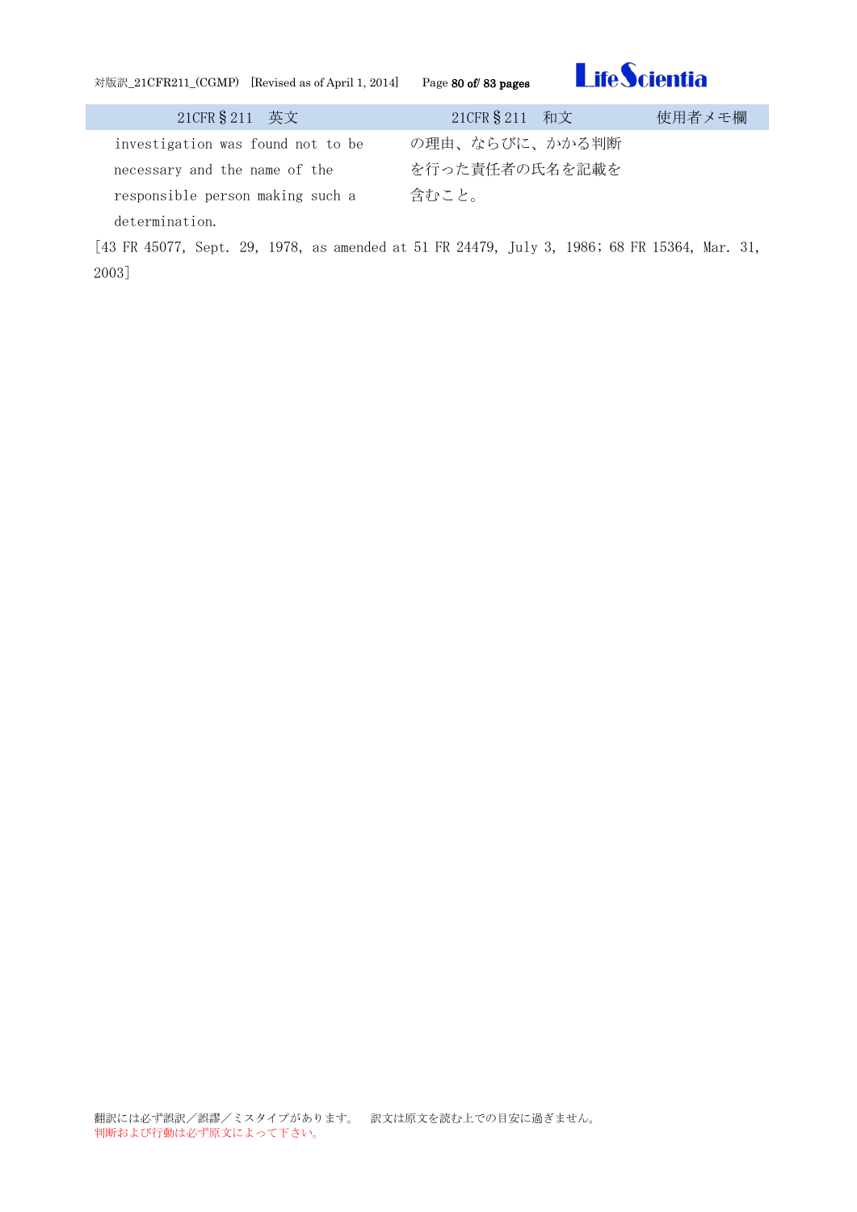| 21CFR§211　英文 | 21CFR§211　和文 | 使用者メモ欄 |
| --- | --- | --- |
| investigation was found not to be necessary and the name of the responsible person making such a determination. | の理由、ならびに、かかる判断を行った責任者の氏名を記載を含むこと。 | |

[43 FR 45077, Sept. 29, 1978, as amended at 51 FR 24479, July 3, 1986; 68 FR 15364, Mar. 31, 2003]

翻訳には必ず誤訳／誤謬／ミスタイプがあります。　訳文は原文を読む上での目安に過ぎません。
判断および行動は必ず原文によって下さい。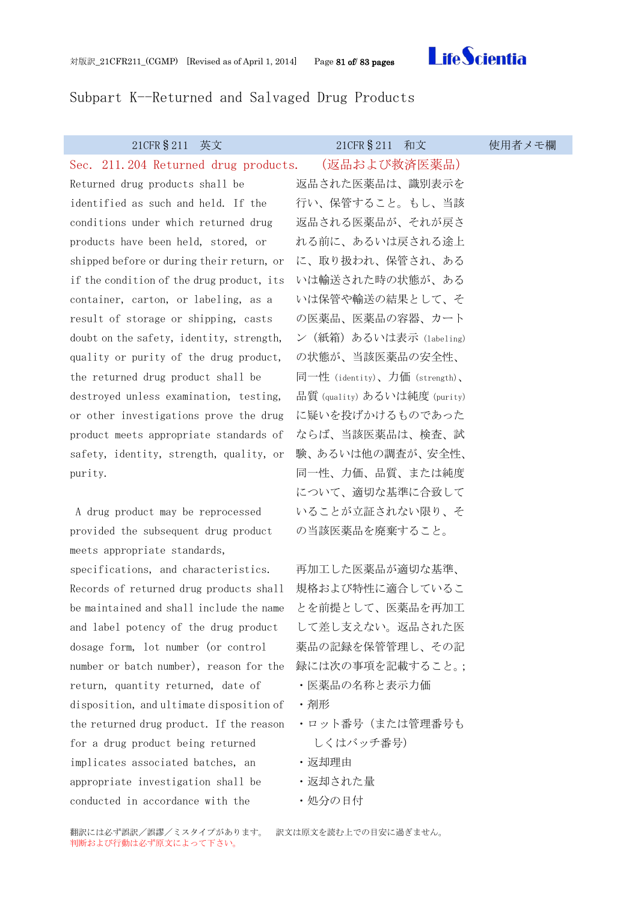# Subpart K--Returned and Salvaged Drug Products

| 21CFR§211　英文 | 21CFR§211　和文 | 使用者メモ欄 |
|---|---|---|
| Sec. 211.204 Returned drug products. | (返品および救済医薬品) | |
| Returned drug products shall be identified as such and held. If the conditions under which returned drug products have been held, stored, or shipped before or during their return, or if the condition of the drug product, its container, carton, or labeling, as a result of storage or shipping, casts doubt on the safety, identity, strength, quality or purity of the drug product, the returned drug product shall be destroyed unless examination, testing, or other investigations prove the drug product meets appropriate standards of safety, identity, strength, quality, or purity. | 返品された医薬品は、識別表示を行い、保管すること。もし、当該返品される医薬品が、それが戻される前に、あるいは戻される途上に、取り扱われ、保管され、あるいは輸送された時の状態が、あるいは保管や輸送の結果として、その医薬品、医薬品の容器、カートン（紙箱）あるいは表示 (labeling)の状態が、当該医薬品の安全性、同一性 (identity)、力価 (strength)、品質 (quality) あるいは純度 (purity)に疑いを投げかけるものであったならば、当該医薬品は、検査、試験、あるいは他の調査が、安全性、同一性、力価、品質、または純度について、適切な基準に合致していることが立証されない限り、その当該医薬品を廃棄すること。 | |
| A drug product may be reprocessed provided the subsequent drug product meets appropriate standards, specifications, and characteristics. Records of returned drug products shall be maintained and shall include the name and label potency of the drug product dosage form, lot number (or control number or batch number), reason for the return, quantity returned, date of disposition, and ultimate disposition of the returned drug product. If the reason for a drug product being returned implicates associated batches, an appropriate investigation shall be conducted in accordance with the | 再加工した医薬品が適切な基準、規格および特性に適合していることを前提として、医薬品を再加工して差し支えない。返品された医薬品の記録を保管管理し、その記録には次の事項を記載すること。;<br>・医薬品の名称と表示力価<br>・剤形<br>・ロット番号（または管理番号もしくはバッチ番号）<br>・返却理由<br>・返却された量<br>・処分の日付 | |

翻訳には必ず誤訳／誤謬／ミスタイプがあります。　訳文は原文を読む上での目安に過ぎません。
判断および行動は必ず原文によって下さい。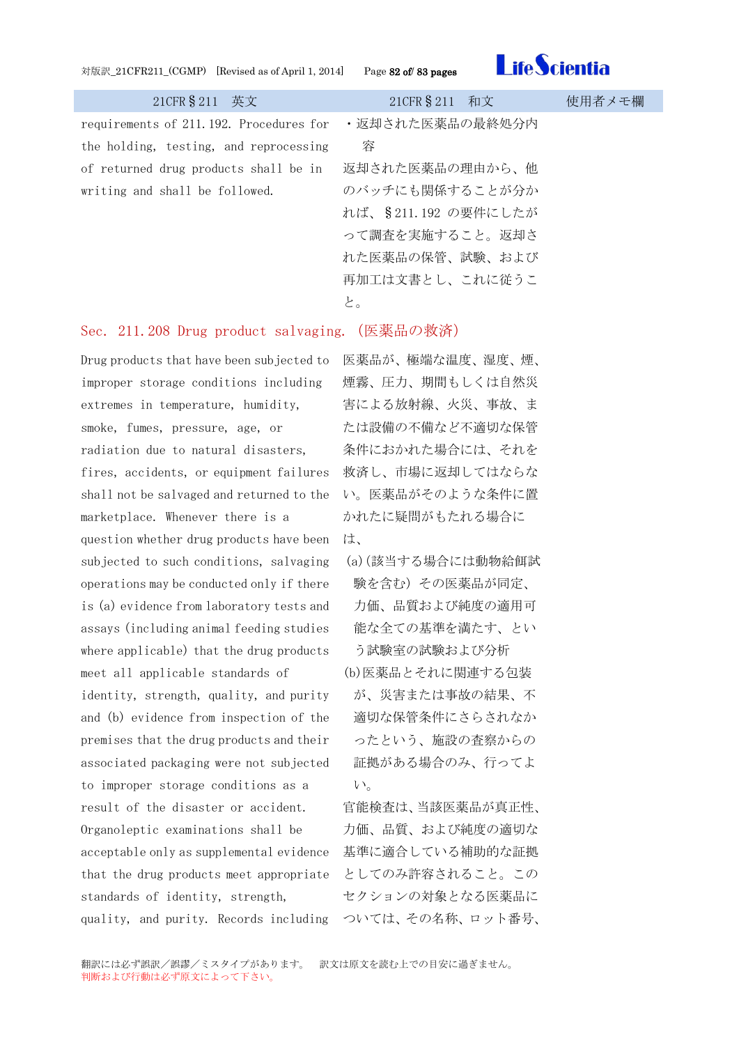| 21CFR§211　英文 | 21CFR§211　和文 | 使用者メモ欄 |
|---|---|---|
| requirements of 211.192. Procedures for the holding, testing, and reprocessing of returned drug products shall be in writing and shall be followed. | ・返却された医薬品の最終処分内容<br>返却された医薬品の理由から、他のバッチにも関係することが分かれば、§211.192 の要件にしたがって調査を実施すること。返却された医薬品の保管、試験、および再加工は文書とし、これに従うこと。 | |

## Sec. 211.208 Drug product salvaging. (医薬品の救済)

| 21CFR§211　英文 | 21CFR§211　和文 | 使用者メモ欄 |
|---|---|---|
| Drug products that have been subjected to improper storage conditions including extremes in temperature, humidity, smoke, fumes, pressure, age, or radiation due to natural disasters, fires, accidents, or equipment failures shall not be salvaged and returned to the marketplace. Whenever there is a question whether drug products have been subjected to such conditions, salvaging operations may be conducted only if there is (a) evidence from laboratory tests and assays (including animal feeding studies where applicable) that the drug products meet all applicable standards of identity, strength, quality, and purity and (b) evidence from inspection of the premises that the drug products and their associated packaging were not subjected to improper storage conditions as a result of the disaster or accident. Organoleptic examinations shall be acceptable only as supplemental evidence that the drug products meet appropriate standards of identity, strength, quality, and purity. Records including | 医薬品が、極端な温度、湿度、煙、煙霧、圧力、期間もしくは自然災害による放射線、火災、事故、または設備の不備など不適切な保管条件におかれた場合には、それを救済し、市場に返却してはならない。医薬品がそのような条件に置かれたに疑問がもたれる場合には、<br>(a)(該当する場合には動物給餌試験を含む) その医薬品が同定、力価、品質および純度の適用可能な全ての基準を満たす、という試験室の試験および分析<br>(b)医薬品とそれに関連する包装が、災害または事故の結果、不適切な保管条件にさらされなかったという、施設の査察からの証拠がある場合のみ、行ってよい。<br>官能検査は、当該医薬品が真正性、力価、品質、および純度の適切な基準に適合している補助的な証拠としてのみ許容されること。このセクションの対象となる医薬品については、その名称、ロット番号、 | |

翻訳には必ず誤訳／誤謬／ミスタイプがあります。　訳文は原文を読む上での目安に過ぎません。
判断および行動は必ず原文によって下さい。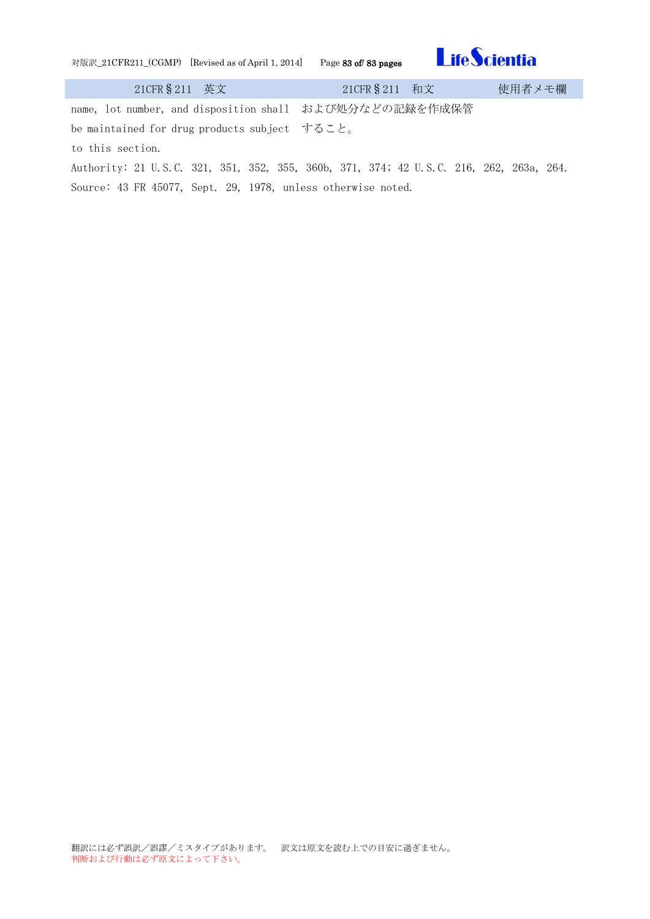| 21CFR§211　英文 | 21CFR§211　和文 | 使用者メモ欄 |
|---|---|---|
| name, lot number, and disposition shall be maintained for drug products subject to this section. | および処分などの記録を作成保管すること。 | |

Authority: 21 U.S.C. 321, 351, 352, 355, 360b, 371, 374; 42 U.S.C. 216, 262, 263a, 264.

Source: 43 FR 45077, Sept. 29, 1978, unless otherwise noted.

翻訳には必ず誤訳／誤謬／ミスタイプがあります。　訳文は原文を読む上での目安に過ぎません。
判断および行動は必ず原文によって下さい。